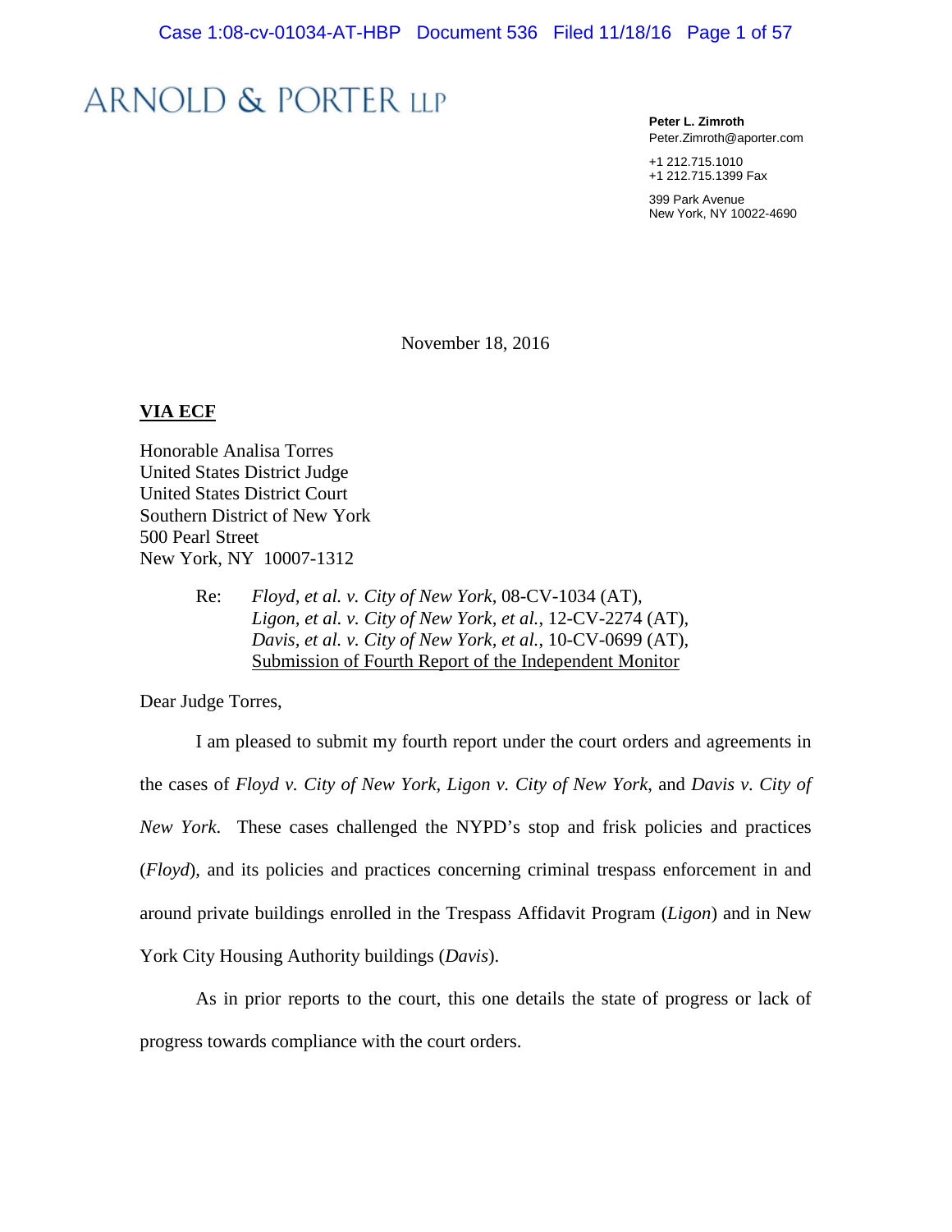# ARNOLD & PORTER LLP

**Peter L. Zimroth**
Peter.Zimroth@aporter.com

+1 212.715.1010
+1 212.715.1399 Fax

399 Park Avenue
New York, NY 10022-4690

November 18, 2016

**VIA ECF**

Honorable Analisa Torres
United States District Judge
United States District Court
Southern District of New York
500 Pearl Street
New York, NY 10007-1312

Re: *Floyd, et al. v. City of New York*, 08-CV-1034 (AT),
*Ligon, et al. v. City of New York, et al.*, 12-CV-2274 (AT),
*Davis, et al. v. City of New York, et al.*, 10-CV-0699 (AT),
Submission of Fourth Report of the Independent Monitor

Dear Judge Torres,

I am pleased to submit my fourth report under the court orders and agreements in the cases of *Floyd v. City of New York*, *Ligon v. City of New York*, and *Davis v. City of New York*. These cases challenged the NYPD's stop and frisk policies and practices (*Floyd*), and its policies and practices concerning criminal trespass enforcement in and around private buildings enrolled in the Trespass Affidavit Program (*Ligon*) and in New York City Housing Authority buildings (*Davis*).

As in prior reports to the court, this one details the state of progress or lack of progress towards compliance with the court orders.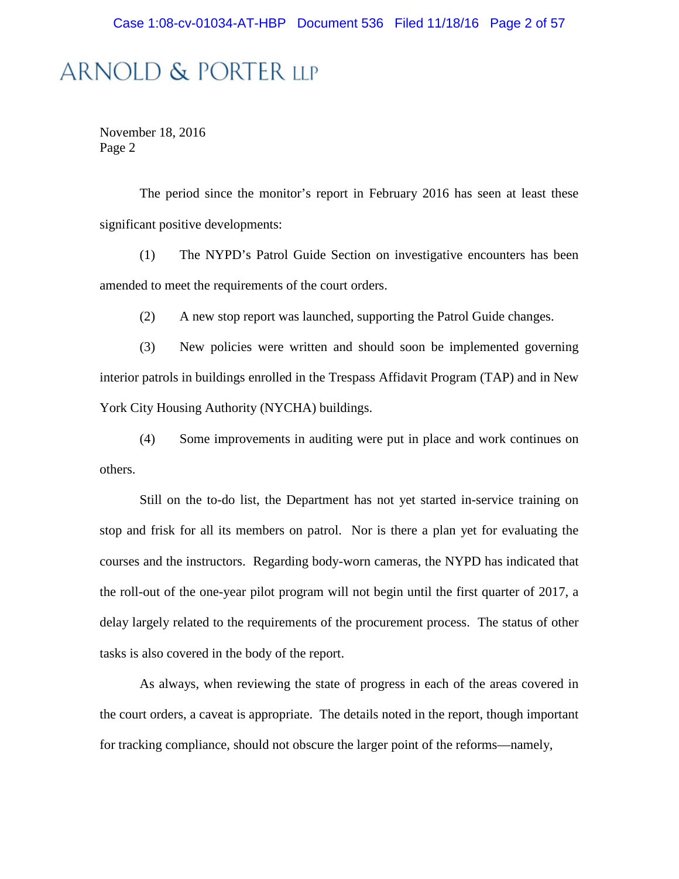ARNOLD & PORTER LLP

November 18, 2016
Page 2

The period since the monitor's report in February 2016 has seen at least these significant positive developments:

(1) The NYPD's Patrol Guide Section on investigative encounters has been amended to meet the requirements of the court orders.

(2) A new stop report was launched, supporting the Patrol Guide changes.

(3) New policies were written and should soon be implemented governing interior patrols in buildings enrolled in the Trespass Affidavit Program (TAP) and in New York City Housing Authority (NYCHA) buildings.

(4) Some improvements in auditing were put in place and work continues on others.

Still on the to-do list, the Department has not yet started in-service training on stop and frisk for all its members on patrol. Nor is there a plan yet for evaluating the courses and the instructors. Regarding body-worn cameras, the NYPD has indicated that the roll-out of the one-year pilot program will not begin until the first quarter of 2017, a delay largely related to the requirements of the procurement process. The status of other tasks is also covered in the body of the report.

As always, when reviewing the state of progress in each of the areas covered in the court orders, a caveat is appropriate. The details noted in the report, though important for tracking compliance, should not obscure the larger point of the reforms—namely,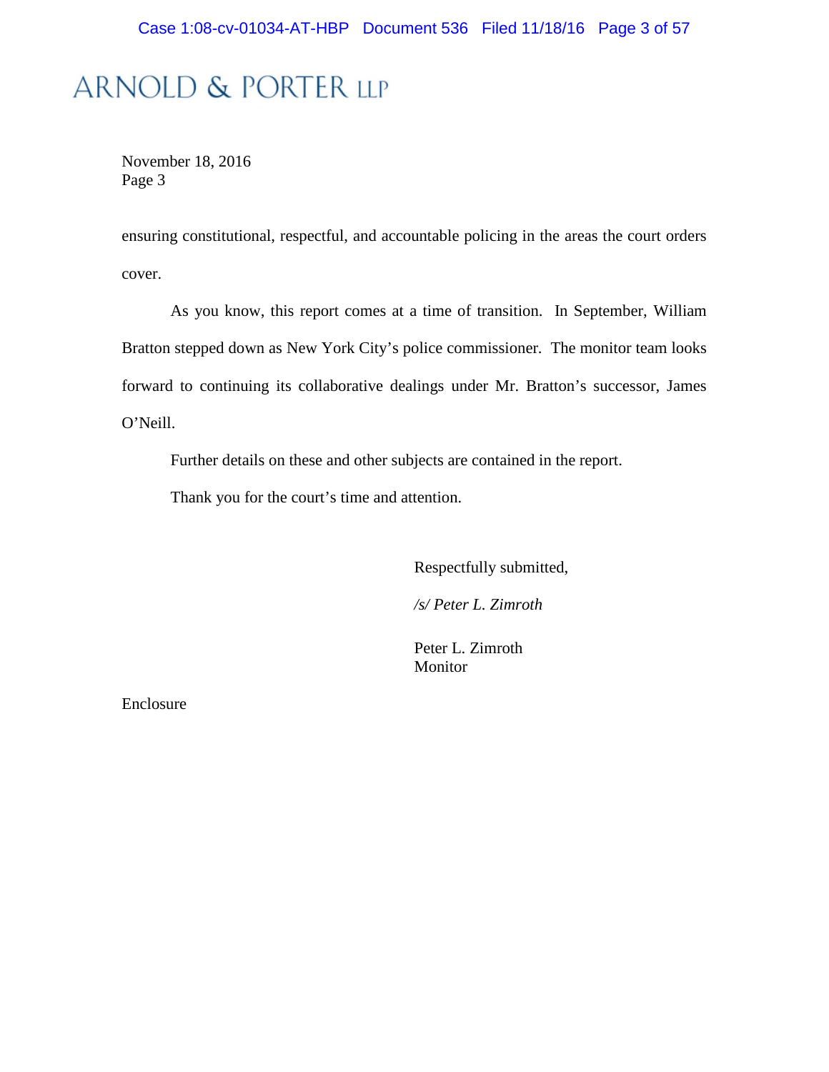ARNOLD & PORTER LLP

November 18, 2016
Page 3

ensuring constitutional, respectful, and accountable policing in the areas the court orders cover.

As you know, this report comes at a time of transition. In September, William Bratton stepped down as New York City's police commissioner. The monitor team looks forward to continuing its collaborative dealings under Mr. Bratton's successor, James O'Neill.

Further details on these and other subjects are contained in the report.

Thank you for the court's time and attention.

Respectfully submitted,

*/s/ Peter L. Zimroth*

Peter L. Zimroth
Monitor

Enclosure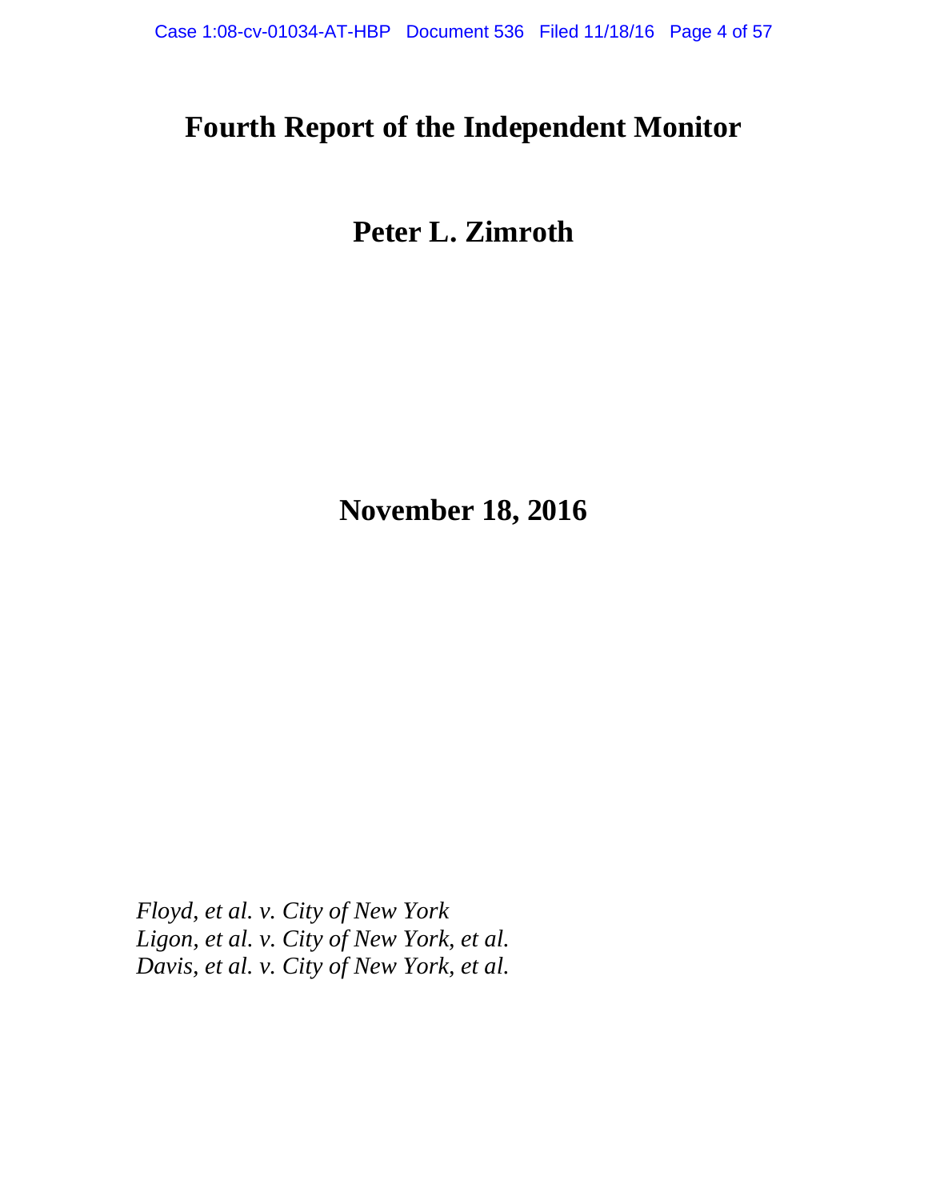# Fourth Report of the Independent Monitor

## Peter L. Zimroth

## November 18, 2016

*Floyd, et al. v. City of New York*
*Ligon, et al. v. City of New York, et al.*
*Davis, et al. v. City of New York, et al.*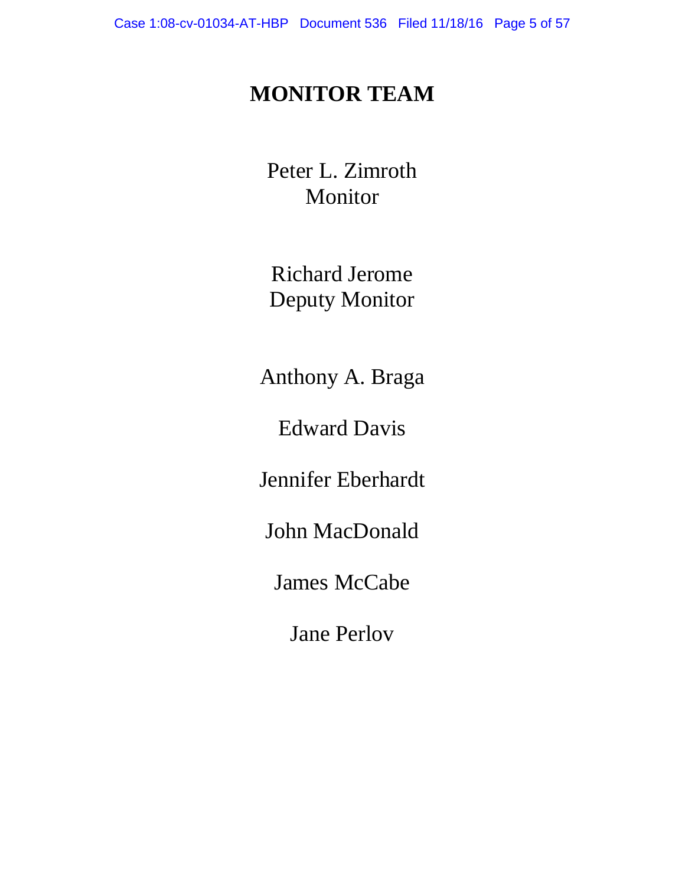# MONITOR TEAM

Peter L. Zimroth
Monitor

Richard Jerome
Deputy Monitor

Anthony A. Braga

Edward Davis

Jennifer Eberhardt

John MacDonald

James McCabe

Jane Perlov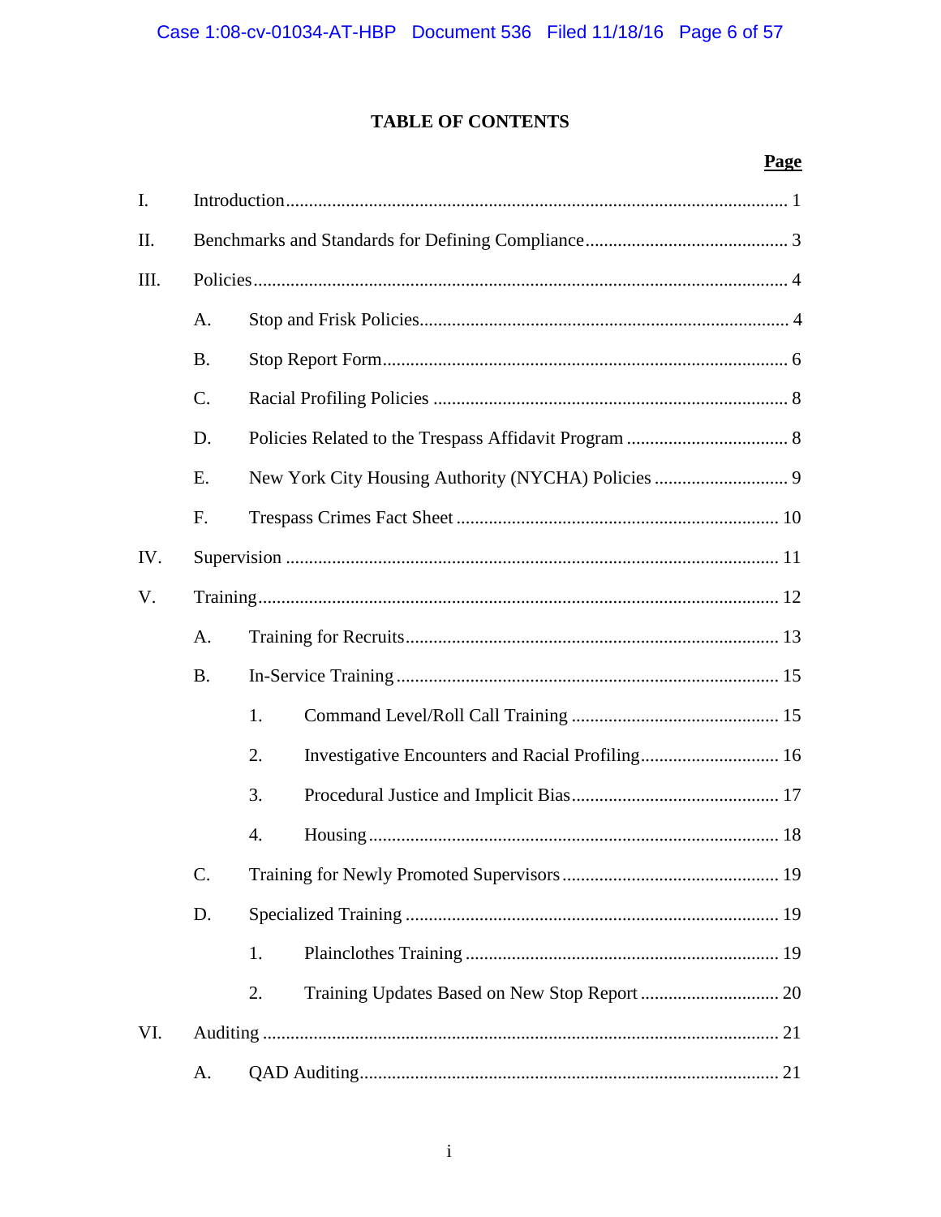## TABLE OF CONTENTS

| | | | | Page |
|---|---|---|---|---|
| I. | Introduction | | | 1 |
| II. | Benchmarks and Standards for Defining Compliance | | | 3 |
| III. | Policies | | | 4 |
| | A. | Stop and Frisk Policies | | 4 |
| | B. | Stop Report Form | | 6 |
| | C. | Racial Profiling Policies | | 8 |
| | D. | Policies Related to the Trespass Affidavit Program | | 8 |
| | E. | New York City Housing Authority (NYCHA) Policies | | 9 |
| | F. | Trespass Crimes Fact Sheet | | 10 |
| IV. | Supervision | | | 11 |
| V. | Training | | | 12 |
| | A. | Training for Recruits | | 13 |
| | B. | In-Service Training | | 15 |
| | | 1. | Command Level/Roll Call Training | 15 |
| | | 2. | Investigative Encounters and Racial Profiling | 16 |
| | | 3. | Procedural Justice and Implicit Bias | 17 |
| | | 4. | Housing | 18 |
| | C. | Training for Newly Promoted Supervisors | | 19 |
| | D. | Specialized Training | | 19 |
| | | 1. | Plainclothes Training | 19 |
| | | 2. | Training Updates Based on New Stop Report | 20 |
| VI. | Auditing | | | 21 |
| | A. | QAD Auditing | | 21 |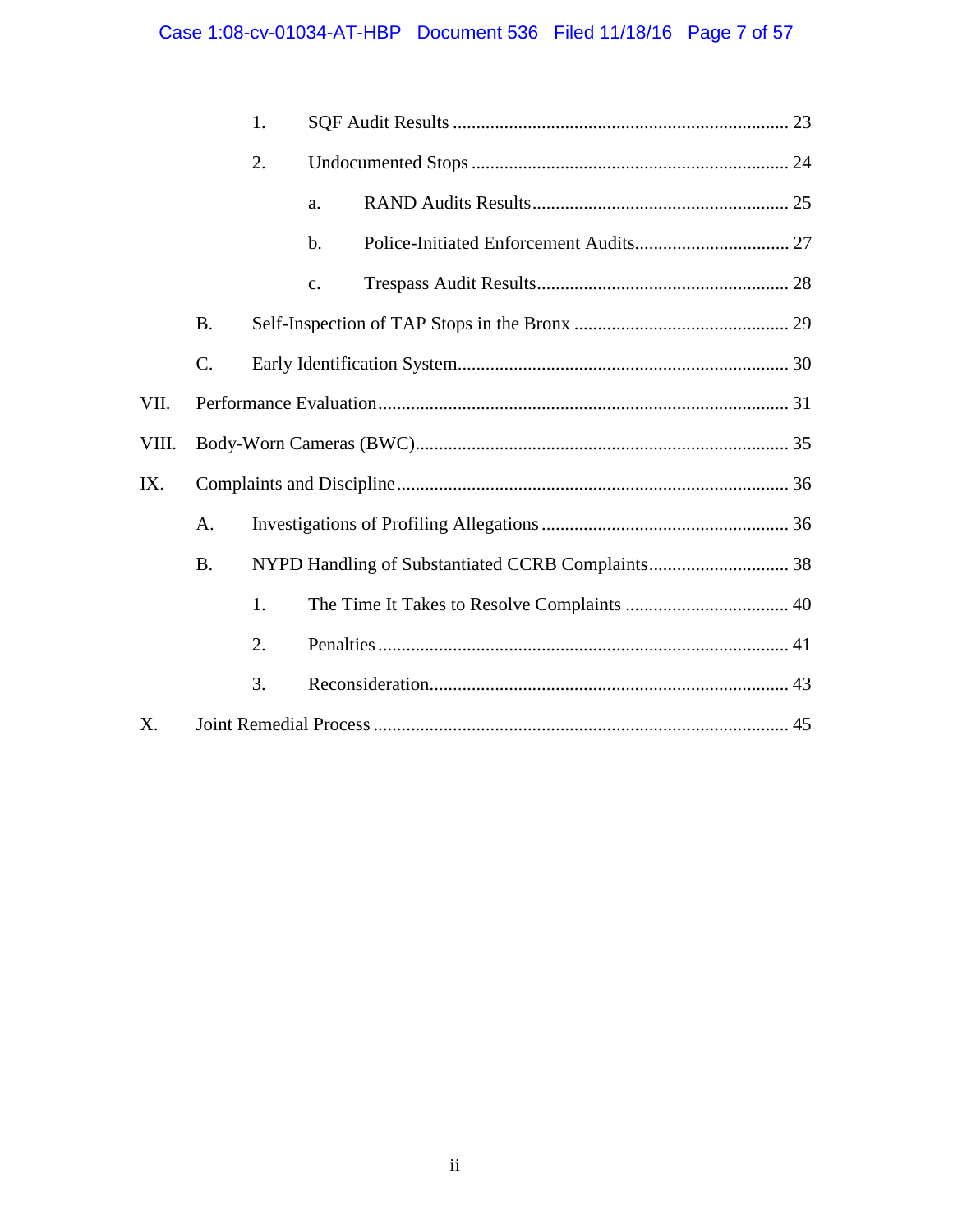1. SQF Audit Results ........................................................................ 23

2. Undocumented Stops .................................................................... 24

   a. RAND Audits Results ....................................................... 25

   b. Police-Initiated Enforcement Audits ................................. 27

   c. Trespass Audit Results ...................................................... 28

B. Self-Inspection of TAP Stops in the Bronx .............................................. 29

C. Early Identification System ...................................................................... 30

VII. Performance Evaluation ....................................................................................... 31

VIII. Body-Worn Cameras (BWC) ................................................................................ 35

IX. Complaints and Discipline .................................................................................... 36

A. Investigations of Profiling Allegations ..................................................... 36

B. NYPD Handling of Substantiated CCRB Complaints .............................. 38

1. The Time It Takes to Resolve Complaints ................................... 40

2. Penalties ....................................................................................... 41

3. Reconsideration ............................................................................. 43

X. Joint Remedial Process ........................................................................................ 45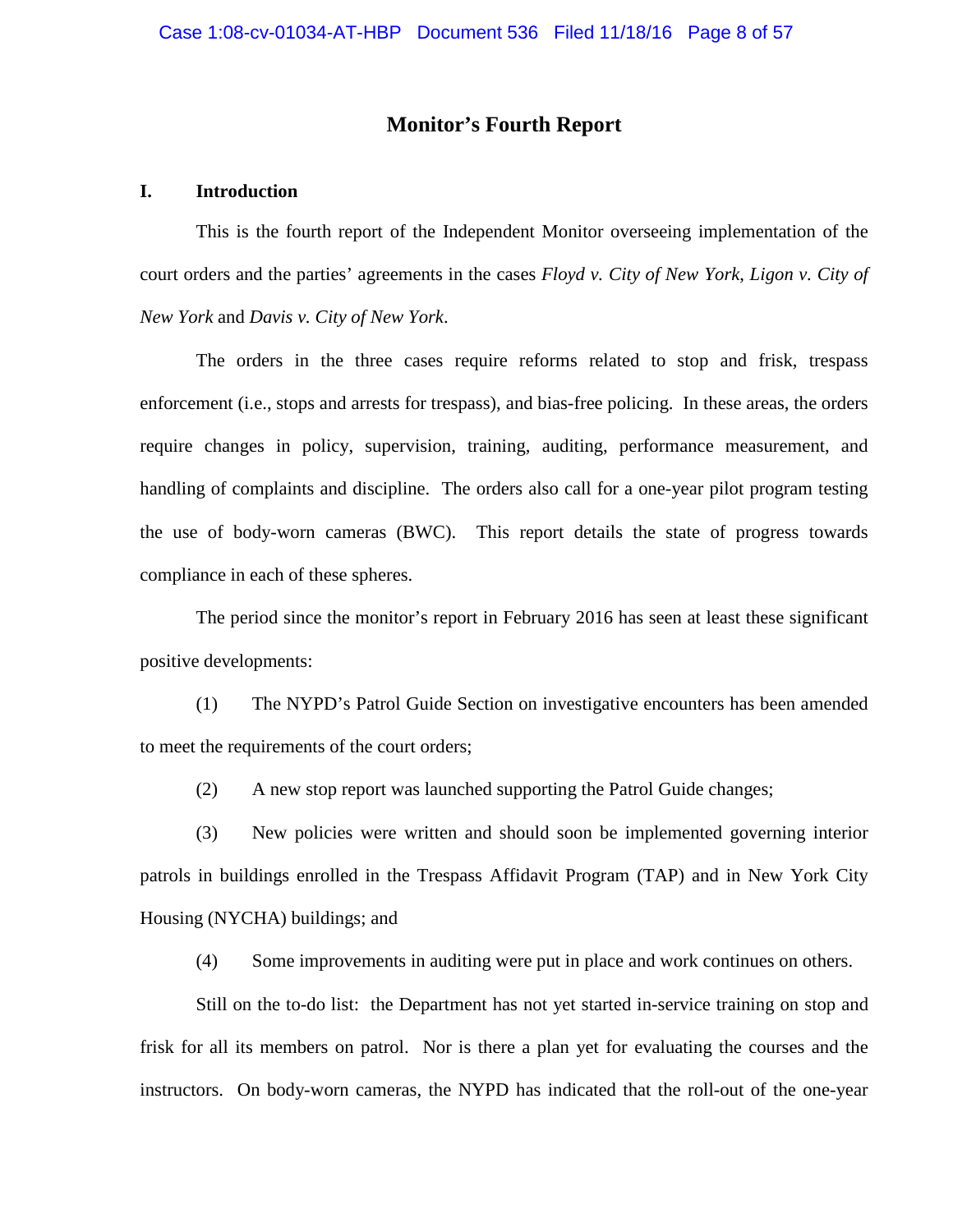# Monitor's Fourth Report

## I. Introduction

This is the fourth report of the Independent Monitor overseeing implementation of the court orders and the parties' agreements in the cases *Floyd v. City of New York*, *Ligon v. City of New York* and *Davis v. City of New York*.

The orders in the three cases require reforms related to stop and frisk, trespass enforcement (i.e., stops and arrests for trespass), and bias-free policing. In these areas, the orders require changes in policy, supervision, training, auditing, performance measurement, and handling of complaints and discipline. The orders also call for a one-year pilot program testing the use of body-worn cameras (BWC). This report details the state of progress towards compliance in each of these spheres.

The period since the monitor's report in February 2016 has seen at least these significant positive developments:

(1) The NYPD's Patrol Guide Section on investigative encounters has been amended to meet the requirements of the court orders;

(2) A new stop report was launched supporting the Patrol Guide changes;

(3) New policies were written and should soon be implemented governing interior patrols in buildings enrolled in the Trespass Affidavit Program (TAP) and in New York City Housing (NYCHA) buildings; and

(4) Some improvements in auditing were put in place and work continues on others.

Still on the to-do list: the Department has not yet started in-service training on stop and frisk for all its members on patrol. Nor is there a plan yet for evaluating the courses and the instructors. On body-worn cameras, the NYPD has indicated that the roll-out of the one-year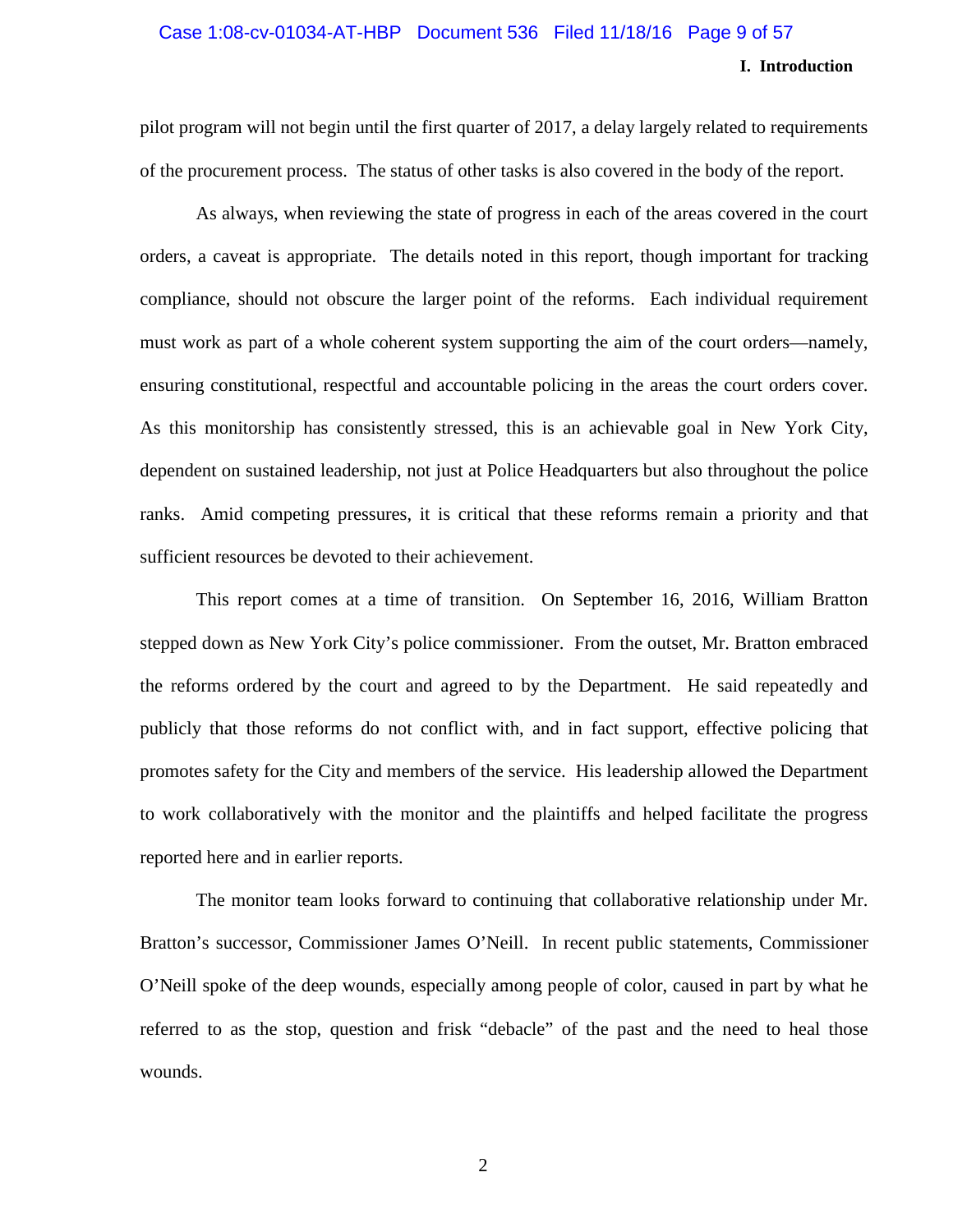pilot program will not begin until the first quarter of 2017, a delay largely related to requirements of the procurement process. The status of other tasks is also covered in the body of the report.

As always, when reviewing the state of progress in each of the areas covered in the court orders, a caveat is appropriate. The details noted in this report, though important for tracking compliance, should not obscure the larger point of the reforms. Each individual requirement must work as part of a whole coherent system supporting the aim of the court orders—namely, ensuring constitutional, respectful and accountable policing in the areas the court orders cover. As this monitorship has consistently stressed, this is an achievable goal in New York City, dependent on sustained leadership, not just at Police Headquarters but also throughout the police ranks. Amid competing pressures, it is critical that these reforms remain a priority and that sufficient resources be devoted to their achievement.

This report comes at a time of transition. On September 16, 2016, William Bratton stepped down as New York City's police commissioner. From the outset, Mr. Bratton embraced the reforms ordered by the court and agreed to by the Department. He said repeatedly and publicly that those reforms do not conflict with, and in fact support, effective policing that promotes safety for the City and members of the service. His leadership allowed the Department to work collaboratively with the monitor and the plaintiffs and helped facilitate the progress reported here and in earlier reports.

The monitor team looks forward to continuing that collaborative relationship under Mr. Bratton's successor, Commissioner James O'Neill. In recent public statements, Commissioner O'Neill spoke of the deep wounds, especially among people of color, caused in part by what he referred to as the stop, question and frisk "debacle" of the past and the need to heal those wounds.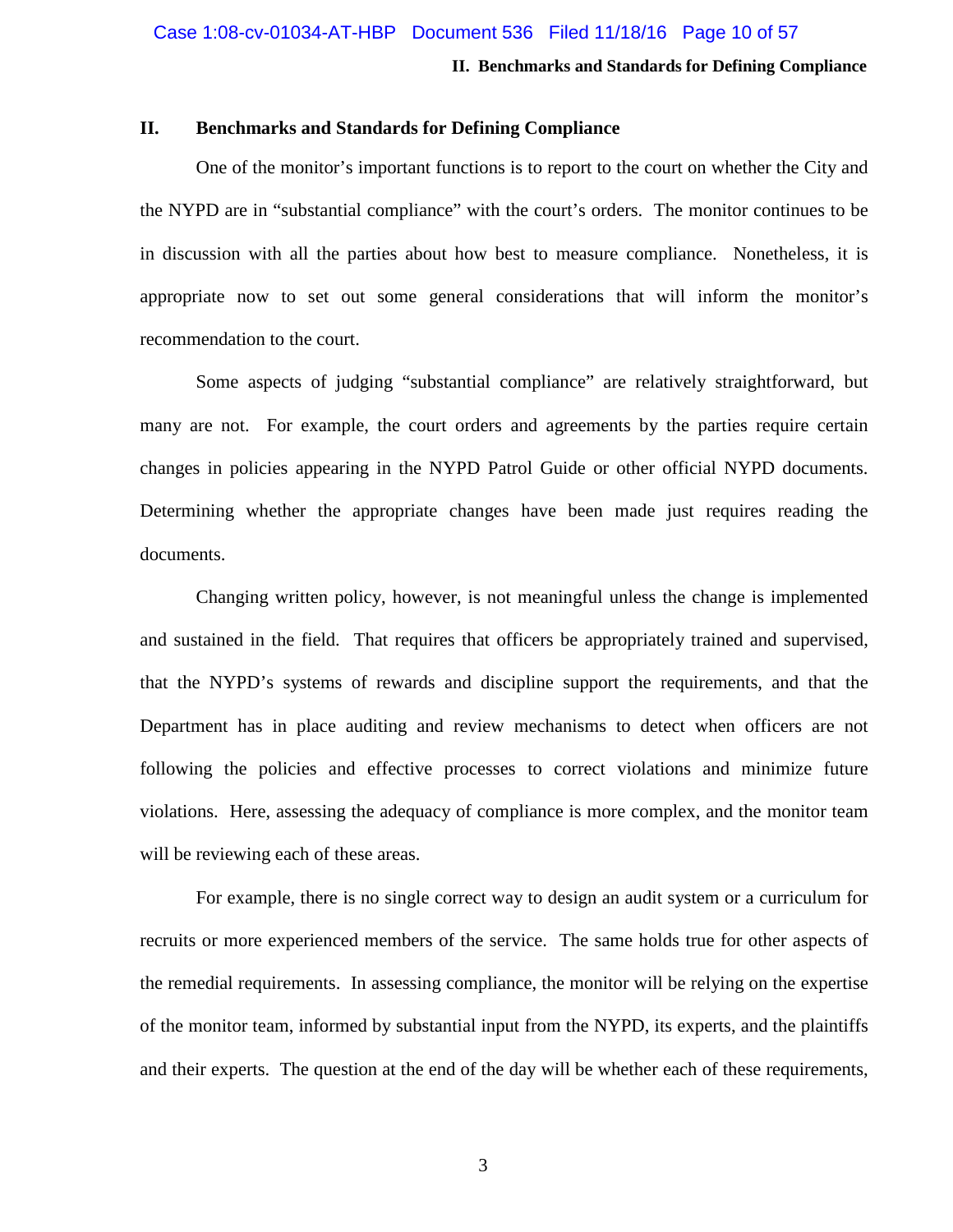## II. Benchmarks and Standards for Defining Compliance

One of the monitor's important functions is to report to the court on whether the City and the NYPD are in "substantial compliance" with the court's orders. The monitor continues to be in discussion with all the parties about how best to measure compliance. Nonetheless, it is appropriate now to set out some general considerations that will inform the monitor's recommendation to the court.

Some aspects of judging "substantial compliance" are relatively straightforward, but many are not. For example, the court orders and agreements by the parties require certain changes in policies appearing in the NYPD Patrol Guide or other official NYPD documents. Determining whether the appropriate changes have been made just requires reading the documents.

Changing written policy, however, is not meaningful unless the change is implemented and sustained in the field. That requires that officers be appropriately trained and supervised, that the NYPD's systems of rewards and discipline support the requirements, and that the Department has in place auditing and review mechanisms to detect when officers are not following the policies and effective processes to correct violations and minimize future violations. Here, assessing the adequacy of compliance is more complex, and the monitor team will be reviewing each of these areas.

For example, there is no single correct way to design an audit system or a curriculum for recruits or more experienced members of the service. The same holds true for other aspects of the remedial requirements. In assessing compliance, the monitor will be relying on the expertise of the monitor team, informed by substantial input from the NYPD, its experts, and the plaintiffs and their experts. The question at the end of the day will be whether each of these requirements,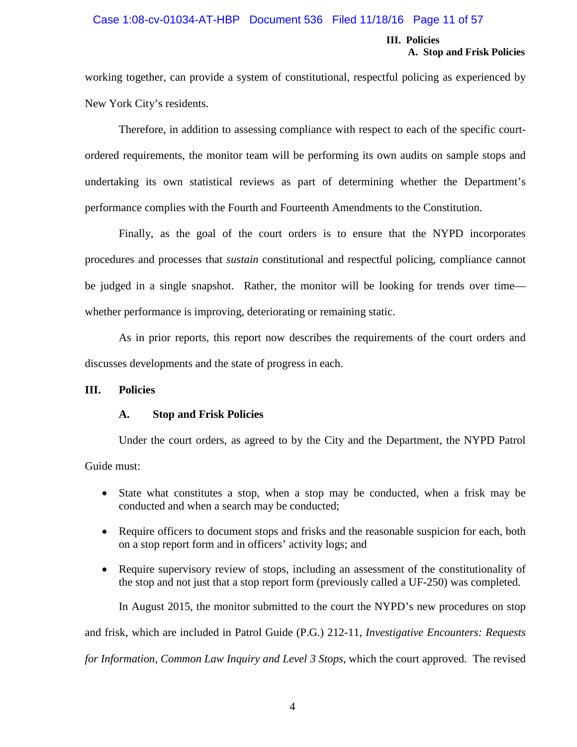working together, can provide a system of constitutional, respectful policing as experienced by New York City's residents.

Therefore, in addition to assessing compliance with respect to each of the specific court-ordered requirements, the monitor team will be performing its own audits on sample stops and undertaking its own statistical reviews as part of determining whether the Department's performance complies with the Fourth and Fourteenth Amendments to the Constitution.

Finally, as the goal of the court orders is to ensure that the NYPD incorporates procedures and processes that *sustain* constitutional and respectful policing, compliance cannot be judged in a single snapshot. Rather, the monitor will be looking for trends over time—whether performance is improving, deteriorating or remaining static.

As in prior reports, this report now describes the requirements of the court orders and discusses developments and the state of progress in each.

## III. Policies

### A. Stop and Frisk Policies

Under the court orders, as agreed to by the City and the Department, the NYPD Patrol Guide must:

- State what constitutes a stop, when a stop may be conducted, when a frisk may be conducted and when a search may be conducted;
- Require officers to document stops and frisks and the reasonable suspicion for each, both on a stop report form and in officers' activity logs; and
- Require supervisory review of stops, including an assessment of the constitutionality of the stop and not just that a stop report form (previously called a UF-250) was completed.

In August 2015, the monitor submitted to the court the NYPD's new procedures on stop and frisk, which are included in Patrol Guide (P.G.) 212-11, *Investigative Encounters: Requests for Information, Common Law Inquiry and Level 3 Stops*, which the court approved. The revised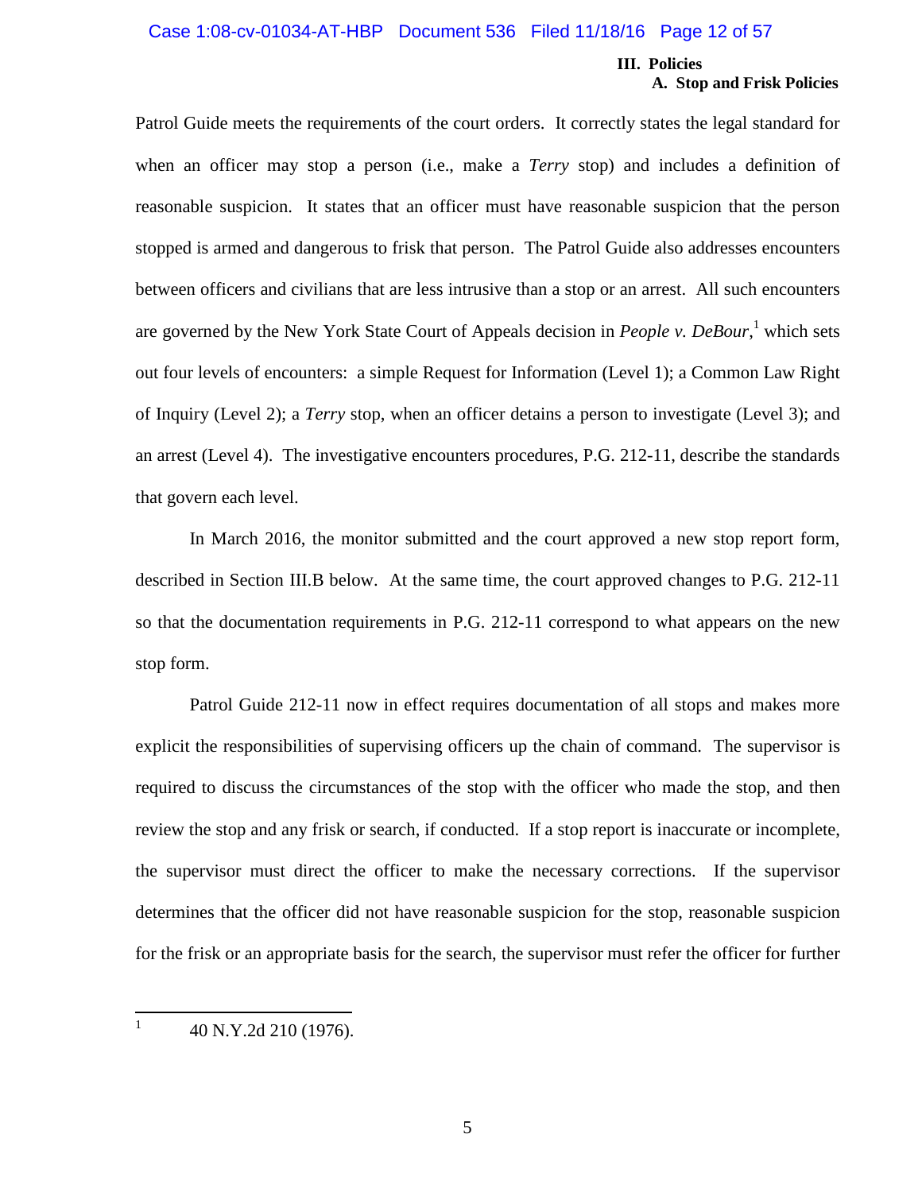Patrol Guide meets the requirements of the court orders. It correctly states the legal standard for when an officer may stop a person (i.e., make a *Terry* stop) and includes a definition of reasonable suspicion. It states that an officer must have reasonable suspicion that the person stopped is armed and dangerous to frisk that person. The Patrol Guide also addresses encounters between officers and civilians that are less intrusive than a stop or an arrest. All such encounters are governed by the New York State Court of Appeals decision in *People v. DeBour*,[1] which sets out four levels of encounters: a simple Request for Information (Level 1); a Common Law Right of Inquiry (Level 2); a *Terry* stop, when an officer detains a person to investigate (Level 3); and an arrest (Level 4). The investigative encounters procedures, P.G. 212-11, describe the standards that govern each level.

In March 2016, the monitor submitted and the court approved a new stop report form, described in Section III.B below. At the same time, the court approved changes to P.G. 212-11 so that the documentation requirements in P.G. 212-11 correspond to what appears on the new stop form.

Patrol Guide 212-11 now in effect requires documentation of all stops and makes more explicit the responsibilities of supervising officers up the chain of command. The supervisor is required to discuss the circumstances of the stop with the officer who made the stop, and then review the stop and any frisk or search, if conducted. If a stop report is inaccurate or incomplete, the supervisor must direct the officer to make the necessary corrections. If the supervisor determines that the officer did not have reasonable suspicion for the stop, reasonable suspicion for the frisk or an appropriate basis for the search, the supervisor must refer the officer for further

[1] 40 N.Y.2d 210 (1976).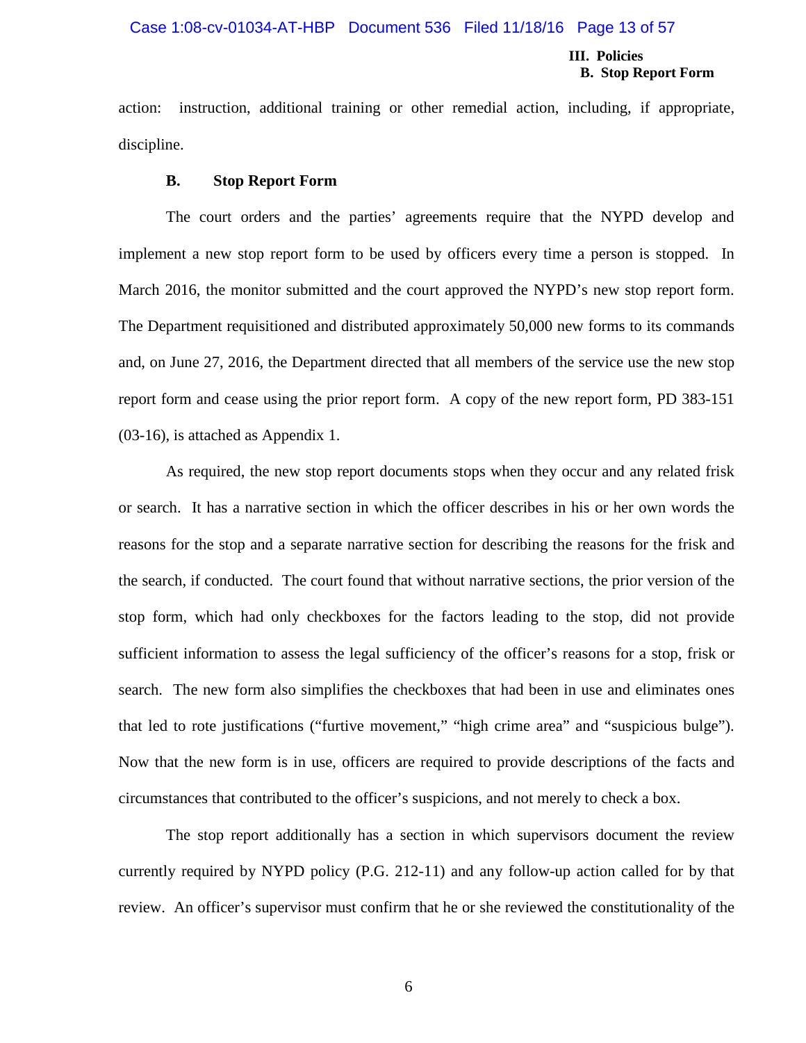action: instruction, additional training or other remedial action, including, if appropriate, discipline.

## B. Stop Report Form

The court orders and the parties' agreements require that the NYPD develop and implement a new stop report form to be used by officers every time a person is stopped. In March 2016, the monitor submitted and the court approved the NYPD's new stop report form. The Department requisitioned and distributed approximately 50,000 new forms to its commands and, on June 27, 2016, the Department directed that all members of the service use the new stop report form and cease using the prior report form. A copy of the new report form, PD 383-151 (03-16), is attached as Appendix 1.

As required, the new stop report documents stops when they occur and any related frisk or search. It has a narrative section in which the officer describes in his or her own words the reasons for the stop and a separate narrative section for describing the reasons for the frisk and the search, if conducted. The court found that without narrative sections, the prior version of the stop form, which had only checkboxes for the factors leading to the stop, did not provide sufficient information to assess the legal sufficiency of the officer's reasons for a stop, frisk or search. The new form also simplifies the checkboxes that had been in use and eliminates ones that led to rote justifications ("furtive movement," "high crime area" and "suspicious bulge"). Now that the new form is in use, officers are required to provide descriptions of the facts and circumstances that contributed to the officer's suspicions, and not merely to check a box.

The stop report additionally has a section in which supervisors document the review currently required by NYPD policy (P.G. 212-11) and any follow-up action called for by that review. An officer's supervisor must confirm that he or she reviewed the constitutionality of the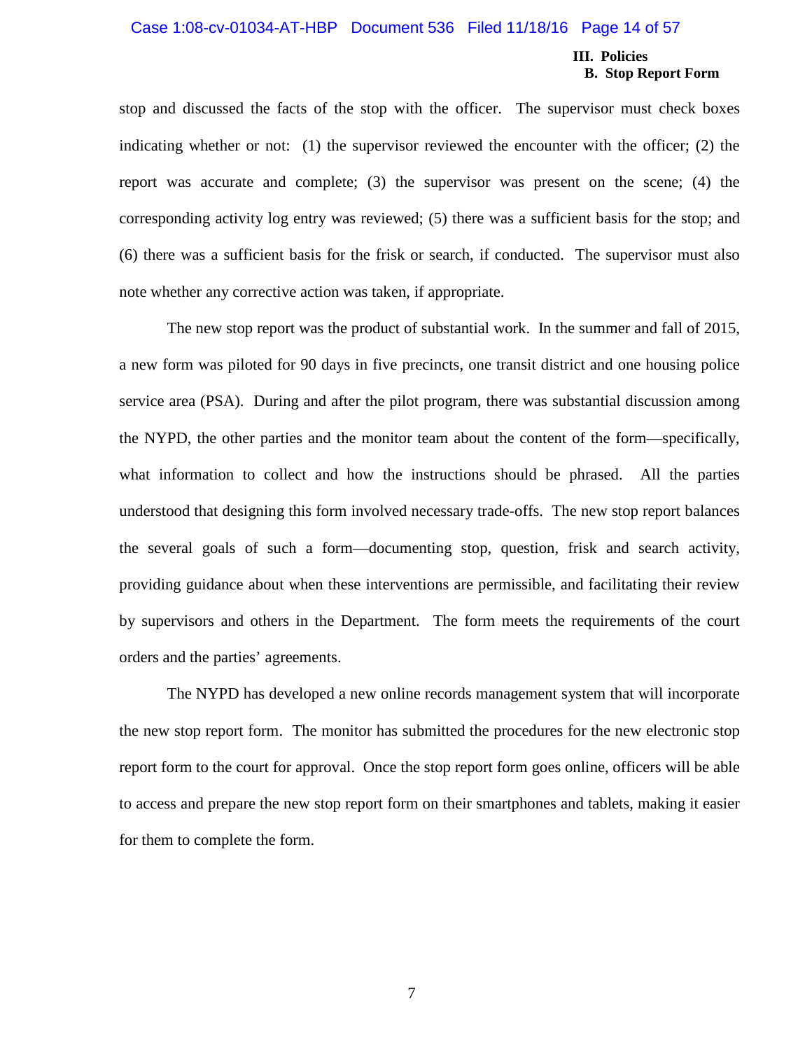stop and discussed the facts of the stop with the officer. The supervisor must check boxes indicating whether or not: (1) the supervisor reviewed the encounter with the officer; (2) the report was accurate and complete; (3) the supervisor was present on the scene; (4) the corresponding activity log entry was reviewed; (5) there was a sufficient basis for the stop; and (6) there was a sufficient basis for the frisk or search, if conducted. The supervisor must also note whether any corrective action was taken, if appropriate.

The new stop report was the product of substantial work. In the summer and fall of 2015, a new form was piloted for 90 days in five precincts, one transit district and one housing police service area (PSA). During and after the pilot program, there was substantial discussion among the NYPD, the other parties and the monitor team about the content of the form—specifically, what information to collect and how the instructions should be phrased. All the parties understood that designing this form involved necessary trade-offs. The new stop report balances the several goals of such a form—documenting stop, question, frisk and search activity, providing guidance about when these interventions are permissible, and facilitating their review by supervisors and others in the Department. The form meets the requirements of the court orders and the parties' agreements.

The NYPD has developed a new online records management system that will incorporate the new stop report form. The monitor has submitted the procedures for the new electronic stop report form to the court for approval. Once the stop report form goes online, officers will be able to access and prepare the new stop report form on their smartphones and tablets, making it easier for them to complete the form.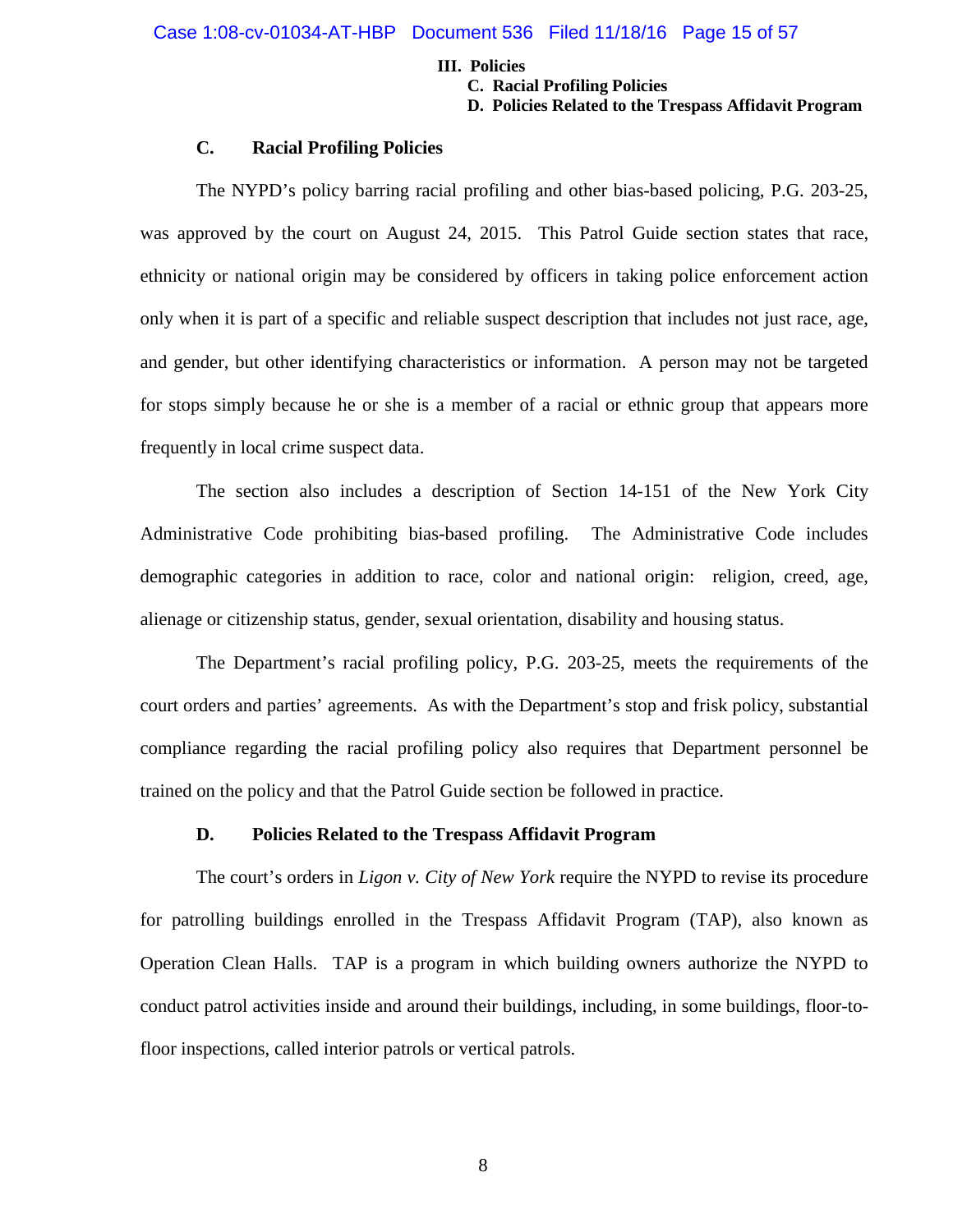### C. Racial Profiling Policies

The NYPD's policy barring racial profiling and other bias-based policing, P.G. 203-25, was approved by the court on August 24, 2015. This Patrol Guide section states that race, ethnicity or national origin may be considered by officers in taking police enforcement action only when it is part of a specific and reliable suspect description that includes not just race, age, and gender, but other identifying characteristics or information. A person may not be targeted for stops simply because he or she is a member of a racial or ethnic group that appears more frequently in local crime suspect data.

The section also includes a description of Section 14-151 of the New York City Administrative Code prohibiting bias-based profiling. The Administrative Code includes demographic categories in addition to race, color and national origin: religion, creed, age, alienage or citizenship status, gender, sexual orientation, disability and housing status.

The Department's racial profiling policy, P.G. 203-25, meets the requirements of the court orders and parties' agreements. As with the Department's stop and frisk policy, substantial compliance regarding the racial profiling policy also requires that Department personnel be trained on the policy and that the Patrol Guide section be followed in practice.

### D. Policies Related to the Trespass Affidavit Program

The court's orders in *Ligon v. City of New York* require the NYPD to revise its procedure for patrolling buildings enrolled in the Trespass Affidavit Program (TAP), also known as Operation Clean Halls. TAP is a program in which building owners authorize the NYPD to conduct patrol activities inside and around their buildings, including, in some buildings, floor-to-floor inspections, called interior patrols or vertical patrols.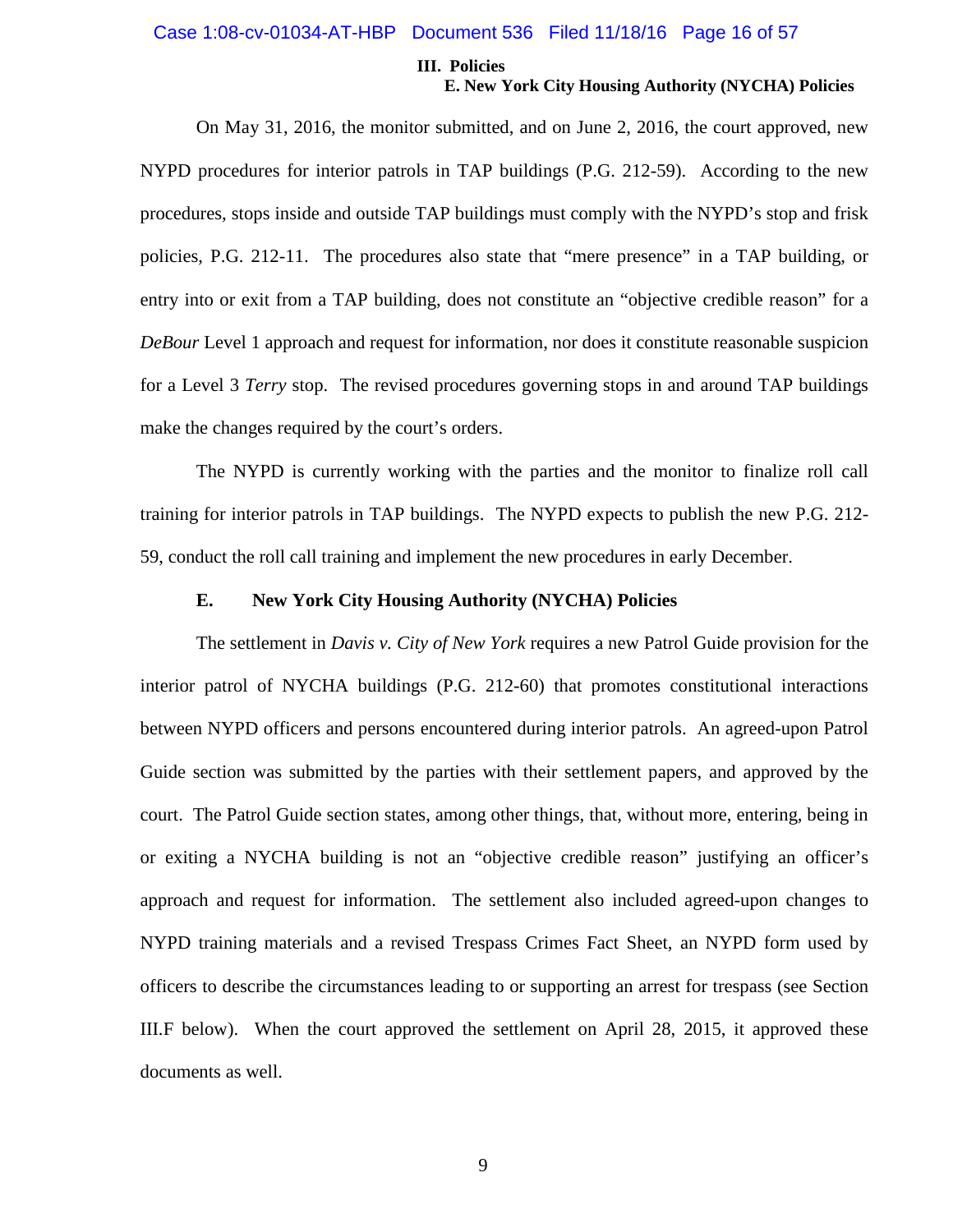On May 31, 2016, the monitor submitted, and on June 2, 2016, the court approved, new NYPD procedures for interior patrols in TAP buildings (P.G. 212-59). According to the new procedures, stops inside and outside TAP buildings must comply with the NYPD's stop and frisk policies, P.G. 212-11. The procedures also state that "mere presence" in a TAP building, or entry into or exit from a TAP building, does not constitute an "objective credible reason" for a *DeBour* Level 1 approach and request for information, nor does it constitute reasonable suspicion for a Level 3 *Terry* stop. The revised procedures governing stops in and around TAP buildings make the changes required by the court's orders.

The NYPD is currently working with the parties and the monitor to finalize roll call training for interior patrols in TAP buildings. The NYPD expects to publish the new P.G. 212-59, conduct the roll call training and implement the new procedures in early December.

### E. New York City Housing Authority (NYCHA) Policies

The settlement in *Davis v. City of New York* requires a new Patrol Guide provision for the interior patrol of NYCHA buildings (P.G. 212-60) that promotes constitutional interactions between NYPD officers and persons encountered during interior patrols. An agreed-upon Patrol Guide section was submitted by the parties with their settlement papers, and approved by the court. The Patrol Guide section states, among other things, that, without more, entering, being in or exiting a NYCHA building is not an "objective credible reason" justifying an officer's approach and request for information. The settlement also included agreed-upon changes to NYPD training materials and a revised Trespass Crimes Fact Sheet, an NYPD form used by officers to describe the circumstances leading to or supporting an arrest for trespass (see Section III.F below). When the court approved the settlement on April 28, 2015, it approved these documents as well.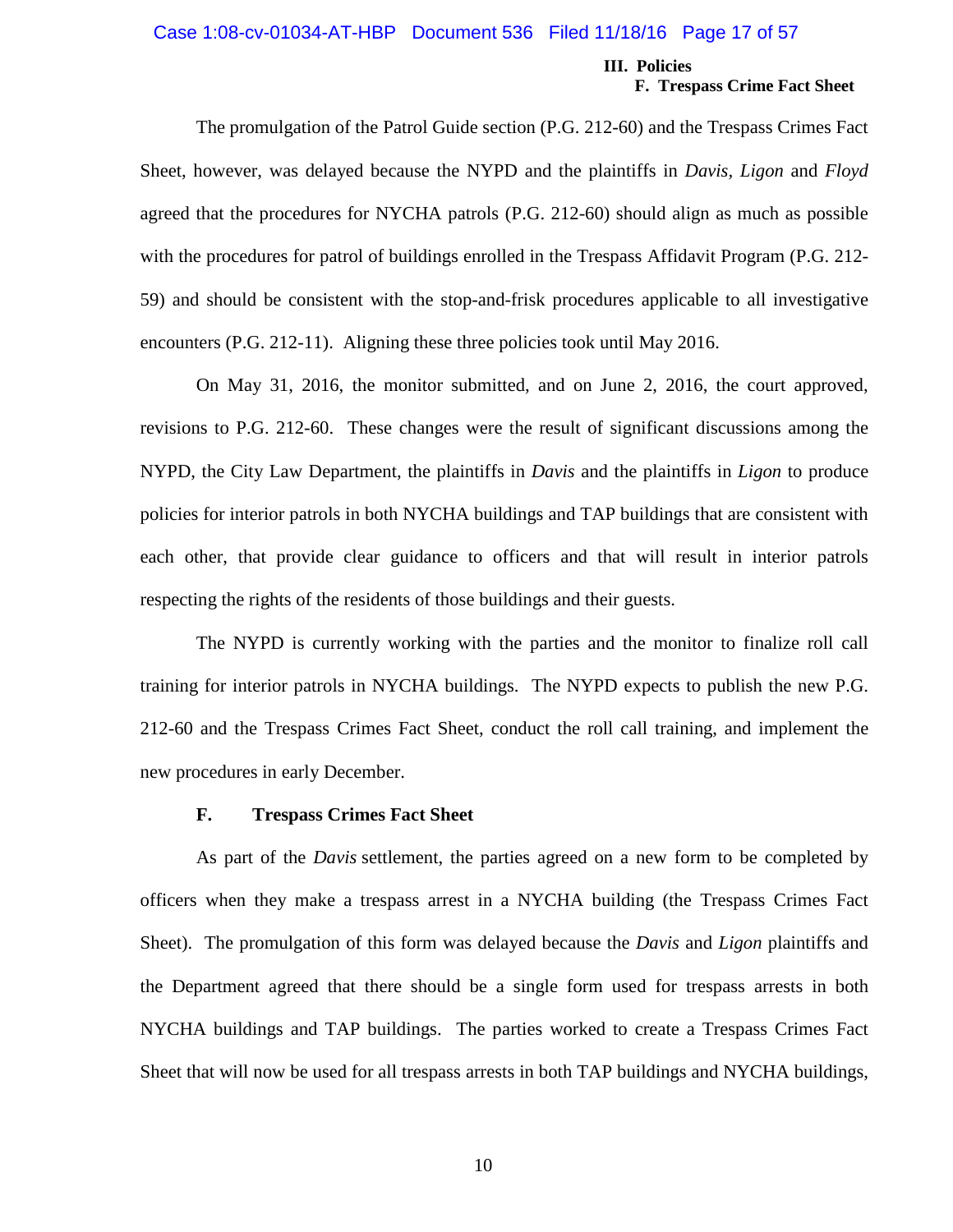The promulgation of the Patrol Guide section (P.G. 212-60) and the Trespass Crimes Fact Sheet, however, was delayed because the NYPD and the plaintiffs in *Davis, Ligon* and *Floyd* agreed that the procedures for NYCHA patrols (P.G. 212-60) should align as much as possible with the procedures for patrol of buildings enrolled in the Trespass Affidavit Program (P.G. 212-59) and should be consistent with the stop-and-frisk procedures applicable to all investigative encounters (P.G. 212-11). Aligning these three policies took until May 2016.

On May 31, 2016, the monitor submitted, and on June 2, 2016, the court approved, revisions to P.G. 212-60. These changes were the result of significant discussions among the NYPD, the City Law Department, the plaintiffs in *Davis* and the plaintiffs in *Ligon* to produce policies for interior patrols in both NYCHA buildings and TAP buildings that are consistent with each other, that provide clear guidance to officers and that will result in interior patrols respecting the rights of the residents of those buildings and their guests.

The NYPD is currently working with the parties and the monitor to finalize roll call training for interior patrols in NYCHA buildings. The NYPD expects to publish the new P.G. 212-60 and the Trespass Crimes Fact Sheet, conduct the roll call training, and implement the new procedures in early December.

### F. Trespass Crimes Fact Sheet

As part of the *Davis* settlement, the parties agreed on a new form to be completed by officers when they make a trespass arrest in a NYCHA building (the Trespass Crimes Fact Sheet). The promulgation of this form was delayed because the *Davis* and *Ligon* plaintiffs and the Department agreed that there should be a single form used for trespass arrests in both NYCHA buildings and TAP buildings. The parties worked to create a Trespass Crimes Fact Sheet that will now be used for all trespass arrests in both TAP buildings and NYCHA buildings,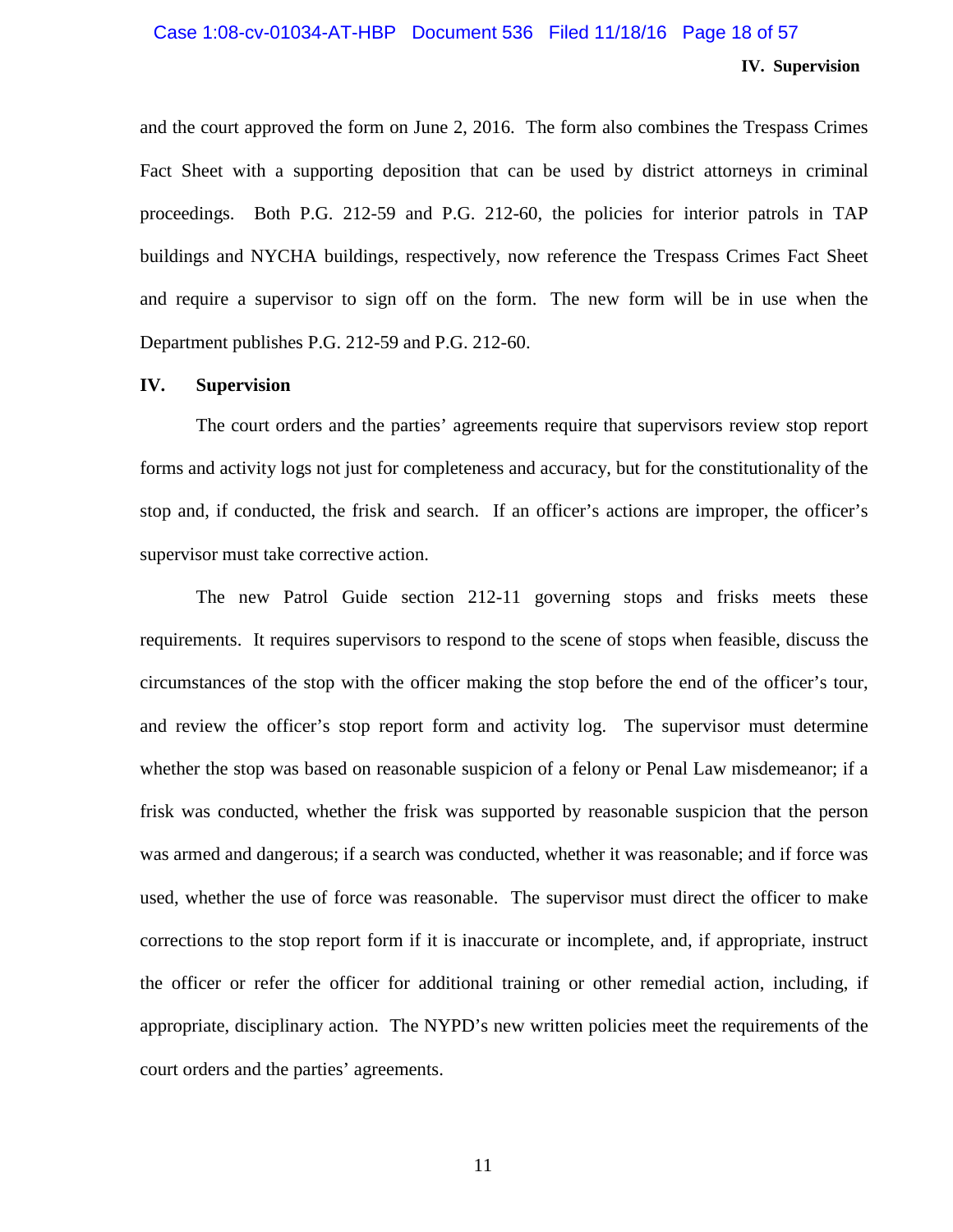and the court approved the form on June 2, 2016. The form also combines the Trespass Crimes Fact Sheet with a supporting deposition that can be used by district attorneys in criminal proceedings. Both P.G. 212-59 and P.G. 212-60, the policies for interior patrols in TAP buildings and NYCHA buildings, respectively, now reference the Trespass Crimes Fact Sheet and require a supervisor to sign off on the form. The new form will be in use when the Department publishes P.G. 212-59 and P.G. 212-60.

## IV. Supervision

The court orders and the parties' agreements require that supervisors review stop report forms and activity logs not just for completeness and accuracy, but for the constitutionality of the stop and, if conducted, the frisk and search. If an officer's actions are improper, the officer's supervisor must take corrective action.

The new Patrol Guide section 212-11 governing stops and frisks meets these requirements. It requires supervisors to respond to the scene of stops when feasible, discuss the circumstances of the stop with the officer making the stop before the end of the officer's tour, and review the officer's stop report form and activity log. The supervisor must determine whether the stop was based on reasonable suspicion of a felony or Penal Law misdemeanor; if a frisk was conducted, whether the frisk was supported by reasonable suspicion that the person was armed and dangerous; if a search was conducted, whether it was reasonable; and if force was used, whether the use of force was reasonable. The supervisor must direct the officer to make corrections to the stop report form if it is inaccurate or incomplete, and, if appropriate, instruct the officer or refer the officer for additional training or other remedial action, including, if appropriate, disciplinary action. The NYPD's new written policies meet the requirements of the court orders and the parties' agreements.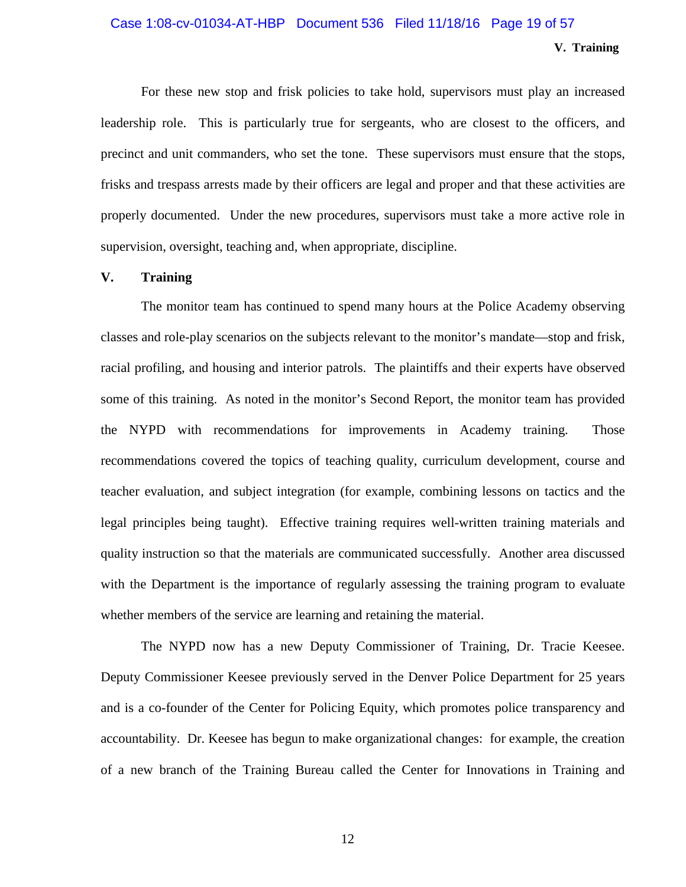For these new stop and frisk policies to take hold, supervisors must play an increased leadership role. This is particularly true for sergeants, who are closest to the officers, and precinct and unit commanders, who set the tone. These supervisors must ensure that the stops, frisks and trespass arrests made by their officers are legal and proper and that these activities are properly documented. Under the new procedures, supervisors must take a more active role in supervision, oversight, teaching and, when appropriate, discipline.

## V. Training

The monitor team has continued to spend many hours at the Police Academy observing classes and role-play scenarios on the subjects relevant to the monitor's mandate—stop and frisk, racial profiling, and housing and interior patrols. The plaintiffs and their experts have observed some of this training. As noted in the monitor's Second Report, the monitor team has provided the NYPD with recommendations for improvements in Academy training. Those recommendations covered the topics of teaching quality, curriculum development, course and teacher evaluation, and subject integration (for example, combining lessons on tactics and the legal principles being taught). Effective training requires well-written training materials and quality instruction so that the materials are communicated successfully. Another area discussed with the Department is the importance of regularly assessing the training program to evaluate whether members of the service are learning and retaining the material.

The NYPD now has a new Deputy Commissioner of Training, Dr. Tracie Keesee. Deputy Commissioner Keesee previously served in the Denver Police Department for 25 years and is a co-founder of the Center for Policing Equity, which promotes police transparency and accountability. Dr. Keesee has begun to make organizational changes: for example, the creation of a new branch of the Training Bureau called the Center for Innovations in Training and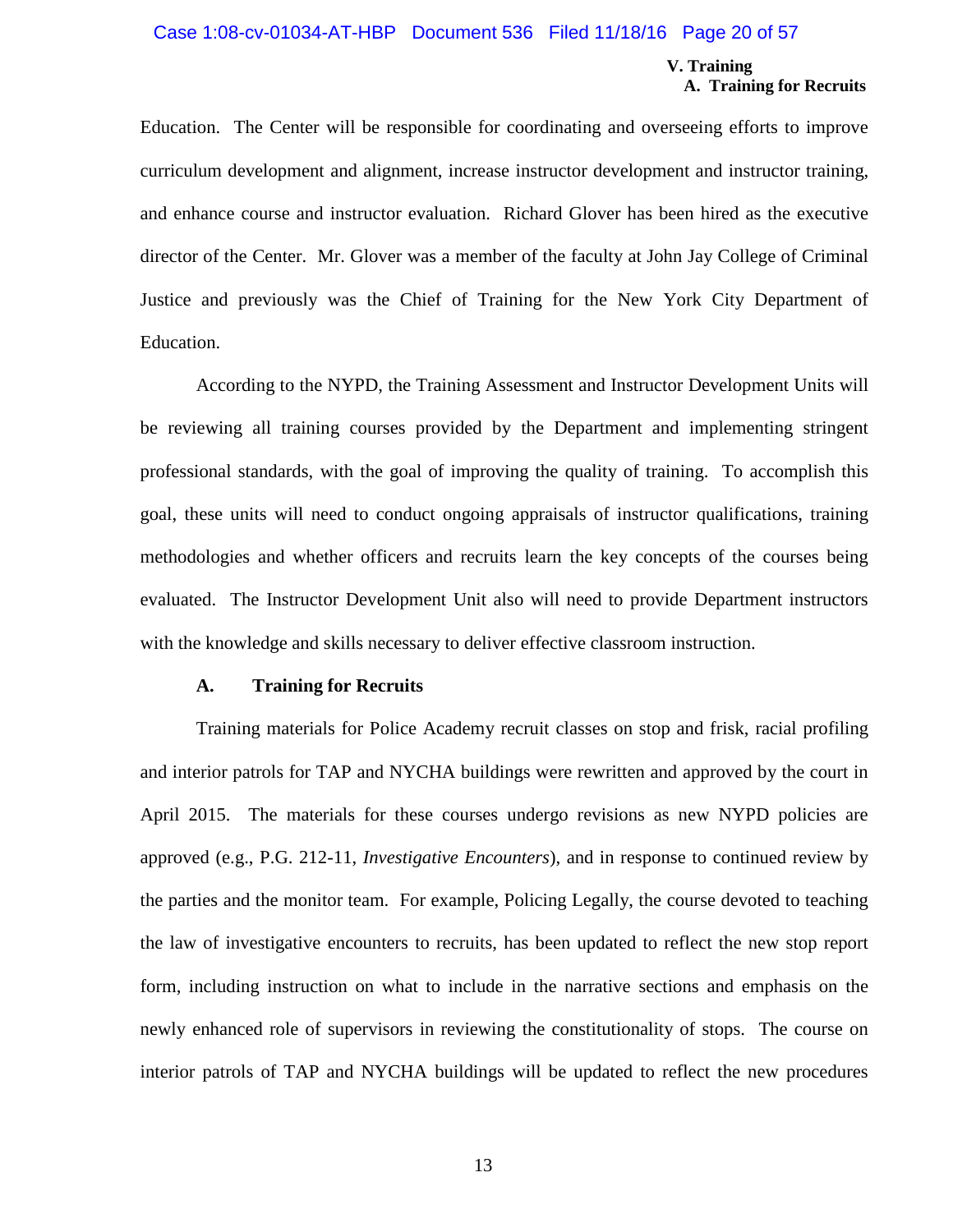Education. The Center will be responsible for coordinating and overseeing efforts to improve curriculum development and alignment, increase instructor development and instructor training, and enhance course and instructor evaluation. Richard Glover has been hired as the executive director of the Center. Mr. Glover was a member of the faculty at John Jay College of Criminal Justice and previously was the Chief of Training for the New York City Department of Education.

According to the NYPD, the Training Assessment and Instructor Development Units will be reviewing all training courses provided by the Department and implementing stringent professional standards, with the goal of improving the quality of training. To accomplish this goal, these units will need to conduct ongoing appraisals of instructor qualifications, training methodologies and whether officers and recruits learn the key concepts of the courses being evaluated. The Instructor Development Unit also will need to provide Department instructors with the knowledge and skills necessary to deliver effective classroom instruction.

### A. Training for Recruits

Training materials for Police Academy recruit classes on stop and frisk, racial profiling and interior patrols for TAP and NYCHA buildings were rewritten and approved by the court in April 2015. The materials for these courses undergo revisions as new NYPD policies are approved (e.g., P.G. 212-11, *Investigative Encounters*), and in response to continued review by the parties and the monitor team. For example, Policing Legally, the course devoted to teaching the law of investigative encounters to recruits, has been updated to reflect the new stop report form, including instruction on what to include in the narrative sections and emphasis on the newly enhanced role of supervisors in reviewing the constitutionality of stops. The course on interior patrols of TAP and NYCHA buildings will be updated to reflect the new procedures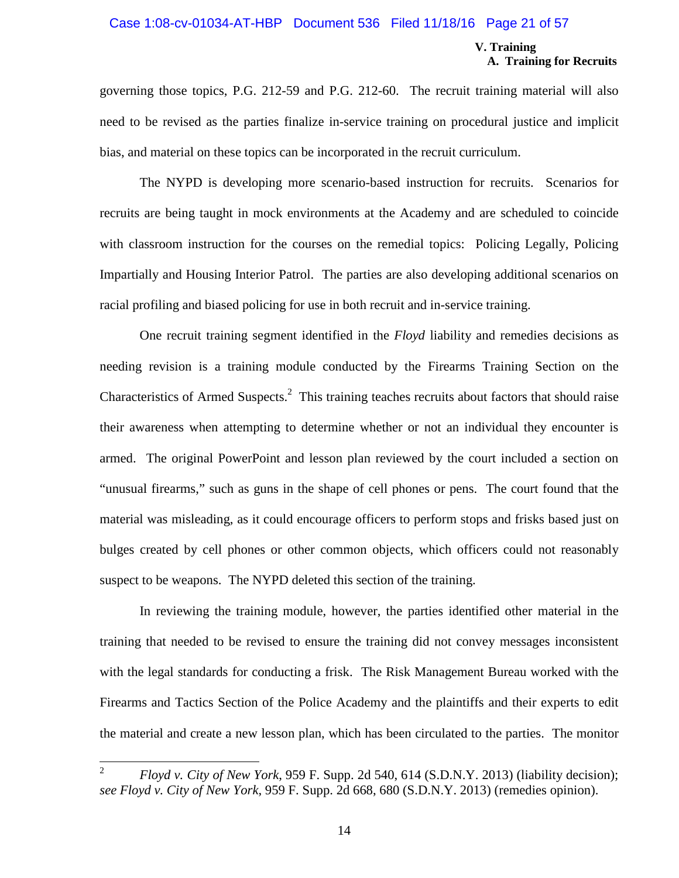governing those topics, P.G. 212-59 and P.G. 212-60. The recruit training material will also need to be revised as the parties finalize in-service training on procedural justice and implicit bias, and material on these topics can be incorporated in the recruit curriculum.

The NYPD is developing more scenario-based instruction for recruits. Scenarios for recruits are being taught in mock environments at the Academy and are scheduled to coincide with classroom instruction for the courses on the remedial topics: Policing Legally, Policing Impartially and Housing Interior Patrol. The parties are also developing additional scenarios on racial profiling and biased policing for use in both recruit and in-service training.

One recruit training segment identified in the *Floyd* liability and remedies decisions as needing revision is a training module conducted by the Firearms Training Section on the Characteristics of Armed Suspects.[2] This training teaches recruits about factors that should raise their awareness when attempting to determine whether or not an individual they encounter is armed. The original PowerPoint and lesson plan reviewed by the court included a section on "unusual firearms," such as guns in the shape of cell phones or pens. The court found that the material was misleading, as it could encourage officers to perform stops and frisks based just on bulges created by cell phones or other common objects, which officers could not reasonably suspect to be weapons. The NYPD deleted this section of the training.

In reviewing the training module, however, the parties identified other material in the training that needed to be revised to ensure the training did not convey messages inconsistent with the legal standards for conducting a frisk. The Risk Management Bureau worked with the Firearms and Tactics Section of the Police Academy and the plaintiffs and their experts to edit the material and create a new lesson plan, which has been circulated to the parties. The monitor

---

[2] *Floyd v. City of New York*, 959 F. Supp. 2d 540, 614 (S.D.N.Y. 2013) (liability decision); *see Floyd v. City of New York*, 959 F. Supp. 2d 668, 680 (S.D.N.Y. 2013) (remedies opinion).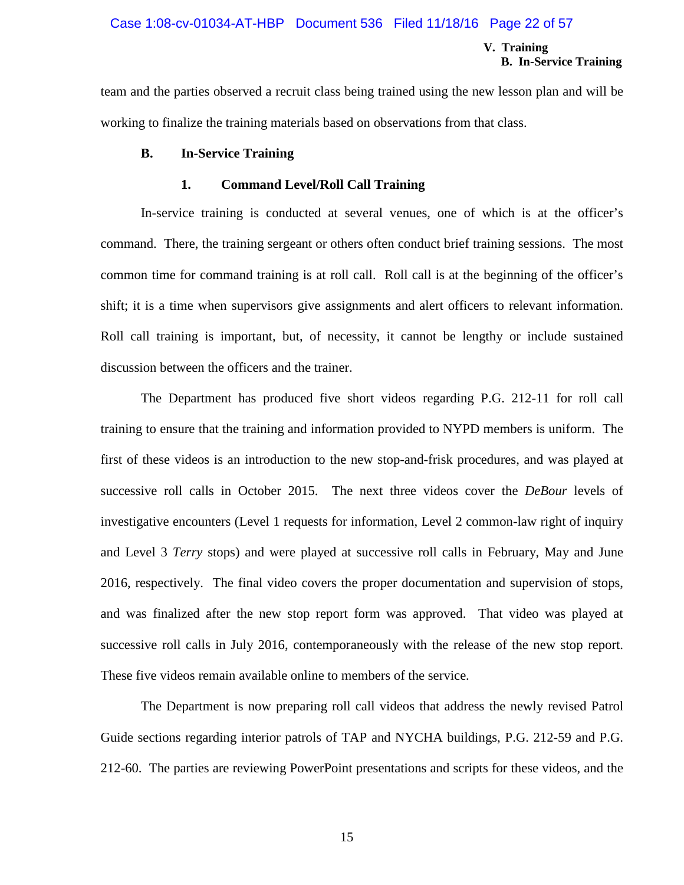team and the parties observed a recruit class being trained using the new lesson plan and will be working to finalize the training materials based on observations from that class.

### B. In-Service Training

#### 1. Command Level/Roll Call Training

In-service training is conducted at several venues, one of which is at the officer's command. There, the training sergeant or others often conduct brief training sessions. The most common time for command training is at roll call. Roll call is at the beginning of the officer's shift; it is a time when supervisors give assignments and alert officers to relevant information. Roll call training is important, but, of necessity, it cannot be lengthy or include sustained discussion between the officers and the trainer.

The Department has produced five short videos regarding P.G. 212-11 for roll call training to ensure that the training and information provided to NYPD members is uniform. The first of these videos is an introduction to the new stop-and-frisk procedures, and was played at successive roll calls in October 2015. The next three videos cover the *DeBour* levels of investigative encounters (Level 1 requests for information, Level 2 common-law right of inquiry and Level 3 *Terry* stops) and were played at successive roll calls in February, May and June 2016, respectively. The final video covers the proper documentation and supervision of stops, and was finalized after the new stop report form was approved. That video was played at successive roll calls in July 2016, contemporaneously with the release of the new stop report. These five videos remain available online to members of the service.

The Department is now preparing roll call videos that address the newly revised Patrol Guide sections regarding interior patrols of TAP and NYCHA buildings, P.G. 212-59 and P.G. 212-60. The parties are reviewing PowerPoint presentations and scripts for these videos, and the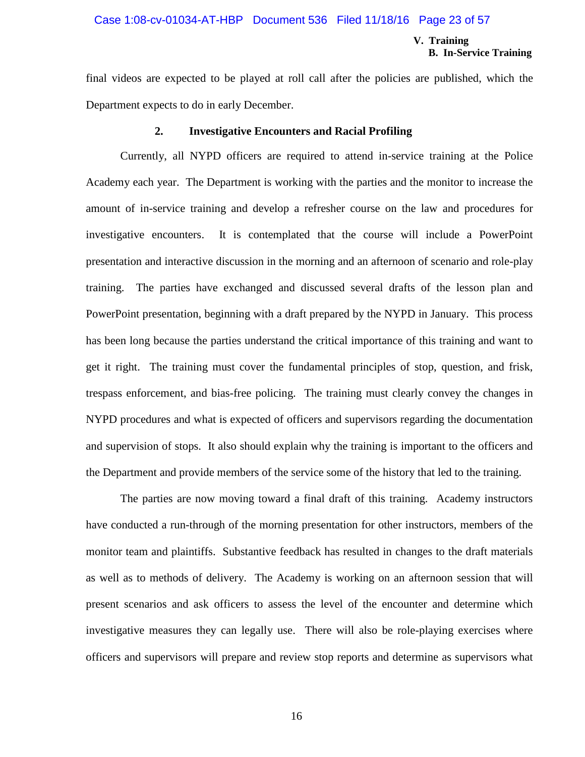final videos are expected to be played at roll call after the policies are published, which the Department expects to do in early December.

### 2. Investigative Encounters and Racial Profiling

Currently, all NYPD officers are required to attend in-service training at the Police Academy each year. The Department is working with the parties and the monitor to increase the amount of in-service training and develop a refresher course on the law and procedures for investigative encounters. It is contemplated that the course will include a PowerPoint presentation and interactive discussion in the morning and an afternoon of scenario and role-play training. The parties have exchanged and discussed several drafts of the lesson plan and PowerPoint presentation, beginning with a draft prepared by the NYPD in January. This process has been long because the parties understand the critical importance of this training and want to get it right. The training must cover the fundamental principles of stop, question, and frisk, trespass enforcement, and bias-free policing. The training must clearly convey the changes in NYPD procedures and what is expected of officers and supervisors regarding the documentation and supervision of stops. It also should explain why the training is important to the officers and the Department and provide members of the service some of the history that led to the training.

The parties are now moving toward a final draft of this training. Academy instructors have conducted a run-through of the morning presentation for other instructors, members of the monitor team and plaintiffs. Substantive feedback has resulted in changes to the draft materials as well as to methods of delivery. The Academy is working on an afternoon session that will present scenarios and ask officers to assess the level of the encounter and determine which investigative measures they can legally use. There will also be role-playing exercises where officers and supervisors will prepare and review stop reports and determine as supervisors what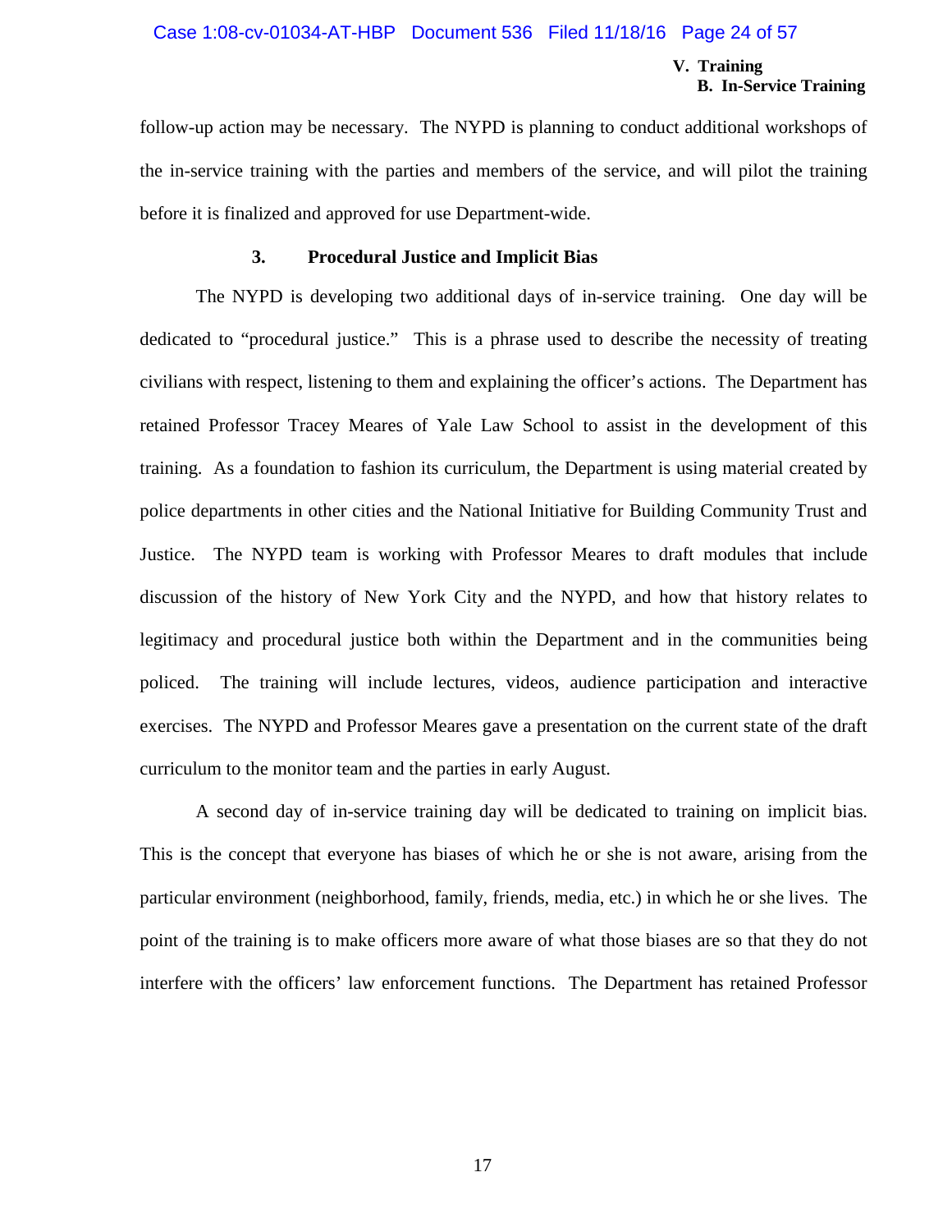follow-up action may be necessary. The NYPD is planning to conduct additional workshops of the in-service training with the parties and members of the service, and will pilot the training before it is finalized and approved for use Department-wide.

### 3. Procedural Justice and Implicit Bias

The NYPD is developing two additional days of in-service training. One day will be dedicated to "procedural justice." This is a phrase used to describe the necessity of treating civilians with respect, listening to them and explaining the officer's actions. The Department has retained Professor Tracey Meares of Yale Law School to assist in the development of this training. As a foundation to fashion its curriculum, the Department is using material created by police departments in other cities and the National Initiative for Building Community Trust and Justice. The NYPD team is working with Professor Meares to draft modules that include discussion of the history of New York City and the NYPD, and how that history relates to legitimacy and procedural justice both within the Department and in the communities being policed. The training will include lectures, videos, audience participation and interactive exercises. The NYPD and Professor Meares gave a presentation on the current state of the draft curriculum to the monitor team and the parties in early August.

A second day of in-service training day will be dedicated to training on implicit bias. This is the concept that everyone has biases of which he or she is not aware, arising from the particular environment (neighborhood, family, friends, media, etc.) in which he or she lives. The point of the training is to make officers more aware of what those biases are so that they do not interfere with the officers' law enforcement functions. The Department has retained Professor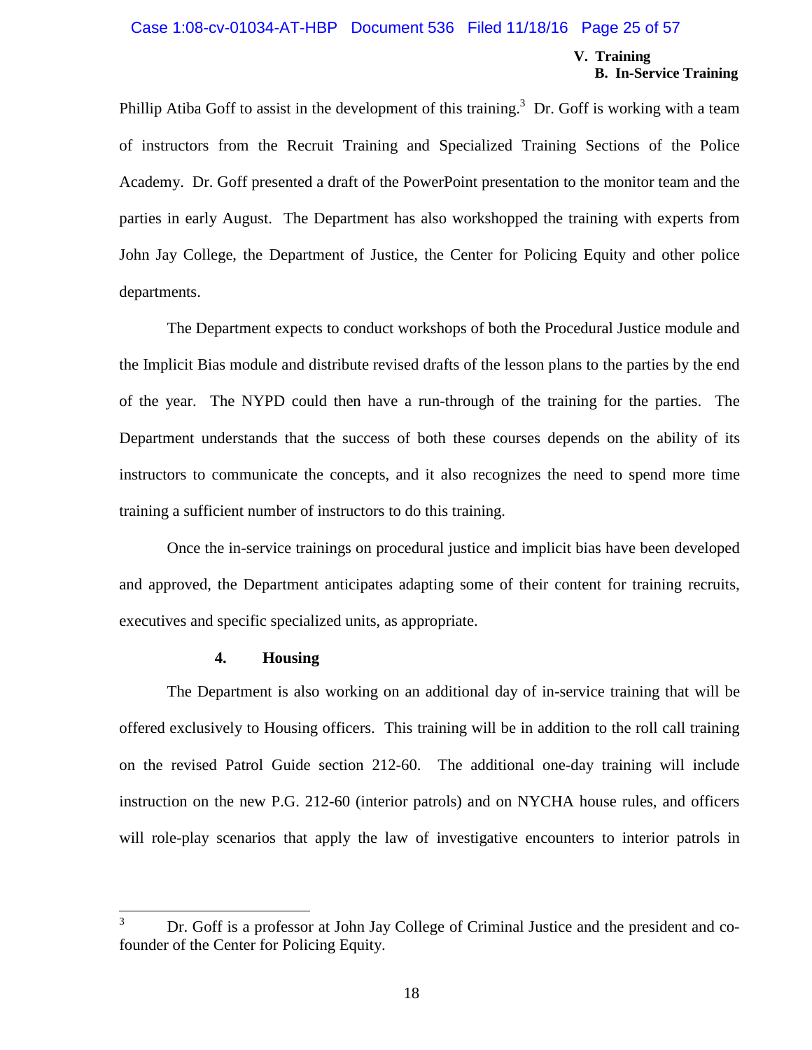Phillip Atiba Goff to assist in the development of this training.[3] Dr. Goff is working with a team of instructors from the Recruit Training and Specialized Training Sections of the Police Academy. Dr. Goff presented a draft of the PowerPoint presentation to the monitor team and the parties in early August. The Department has also workshopped the training with experts from John Jay College, the Department of Justice, the Center for Policing Equity and other police departments.

The Department expects to conduct workshops of both the Procedural Justice module and the Implicit Bias module and distribute revised drafts of the lesson plans to the parties by the end of the year. The NYPD could then have a run-through of the training for the parties. The Department understands that the success of both these courses depends on the ability of its instructors to communicate the concepts, and it also recognizes the need to spend more time training a sufficient number of instructors to do this training.

Once the in-service trainings on procedural justice and implicit bias have been developed and approved, the Department anticipates adapting some of their content for training recruits, executives and specific specialized units, as appropriate.

#### 4. Housing

The Department is also working on an additional day of in-service training that will be offered exclusively to Housing officers. This training will be in addition to the roll call training on the revised Patrol Guide section 212-60. The additional one-day training will include instruction on the new P.G. 212-60 (interior patrols) and on NYCHA house rules, and officers will role-play scenarios that apply the law of investigative encounters to interior patrols in

---

[3] Dr. Goff is a professor at John Jay College of Criminal Justice and the president and co-founder of the Center for Policing Equity.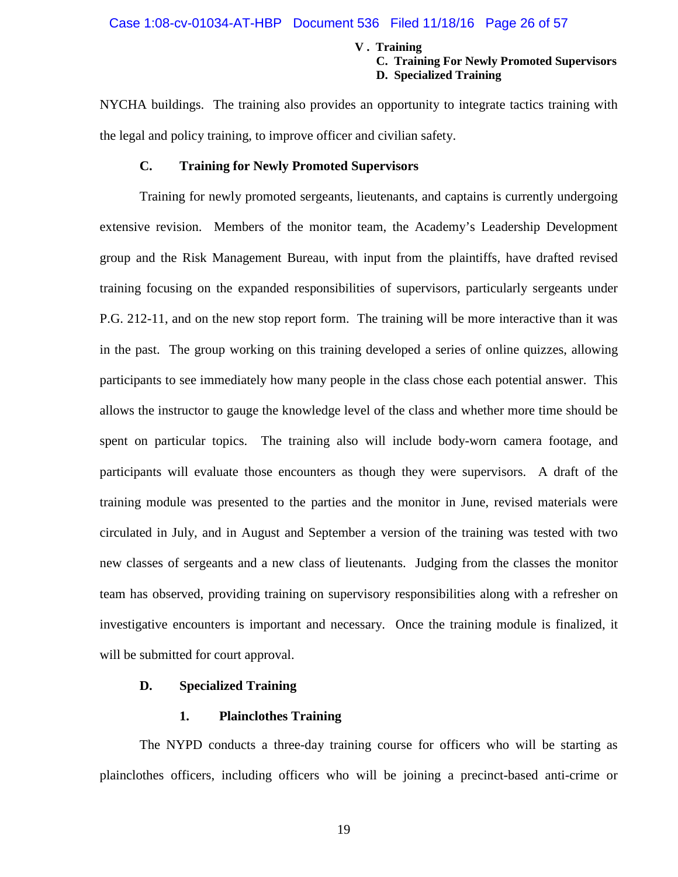NYCHA buildings. The training also provides an opportunity to integrate tactics training with the legal and policy training, to improve officer and civilian safety.

### C. Training for Newly Promoted Supervisors

Training for newly promoted sergeants, lieutenants, and captains is currently undergoing extensive revision. Members of the monitor team, the Academy's Leadership Development group and the Risk Management Bureau, with input from the plaintiffs, have drafted revised training focusing on the expanded responsibilities of supervisors, particularly sergeants under P.G. 212-11, and on the new stop report form. The training will be more interactive than it was in the past. The group working on this training developed a series of online quizzes, allowing participants to see immediately how many people in the class chose each potential answer. This allows the instructor to gauge the knowledge level of the class and whether more time should be spent on particular topics. The training also will include body-worn camera footage, and participants will evaluate those encounters as though they were supervisors. A draft of the training module was presented to the parties and the monitor in June, revised materials were circulated in July, and in August and September a version of the training was tested with two new classes of sergeants and a new class of lieutenants. Judging from the classes the monitor team has observed, providing training on supervisory responsibilities along with a refresher on investigative encounters is important and necessary. Once the training module is finalized, it will be submitted for court approval.

### D. Specialized Training

#### 1. Plainclothes Training

The NYPD conducts a three-day training course for officers who will be starting as plainclothes officers, including officers who will be joining a precinct-based anti-crime or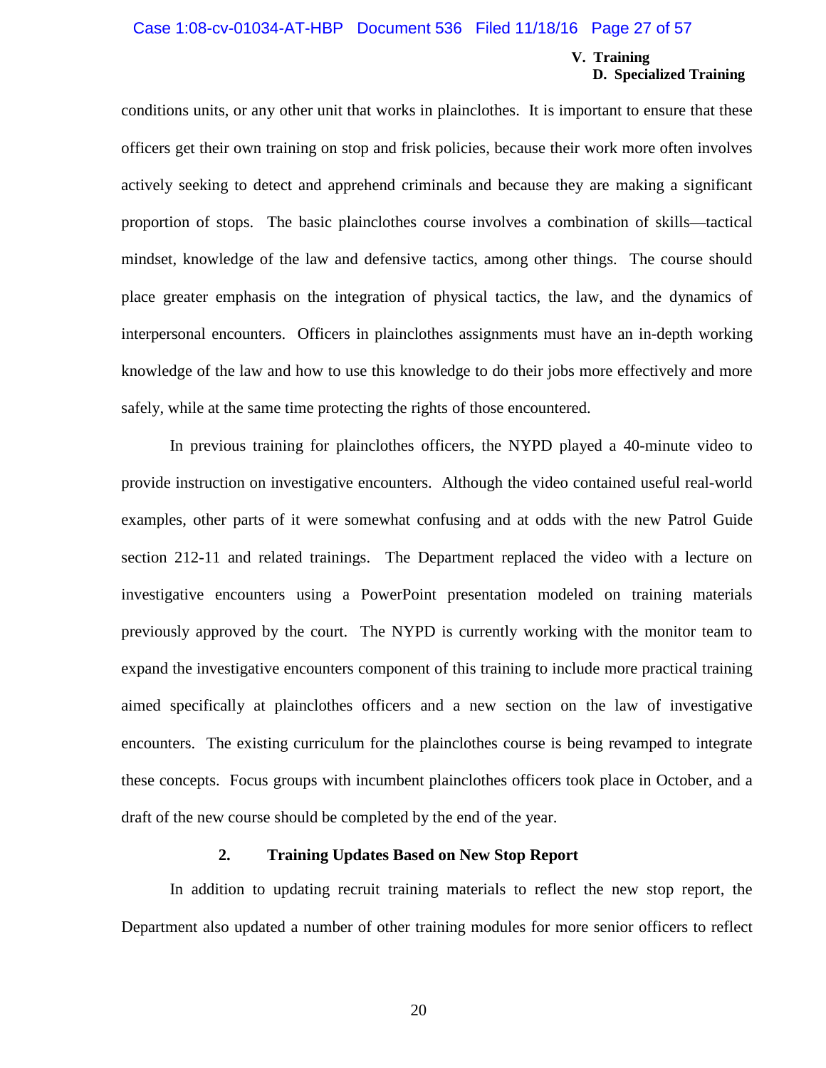conditions units, or any other unit that works in plainclothes. It is important to ensure that these officers get their own training on stop and frisk policies, because their work more often involves actively seeking to detect and apprehend criminals and because they are making a significant proportion of stops. The basic plainclothes course involves a combination of skills—tactical mindset, knowledge of the law and defensive tactics, among other things. The course should place greater emphasis on the integration of physical tactics, the law, and the dynamics of interpersonal encounters. Officers in plainclothes assignments must have an in-depth working knowledge of the law and how to use this knowledge to do their jobs more effectively and more safely, while at the same time protecting the rights of those encountered.

In previous training for plainclothes officers, the NYPD played a 40-minute video to provide instruction on investigative encounters. Although the video contained useful real-world examples, other parts of it were somewhat confusing and at odds with the new Patrol Guide section 212-11 and related trainings. The Department replaced the video with a lecture on investigative encounters using a PowerPoint presentation modeled on training materials previously approved by the court. The NYPD is currently working with the monitor team to expand the investigative encounters component of this training to include more practical training aimed specifically at plainclothes officers and a new section on the law of investigative encounters. The existing curriculum for the plainclothes course is being revamped to integrate these concepts. Focus groups with incumbent plainclothes officers took place in October, and a draft of the new course should be completed by the end of the year.

### 2. Training Updates Based on New Stop Report

In addition to updating recruit training materials to reflect the new stop report, the Department also updated a number of other training modules for more senior officers to reflect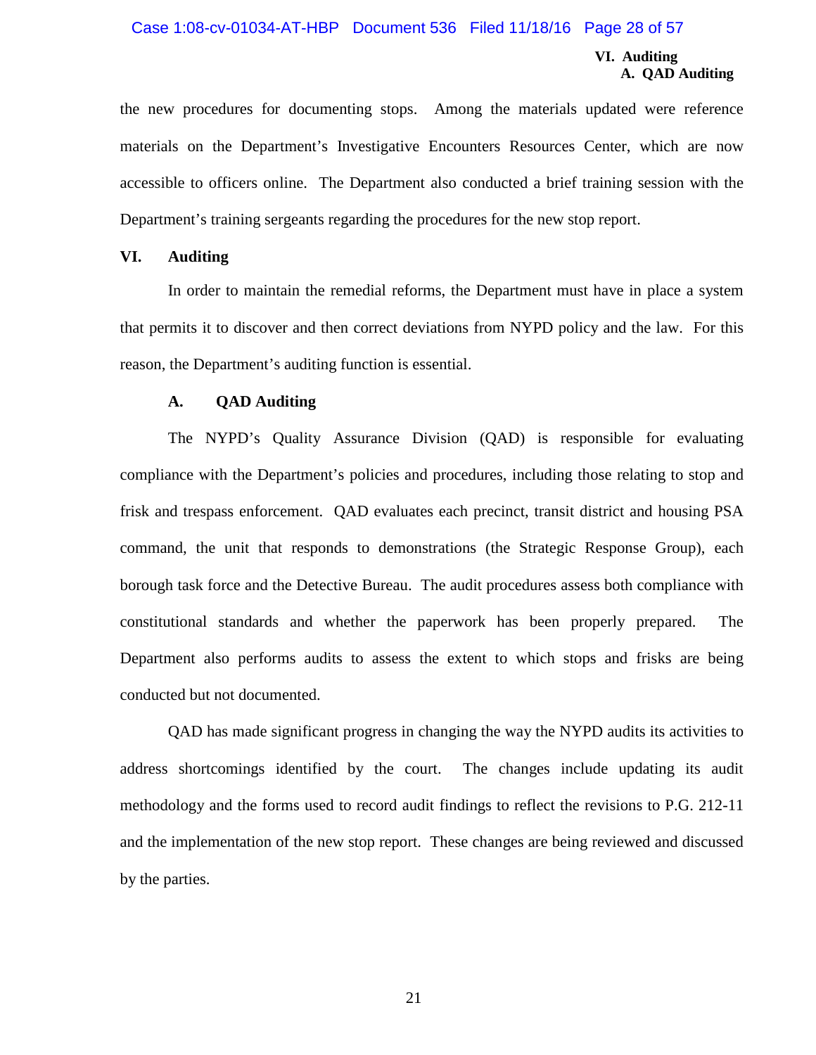the new procedures for documenting stops. Among the materials updated were reference materials on the Department's Investigative Encounters Resources Center, which are now accessible to officers online. The Department also conducted a brief training session with the Department's training sergeants regarding the procedures for the new stop report.

## VI. Auditing

In order to maintain the remedial reforms, the Department must have in place a system that permits it to discover and then correct deviations from NYPD policy and the law. For this reason, the Department's auditing function is essential.

### A. QAD Auditing

The NYPD's Quality Assurance Division (QAD) is responsible for evaluating compliance with the Department's policies and procedures, including those relating to stop and frisk and trespass enforcement. QAD evaluates each precinct, transit district and housing PSA command, the unit that responds to demonstrations (the Strategic Response Group), each borough task force and the Detective Bureau. The audit procedures assess both compliance with constitutional standards and whether the paperwork has been properly prepared. The Department also performs audits to assess the extent to which stops and frisks are being conducted but not documented.

QAD has made significant progress in changing the way the NYPD audits its activities to address shortcomings identified by the court. The changes include updating its audit methodology and the forms used to record audit findings to reflect the revisions to P.G. 212-11 and the implementation of the new stop report. These changes are being reviewed and discussed by the parties.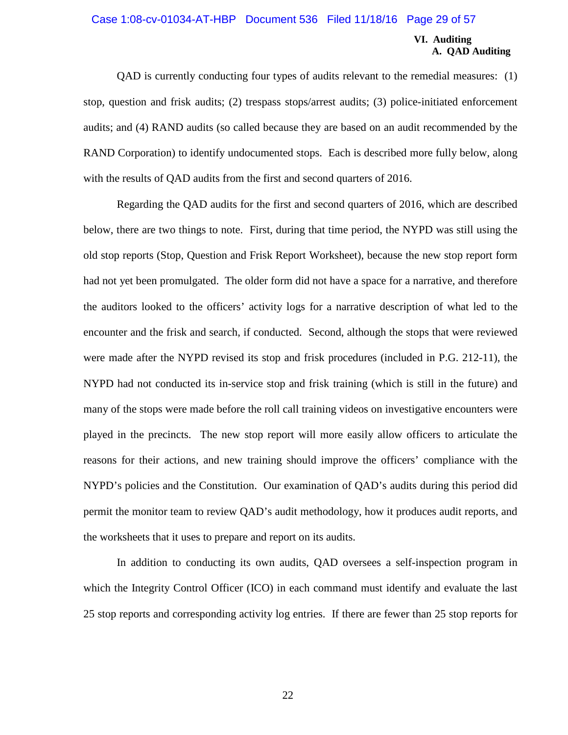## VI. Auditing

### A. QAD Auditing

QAD is currently conducting four types of audits relevant to the remedial measures: (1) stop, question and frisk audits; (2) trespass stops/arrest audits; (3) police-initiated enforcement audits; and (4) RAND audits (so called because they are based on an audit recommended by the RAND Corporation) to identify undocumented stops. Each is described more fully below, along with the results of QAD audits from the first and second quarters of 2016.

Regarding the QAD audits for the first and second quarters of 2016, which are described below, there are two things to note. First, during that time period, the NYPD was still using the old stop reports (Stop, Question and Frisk Report Worksheet), because the new stop report form had not yet been promulgated. The older form did not have a space for a narrative, and therefore the auditors looked to the officers' activity logs for a narrative description of what led to the encounter and the frisk and search, if conducted. Second, although the stops that were reviewed were made after the NYPD revised its stop and frisk procedures (included in P.G. 212-11), the NYPD had not conducted its in-service stop and frisk training (which is still in the future) and many of the stops were made before the roll call training videos on investigative encounters were played in the precincts. The new stop report will more easily allow officers to articulate the reasons for their actions, and new training should improve the officers' compliance with the NYPD's policies and the Constitution. Our examination of QAD's audits during this period did permit the monitor team to review QAD's audit methodology, how it produces audit reports, and the worksheets that it uses to prepare and report on its audits.

In addition to conducting its own audits, QAD oversees a self-inspection program in which the Integrity Control Officer (ICO) in each command must identify and evaluate the last 25 stop reports and corresponding activity log entries. If there are fewer than 25 stop reports for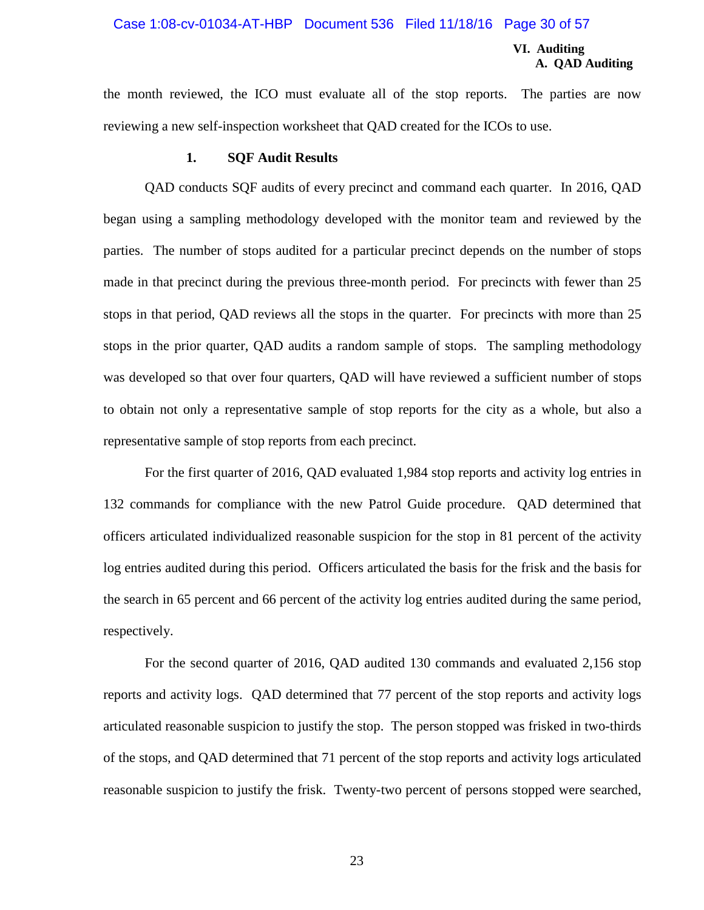the month reviewed, the ICO must evaluate all of the stop reports. The parties are now reviewing a new self-inspection worksheet that QAD created for the ICOs to use.

### 1. SQF Audit Results

QAD conducts SQF audits of every precinct and command each quarter. In 2016, QAD began using a sampling methodology developed with the monitor team and reviewed by the parties. The number of stops audited for a particular precinct depends on the number of stops made in that precinct during the previous three-month period. For precincts with fewer than 25 stops in that period, QAD reviews all the stops in the quarter. For precincts with more than 25 stops in the prior quarter, QAD audits a random sample of stops. The sampling methodology was developed so that over four quarters, QAD will have reviewed a sufficient number of stops to obtain not only a representative sample of stop reports for the city as a whole, but also a representative sample of stop reports from each precinct.

For the first quarter of 2016, QAD evaluated 1,984 stop reports and activity log entries in 132 commands for compliance with the new Patrol Guide procedure. QAD determined that officers articulated individualized reasonable suspicion for the stop in 81 percent of the activity log entries audited during this period. Officers articulated the basis for the frisk and the basis for the search in 65 percent and 66 percent of the activity log entries audited during the same period, respectively.

For the second quarter of 2016, QAD audited 130 commands and evaluated 2,156 stop reports and activity logs. QAD determined that 77 percent of the stop reports and activity logs articulated reasonable suspicion to justify the stop. The person stopped was frisked in two-thirds of the stops, and QAD determined that 71 percent of the stop reports and activity logs articulated reasonable suspicion to justify the frisk. Twenty-two percent of persons stopped were searched,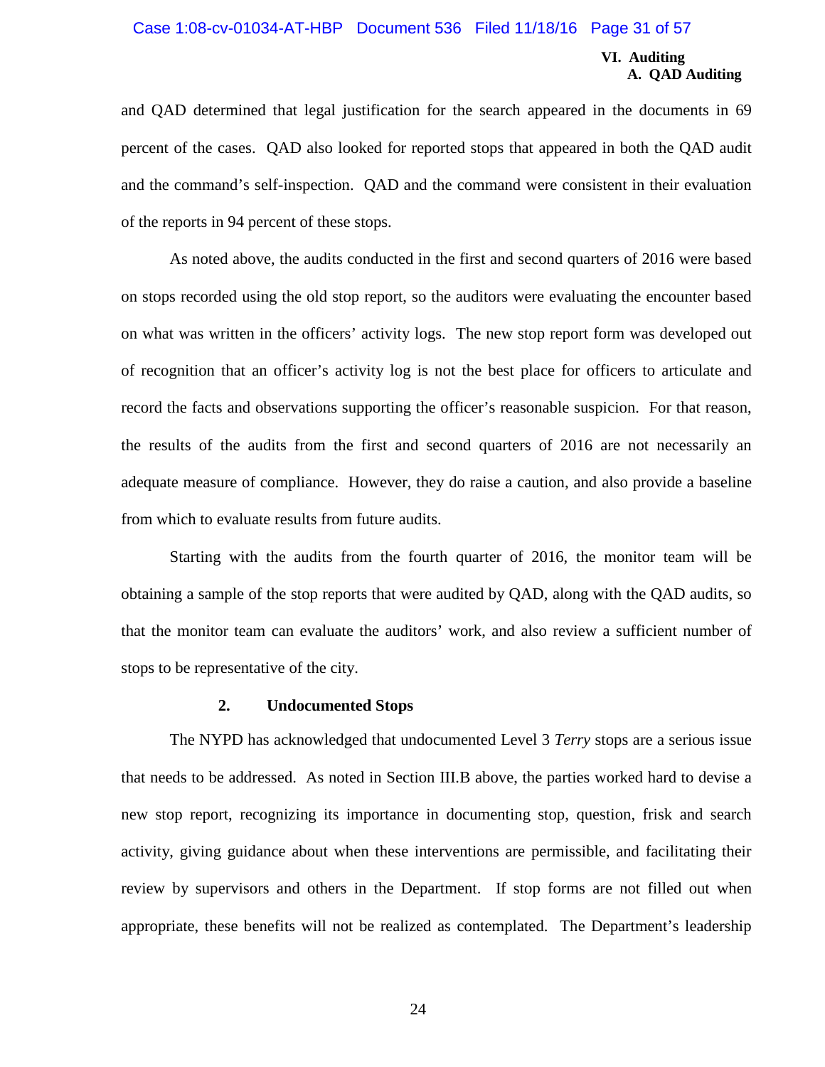and QAD determined that legal justification for the search appeared in the documents in 69 percent of the cases. QAD also looked for reported stops that appeared in both the QAD audit and the command's self-inspection. QAD and the command were consistent in their evaluation of the reports in 94 percent of these stops.

As noted above, the audits conducted in the first and second quarters of 2016 were based on stops recorded using the old stop report, so the auditors were evaluating the encounter based on what was written in the officers' activity logs. The new stop report form was developed out of recognition that an officer's activity log is not the best place for officers to articulate and record the facts and observations supporting the officer's reasonable suspicion. For that reason, the results of the audits from the first and second quarters of 2016 are not necessarily an adequate measure of compliance. However, they do raise a caution, and also provide a baseline from which to evaluate results from future audits.

Starting with the audits from the fourth quarter of 2016, the monitor team will be obtaining a sample of the stop reports that were audited by QAD, along with the QAD audits, so that the monitor team can evaluate the auditors' work, and also review a sufficient number of stops to be representative of the city.

### 2. Undocumented Stops

The NYPD has acknowledged that undocumented Level 3 *Terry* stops are a serious issue that needs to be addressed. As noted in Section III.B above, the parties worked hard to devise a new stop report, recognizing its importance in documenting stop, question, frisk and search activity, giving guidance about when these interventions are permissible, and facilitating their review by supervisors and others in the Department. If stop forms are not filled out when appropriate, these benefits will not be realized as contemplated. The Department's leadership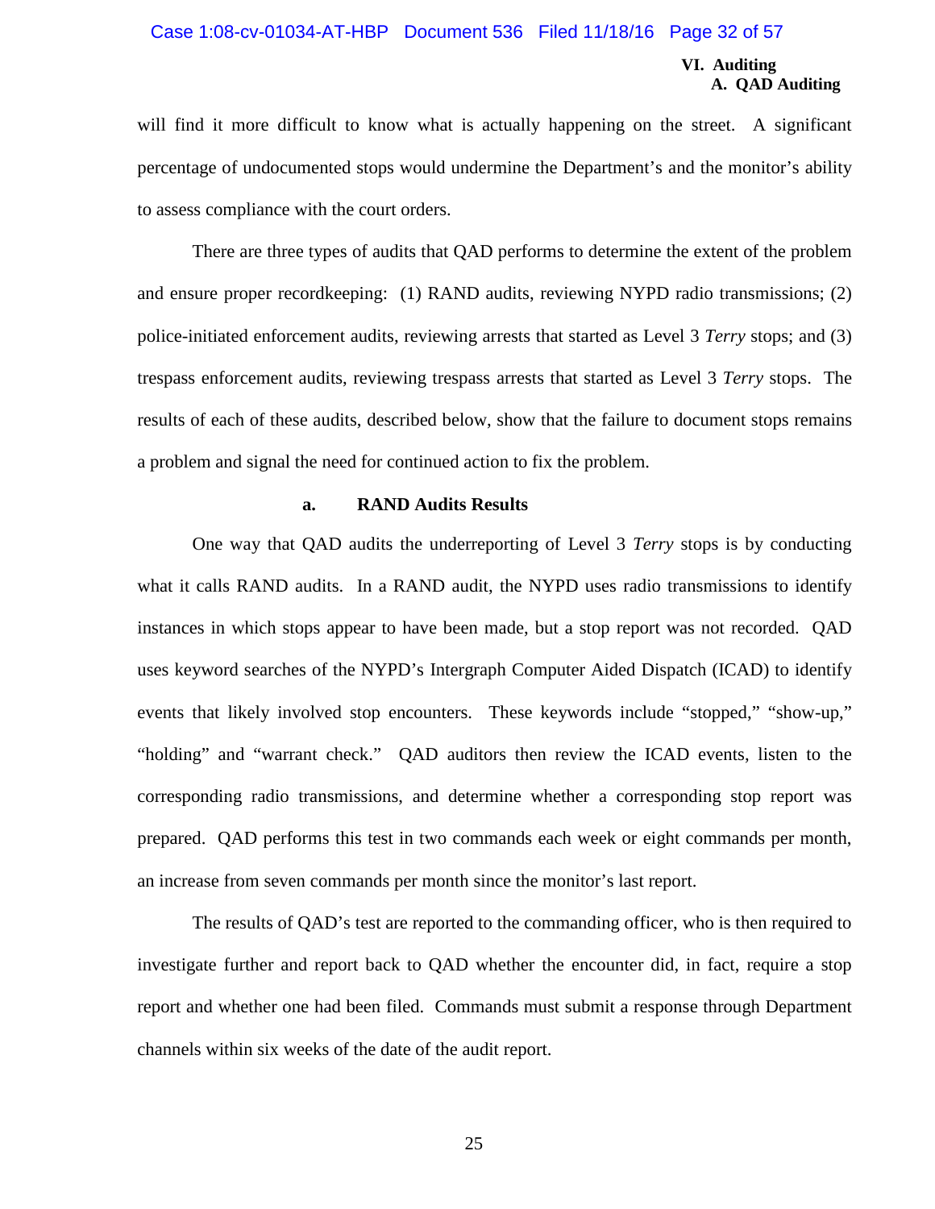will find it more difficult to know what is actually happening on the street. A significant percentage of undocumented stops would undermine the Department's and the monitor's ability to assess compliance with the court orders.

There are three types of audits that QAD performs to determine the extent of the problem and ensure proper recordkeeping: (1) RAND audits, reviewing NYPD radio transmissions; (2) police-initiated enforcement audits, reviewing arrests that started as Level 3 *Terry* stops; and (3) trespass enforcement audits, reviewing trespass arrests that started as Level 3 *Terry* stops. The results of each of these audits, described below, show that the failure to document stops remains a problem and signal the need for continued action to fix the problem.

#### a. RAND Audits Results

One way that QAD audits the underreporting of Level 3 *Terry* stops is by conducting what it calls RAND audits. In a RAND audit, the NYPD uses radio transmissions to identify instances in which stops appear to have been made, but a stop report was not recorded. QAD uses keyword searches of the NYPD's Intergraph Computer Aided Dispatch (ICAD) to identify events that likely involved stop encounters. These keywords include "stopped," "show-up," "holding" and "warrant check." QAD auditors then review the ICAD events, listen to the corresponding radio transmissions, and determine whether a corresponding stop report was prepared. QAD performs this test in two commands each week or eight commands per month, an increase from seven commands per month since the monitor's last report.

The results of QAD's test are reported to the commanding officer, who is then required to investigate further and report back to QAD whether the encounter did, in fact, require a stop report and whether one had been filed. Commands must submit a response through Department channels within six weeks of the date of the audit report.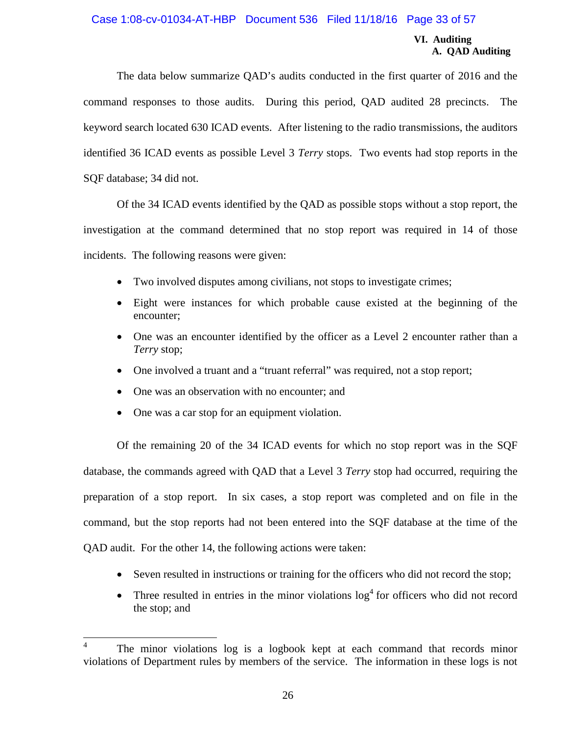The data below summarize QAD's audits conducted in the first quarter of 2016 and the command responses to those audits. During this period, QAD audited 28 precincts. The keyword search located 630 ICAD events. After listening to the radio transmissions, the auditors identified 36 ICAD events as possible Level 3 *Terry* stops. Two events had stop reports in the SQF database; 34 did not.

Of the 34 ICAD events identified by the QAD as possible stops without a stop report, the investigation at the command determined that no stop report was required in 14 of those incidents. The following reasons were given:

- Two involved disputes among civilians, not stops to investigate crimes;
- Eight were instances for which probable cause existed at the beginning of the encounter;
- One was an encounter identified by the officer as a Level 2 encounter rather than a *Terry* stop;
- One involved a truant and a "truant referral" was required, not a stop report;
- One was an observation with no encounter; and
- One was a car stop for an equipment violation.

Of the remaining 20 of the 34 ICAD events for which no stop report was in the SQF database, the commands agreed with QAD that a Level 3 *Terry* stop had occurred, requiring the preparation of a stop report. In six cases, a stop report was completed and on file in the command, but the stop reports had not been entered into the SQF database at the time of the QAD audit. For the other 14, the following actions were taken:

- Seven resulted in instructions or training for the officers who did not record the stop;
- Three resulted in entries in the minor violations log[4] for officers who did not record the stop; and

---

[4] The minor violations log is a logbook kept at each command that records minor violations of Department rules by members of the service. The information in these logs is not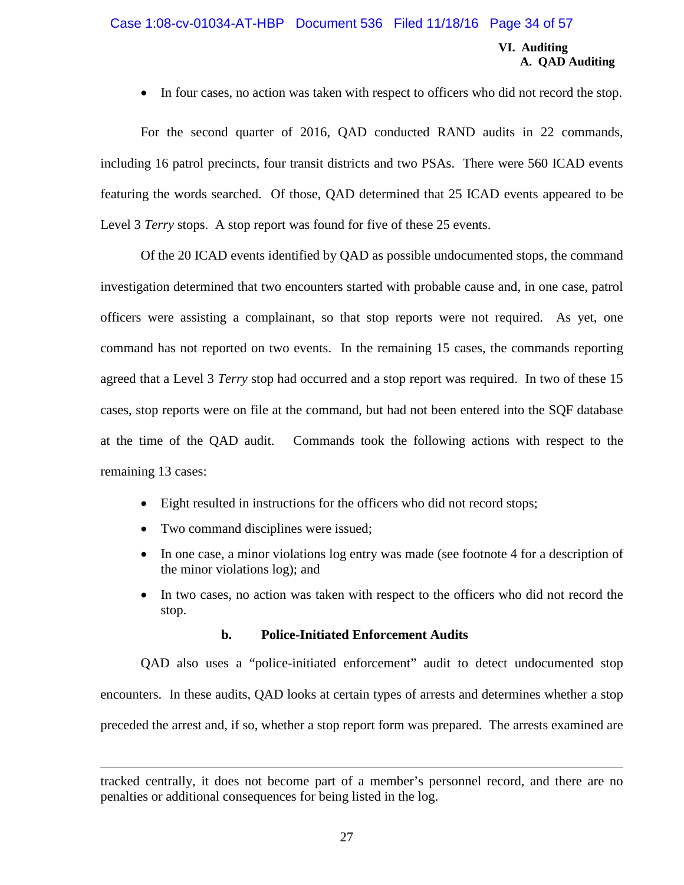- In four cases, no action was taken with respect to officers who did not record the stop.

For the second quarter of 2016, QAD conducted RAND audits in 22 commands, including 16 patrol precincts, four transit districts and two PSAs. There were 560 ICAD events featuring the words searched. Of those, QAD determined that 25 ICAD events appeared to be Level 3 *Terry* stops. A stop report was found for five of these 25 events.

Of the 20 ICAD events identified by QAD as possible undocumented stops, the command investigation determined that two encounters started with probable cause and, in one case, patrol officers were assisting a complainant, so that stop reports were not required. As yet, one command has not reported on two events. In the remaining 15 cases, the commands reporting agreed that a Level 3 *Terry* stop had occurred and a stop report was required. In two of these 15 cases, stop reports were on file at the command, but had not been entered into the SQF database at the time of the QAD audit. Commands took the following actions with respect to the remaining 13 cases:

- Eight resulted in instructions for the officers who did not record stops;
- Two command disciplines were issued;
- In one case, a minor violations log entry was made (see footnote 4 for a description of the minor violations log); and
- In two cases, no action was taken with respect to the officers who did not record the stop.

#### b. Police-Initiated Enforcement Audits

QAD also uses a "police-initiated enforcement" audit to detect undocumented stop encounters. In these audits, QAD looks at certain types of arrests and determines whether a stop preceded the arrest and, if so, whether a stop report form was prepared. The arrests examined are

---

tracked centrally, it does not become part of a member's personnel record, and there are no penalties or additional consequences for being listed in the log.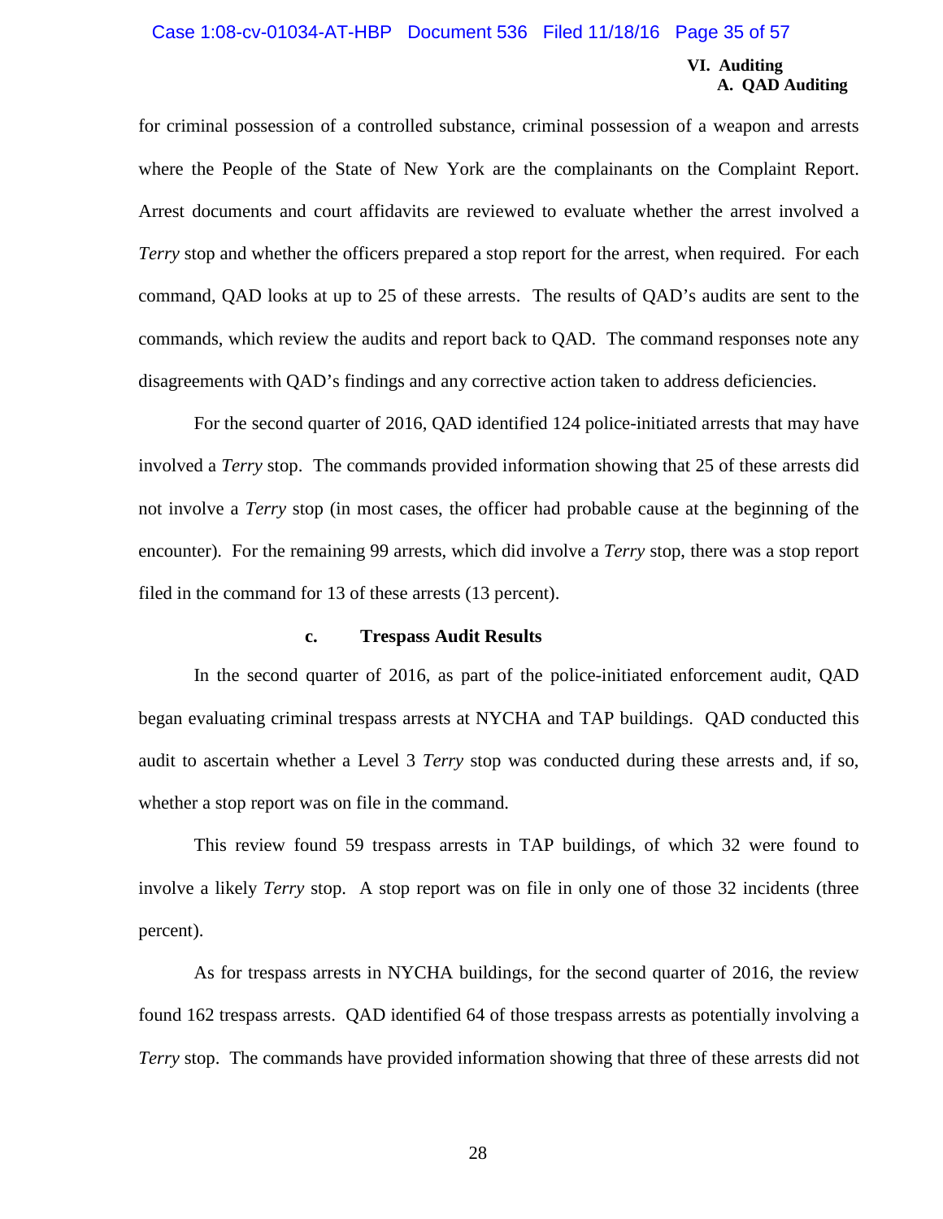for criminal possession of a controlled substance, criminal possession of a weapon and arrests where the People of the State of New York are the complainants on the Complaint Report. Arrest documents and court affidavits are reviewed to evaluate whether the arrest involved a *Terry* stop and whether the officers prepared a stop report for the arrest, when required. For each command, QAD looks at up to 25 of these arrests. The results of QAD's audits are sent to the commands, which review the audits and report back to QAD. The command responses note any disagreements with QAD's findings and any corrective action taken to address deficiencies.

For the second quarter of 2016, QAD identified 124 police-initiated arrests that may have involved a *Terry* stop. The commands provided information showing that 25 of these arrests did not involve a *Terry* stop (in most cases, the officer had probable cause at the beginning of the encounter). For the remaining 99 arrests, which did involve a *Terry* stop, there was a stop report filed in the command for 13 of these arrests (13 percent).

#### c. Trespass Audit Results

In the second quarter of 2016, as part of the police-initiated enforcement audit, QAD began evaluating criminal trespass arrests at NYCHA and TAP buildings. QAD conducted this audit to ascertain whether a Level 3 *Terry* stop was conducted during these arrests and, if so, whether a stop report was on file in the command.

This review found 59 trespass arrests in TAP buildings, of which 32 were found to involve a likely *Terry* stop. A stop report was on file in only one of those 32 incidents (three percent).

As for trespass arrests in NYCHA buildings, for the second quarter of 2016, the review found 162 trespass arrests. QAD identified 64 of those trespass arrests as potentially involving a *Terry* stop. The commands have provided information showing that three of these arrests did not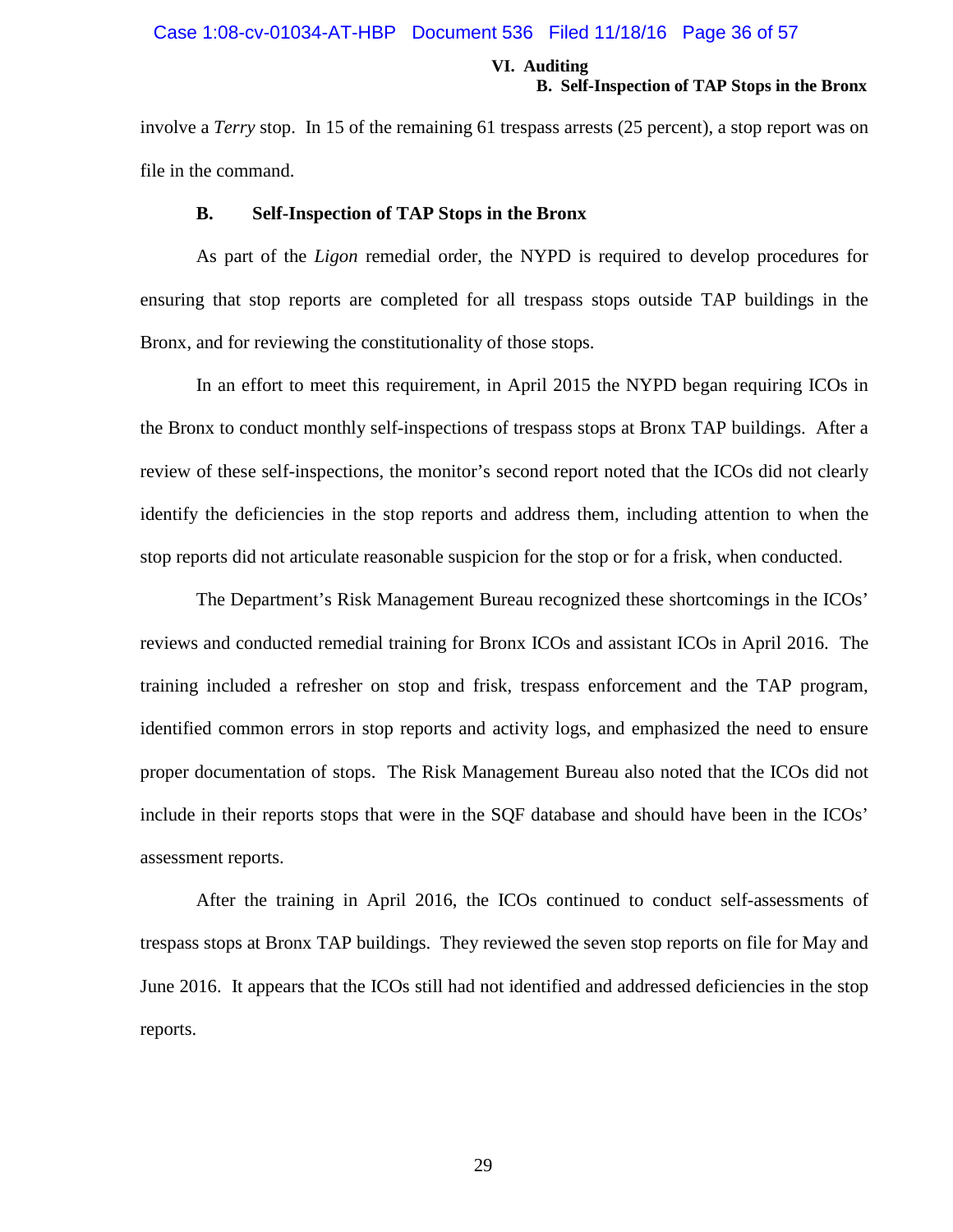involve a *Terry* stop. In 15 of the remaining 61 trespass arrests (25 percent), a stop report was on file in the command.

### B. Self-Inspection of TAP Stops in the Bronx

As part of the *Ligon* remedial order, the NYPD is required to develop procedures for ensuring that stop reports are completed for all trespass stops outside TAP buildings in the Bronx, and for reviewing the constitutionality of those stops.

In an effort to meet this requirement, in April 2015 the NYPD began requiring ICOs in the Bronx to conduct monthly self-inspections of trespass stops at Bronx TAP buildings. After a review of these self-inspections, the monitor's second report noted that the ICOs did not clearly identify the deficiencies in the stop reports and address them, including attention to when the stop reports did not articulate reasonable suspicion for the stop or for a frisk, when conducted.

The Department's Risk Management Bureau recognized these shortcomings in the ICOs' reviews and conducted remedial training for Bronx ICOs and assistant ICOs in April 2016. The training included a refresher on stop and frisk, trespass enforcement and the TAP program, identified common errors in stop reports and activity logs, and emphasized the need to ensure proper documentation of stops. The Risk Management Bureau also noted that the ICOs did not include in their reports stops that were in the SQF database and should have been in the ICOs' assessment reports.

After the training in April 2016, the ICOs continued to conduct self-assessments of trespass stops at Bronx TAP buildings. They reviewed the seven stop reports on file for May and June 2016. It appears that the ICOs still had not identified and addressed deficiencies in the stop reports.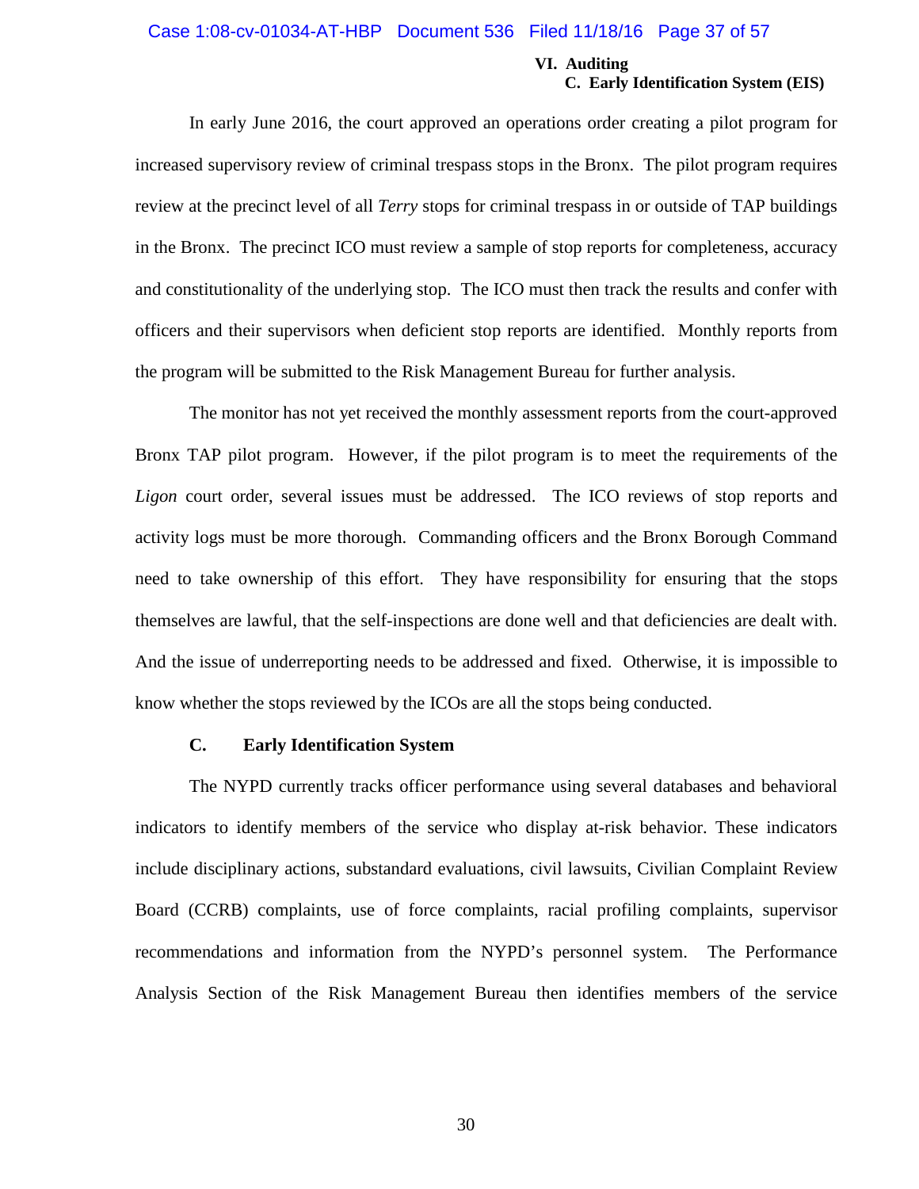In early June 2016, the court approved an operations order creating a pilot program for increased supervisory review of criminal trespass stops in the Bronx. The pilot program requires review at the precinct level of all *Terry* stops for criminal trespass in or outside of TAP buildings in the Bronx. The precinct ICO must review a sample of stop reports for completeness, accuracy and constitutionality of the underlying stop. The ICO must then track the results and confer with officers and their supervisors when deficient stop reports are identified. Monthly reports from the program will be submitted to the Risk Management Bureau for further analysis.

The monitor has not yet received the monthly assessment reports from the court-approved Bronx TAP pilot program. However, if the pilot program is to meet the requirements of the *Ligon* court order, several issues must be addressed. The ICO reviews of stop reports and activity logs must be more thorough. Commanding officers and the Bronx Borough Command need to take ownership of this effort. They have responsibility for ensuring that the stops themselves are lawful, that the self-inspections are done well and that deficiencies are dealt with. And the issue of underreporting needs to be addressed and fixed. Otherwise, it is impossible to know whether the stops reviewed by the ICOs are all the stops being conducted.

### C. Early Identification System

The NYPD currently tracks officer performance using several databases and behavioral indicators to identify members of the service who display at-risk behavior. These indicators include disciplinary actions, substandard evaluations, civil lawsuits, Civilian Complaint Review Board (CCRB) complaints, use of force complaints, racial profiling complaints, supervisor recommendations and information from the NYPD's personnel system. The Performance Analysis Section of the Risk Management Bureau then identifies members of the service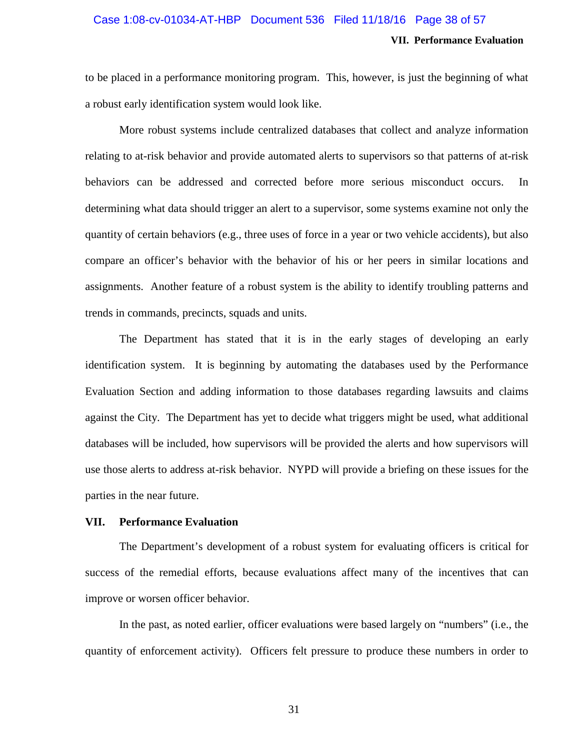to be placed in a performance monitoring program. This, however, is just the beginning of what a robust early identification system would look like.

More robust systems include centralized databases that collect and analyze information relating to at-risk behavior and provide automated alerts to supervisors so that patterns of at-risk behaviors can be addressed and corrected before more serious misconduct occurs. In determining what data should trigger an alert to a supervisor, some systems examine not only the quantity of certain behaviors (e.g., three uses of force in a year or two vehicle accidents), but also compare an officer's behavior with the behavior of his or her peers in similar locations and assignments. Another feature of a robust system is the ability to identify troubling patterns and trends in commands, precincts, squads and units.

The Department has stated that it is in the early stages of developing an early identification system. It is beginning by automating the databases used by the Performance Evaluation Section and adding information to those databases regarding lawsuits and claims against the City. The Department has yet to decide what triggers might be used, what additional databases will be included, how supervisors will be provided the alerts and how supervisors will use those alerts to address at-risk behavior. NYPD will provide a briefing on these issues for the parties in the near future.

## VII. Performance Evaluation

The Department's development of a robust system for evaluating officers is critical for success of the remedial efforts, because evaluations affect many of the incentives that can improve or worsen officer behavior.

In the past, as noted earlier, officer evaluations were based largely on "numbers" (i.e., the quantity of enforcement activity). Officers felt pressure to produce these numbers in order to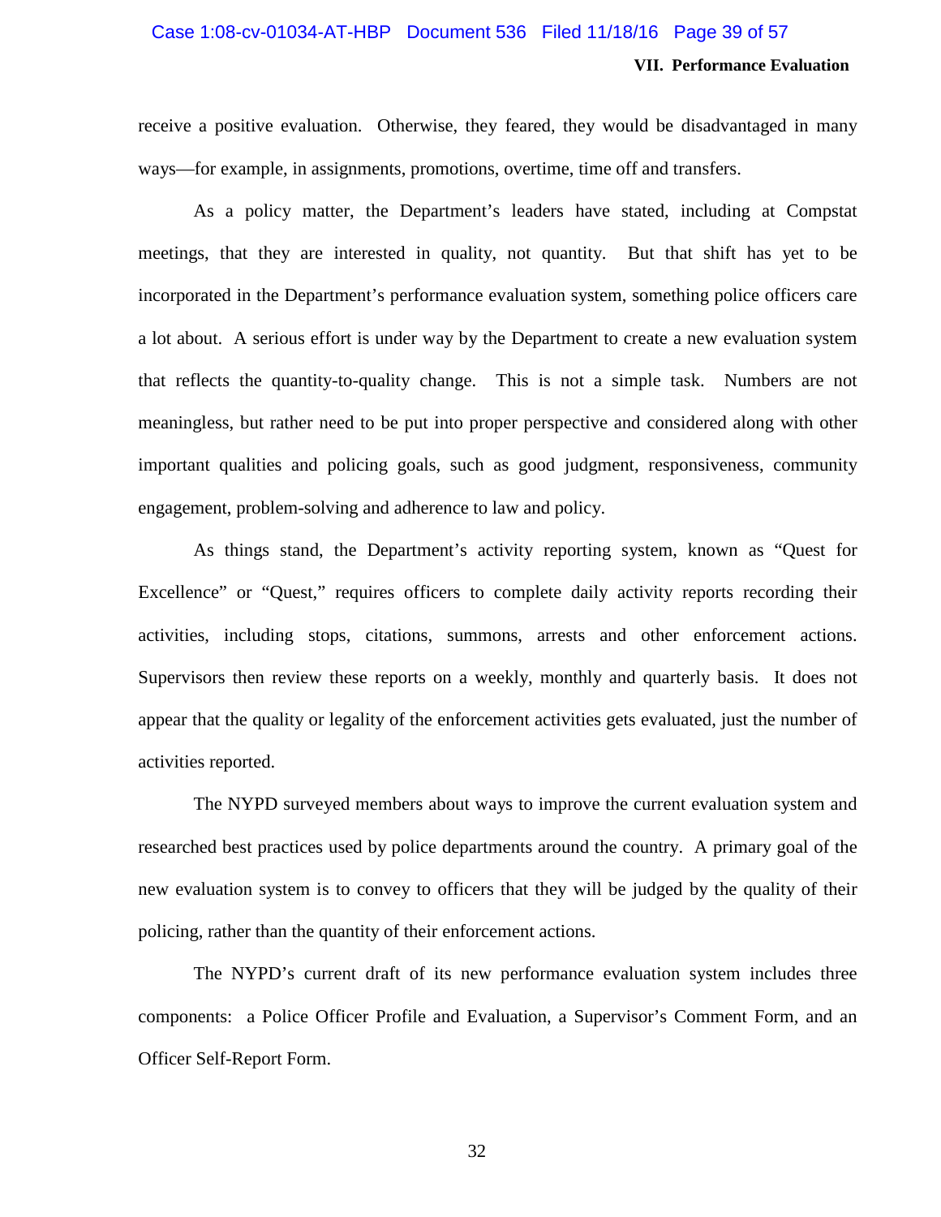receive a positive evaluation. Otherwise, they feared, they would be disadvantaged in many ways—for example, in assignments, promotions, overtime, time off and transfers.

As a policy matter, the Department's leaders have stated, including at Compstat meetings, that they are interested in quality, not quantity. But that shift has yet to be incorporated in the Department's performance evaluation system, something police officers care a lot about. A serious effort is under way by the Department to create a new evaluation system that reflects the quantity-to-quality change. This is not a simple task. Numbers are not meaningless, but rather need to be put into proper perspective and considered along with other important qualities and policing goals, such as good judgment, responsiveness, community engagement, problem-solving and adherence to law and policy.

As things stand, the Department's activity reporting system, known as "Quest for Excellence" or "Quest," requires officers to complete daily activity reports recording their activities, including stops, citations, summons, arrests and other enforcement actions. Supervisors then review these reports on a weekly, monthly and quarterly basis. It does not appear that the quality or legality of the enforcement activities gets evaluated, just the number of activities reported.

The NYPD surveyed members about ways to improve the current evaluation system and researched best practices used by police departments around the country. A primary goal of the new evaluation system is to convey to officers that they will be judged by the quality of their policing, rather than the quantity of their enforcement actions.

The NYPD's current draft of its new performance evaluation system includes three components: a Police Officer Profile and Evaluation, a Supervisor's Comment Form, and an Officer Self-Report Form.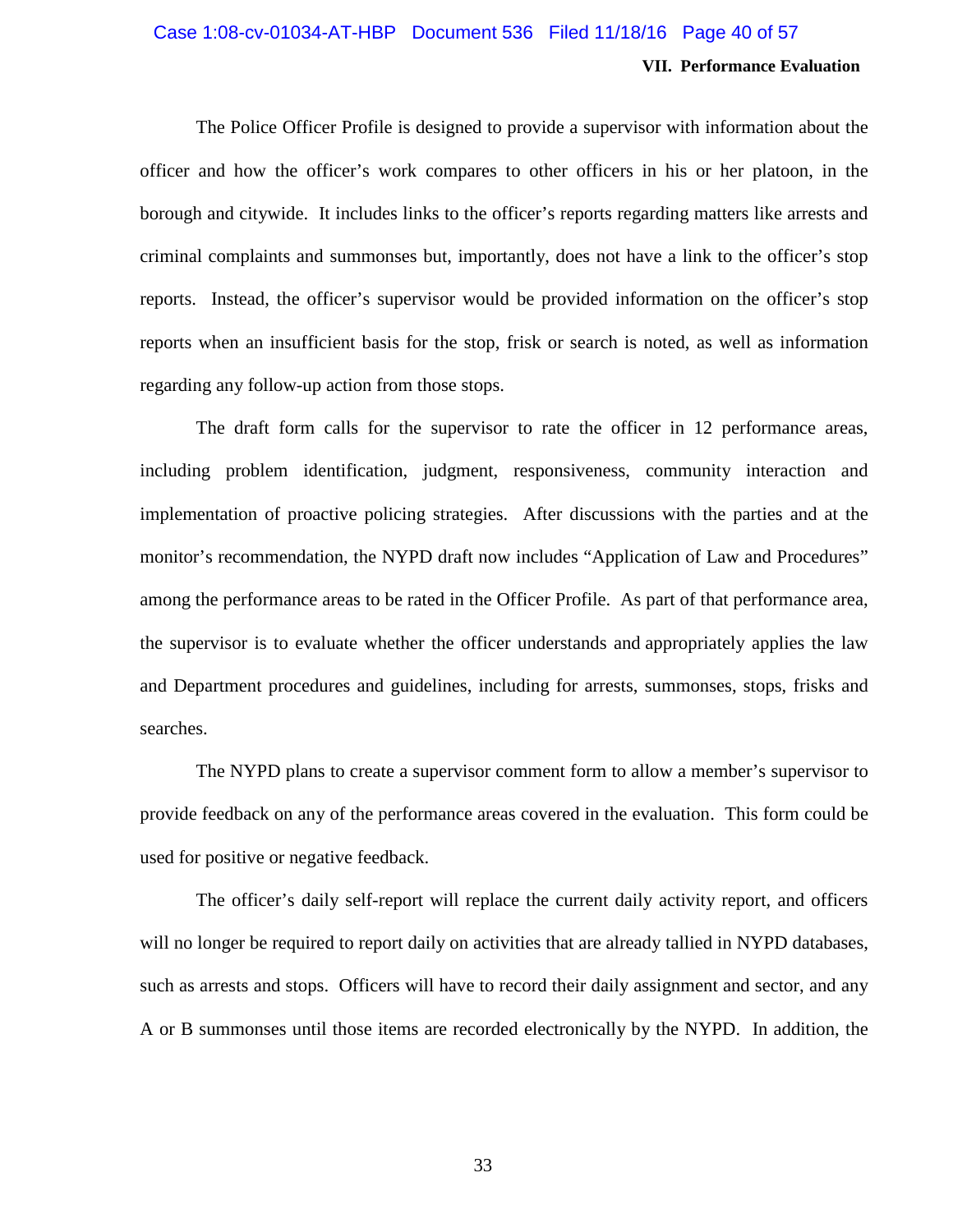The Police Officer Profile is designed to provide a supervisor with information about the officer and how the officer's work compares to other officers in his or her platoon, in the borough and citywide. It includes links to the officer's reports regarding matters like arrests and criminal complaints and summonses but, importantly, does not have a link to the officer's stop reports. Instead, the officer's supervisor would be provided information on the officer's stop reports when an insufficient basis for the stop, frisk or search is noted, as well as information regarding any follow-up action from those stops.

The draft form calls for the supervisor to rate the officer in 12 performance areas, including problem identification, judgment, responsiveness, community interaction and implementation of proactive policing strategies. After discussions with the parties and at the monitor's recommendation, the NYPD draft now includes "Application of Law and Procedures" among the performance areas to be rated in the Officer Profile. As part of that performance area, the supervisor is to evaluate whether the officer understands and appropriately applies the law and Department procedures and guidelines, including for arrests, summonses, stops, frisks and searches.

The NYPD plans to create a supervisor comment form to allow a member's supervisor to provide feedback on any of the performance areas covered in the evaluation. This form could be used for positive or negative feedback.

The officer's daily self-report will replace the current daily activity report, and officers will no longer be required to report daily on activities that are already tallied in NYPD databases, such as arrests and stops. Officers will have to record their daily assignment and sector, and any A or B summonses until those items are recorded electronically by the NYPD. In addition, the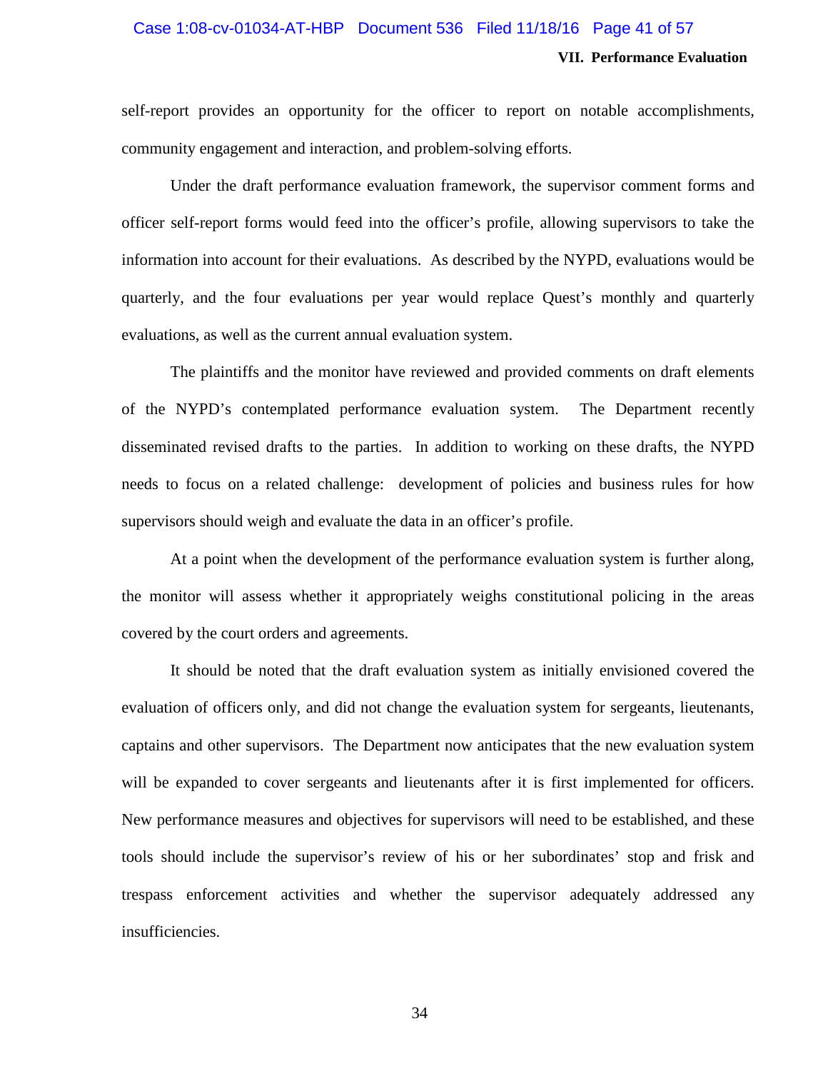self-report provides an opportunity for the officer to report on notable accomplishments, community engagement and interaction, and problem-solving efforts.

Under the draft performance evaluation framework, the supervisor comment forms and officer self-report forms would feed into the officer's profile, allowing supervisors to take the information into account for their evaluations. As described by the NYPD, evaluations would be quarterly, and the four evaluations per year would replace Quest's monthly and quarterly evaluations, as well as the current annual evaluation system.

The plaintiffs and the monitor have reviewed and provided comments on draft elements of the NYPD's contemplated performance evaluation system. The Department recently disseminated revised drafts to the parties. In addition to working on these drafts, the NYPD needs to focus on a related challenge: development of policies and business rules for how supervisors should weigh and evaluate the data in an officer's profile.

At a point when the development of the performance evaluation system is further along, the monitor will assess whether it appropriately weighs constitutional policing in the areas covered by the court orders and agreements.

It should be noted that the draft evaluation system as initially envisioned covered the evaluation of officers only, and did not change the evaluation system for sergeants, lieutenants, captains and other supervisors. The Department now anticipates that the new evaluation system will be expanded to cover sergeants and lieutenants after it is first implemented for officers. New performance measures and objectives for supervisors will need to be established, and these tools should include the supervisor's review of his or her subordinates' stop and frisk and trespass enforcement activities and whether the supervisor adequately addressed any insufficiencies.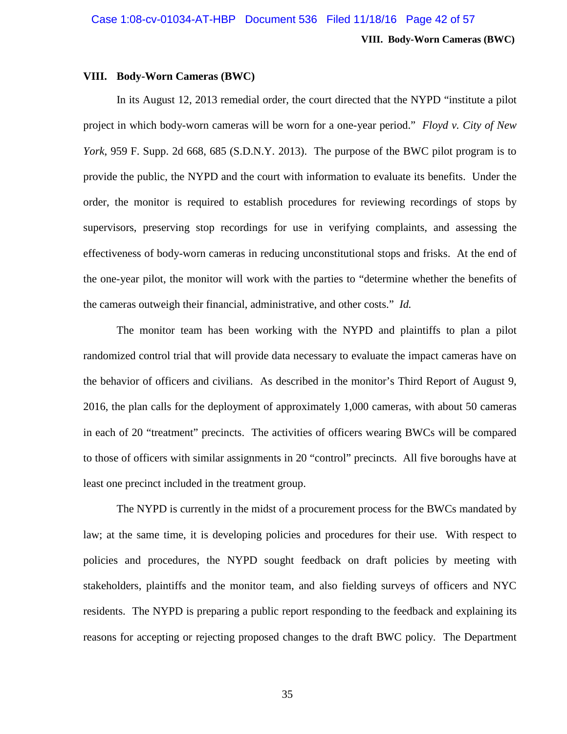## VIII. Body-Worn Cameras (BWC)

In its August 12, 2013 remedial order, the court directed that the NYPD "institute a pilot project in which body-worn cameras will be worn for a one-year period." *Floyd v. City of New York*, 959 F. Supp. 2d 668, 685 (S.D.N.Y. 2013). The purpose of the BWC pilot program is to provide the public, the NYPD and the court with information to evaluate its benefits. Under the order, the monitor is required to establish procedures for reviewing recordings of stops by supervisors, preserving stop recordings for use in verifying complaints, and assessing the effectiveness of body-worn cameras in reducing unconstitutional stops and frisks. At the end of the one-year pilot, the monitor will work with the parties to "determine whether the benefits of the cameras outweigh their financial, administrative, and other costs." *Id.*

The monitor team has been working with the NYPD and plaintiffs to plan a pilot randomized control trial that will provide data necessary to evaluate the impact cameras have on the behavior of officers and civilians. As described in the monitor's Third Report of August 9, 2016, the plan calls for the deployment of approximately 1,000 cameras, with about 50 cameras in each of 20 "treatment" precincts. The activities of officers wearing BWCs will be compared to those of officers with similar assignments in 20 "control" precincts. All five boroughs have at least one precinct included in the treatment group.

The NYPD is currently in the midst of a procurement process for the BWCs mandated by law; at the same time, it is developing policies and procedures for their use. With respect to policies and procedures, the NYPD sought feedback on draft policies by meeting with stakeholders, plaintiffs and the monitor team, and also fielding surveys of officers and NYC residents. The NYPD is preparing a public report responding to the feedback and explaining its reasons for accepting or rejecting proposed changes to the draft BWC policy. The Department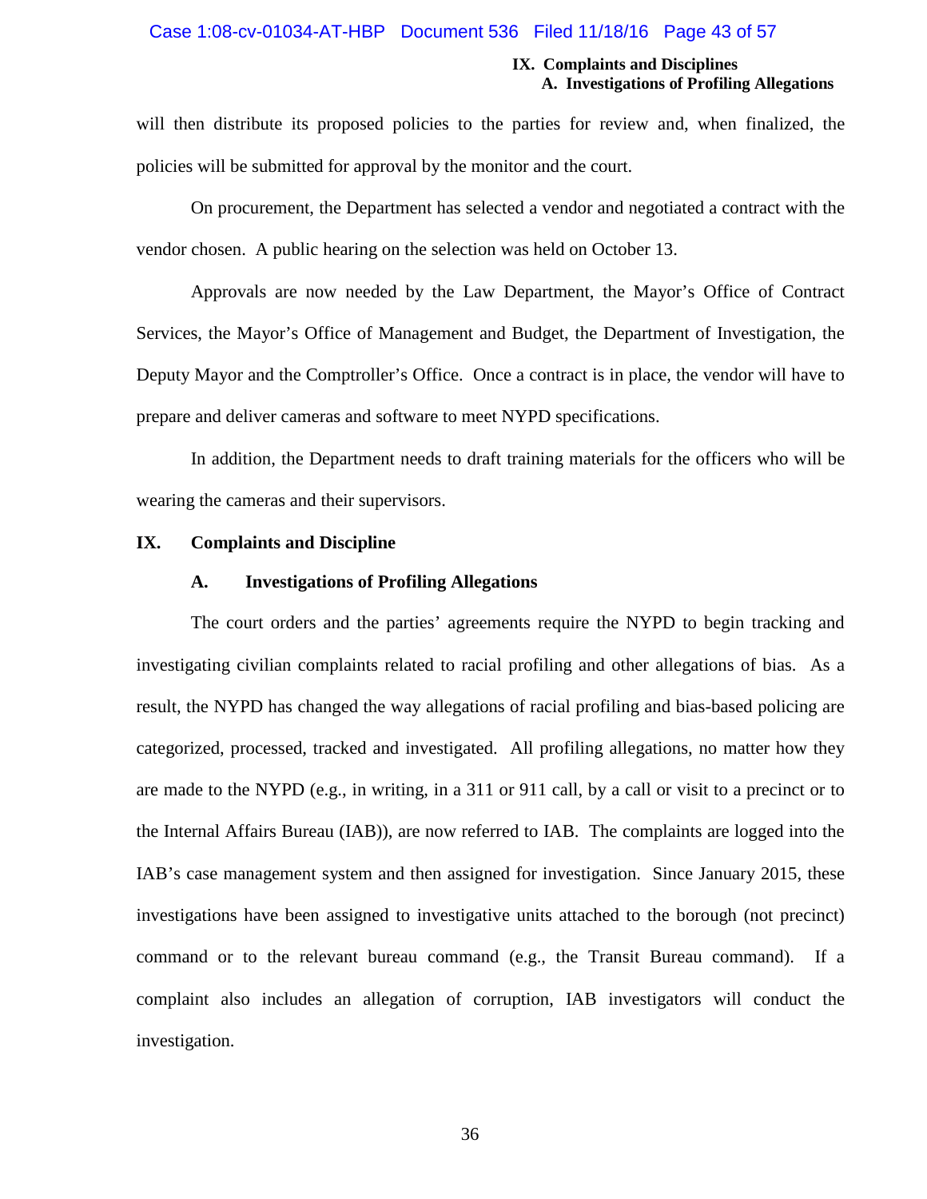will then distribute its proposed policies to the parties for review and, when finalized, the policies will be submitted for approval by the monitor and the court.

On procurement, the Department has selected a vendor and negotiated a contract with the vendor chosen. A public hearing on the selection was held on October 13.

Approvals are now needed by the Law Department, the Mayor's Office of Contract Services, the Mayor's Office of Management and Budget, the Department of Investigation, the Deputy Mayor and the Comptroller's Office. Once a contract is in place, the vendor will have to prepare and deliver cameras and software to meet NYPD specifications.

In addition, the Department needs to draft training materials for the officers who will be wearing the cameras and their supervisors.

## IX. Complaints and Discipline

### A. Investigations of Profiling Allegations

The court orders and the parties' agreements require the NYPD to begin tracking and investigating civilian complaints related to racial profiling and other allegations of bias. As a result, the NYPD has changed the way allegations of racial profiling and bias-based policing are categorized, processed, tracked and investigated. All profiling allegations, no matter how they are made to the NYPD (e.g., in writing, in a 311 or 911 call, by a call or visit to a precinct or to the Internal Affairs Bureau (IAB)), are now referred to IAB. The complaints are logged into the IAB's case management system and then assigned for investigation. Since January 2015, these investigations have been assigned to investigative units attached to the borough (not precinct) command or to the relevant bureau command (e.g., the Transit Bureau command). If a complaint also includes an allegation of corruption, IAB investigators will conduct the investigation.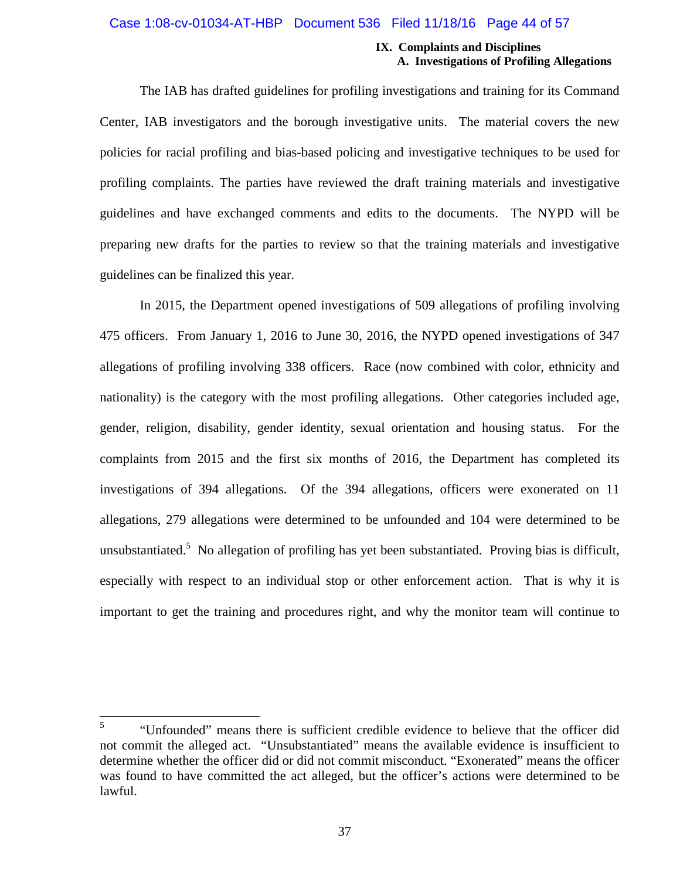## IX. Complaints and Disciplines

### A. Investigations of Profiling Allegations

The IAB has drafted guidelines for profiling investigations and training for its Command Center, IAB investigators and the borough investigative units. The material covers the new policies for racial profiling and bias-based policing and investigative techniques to be used for profiling complaints. The parties have reviewed the draft training materials and investigative guidelines and have exchanged comments and edits to the documents. The NYPD will be preparing new drafts for the parties to review so that the training materials and investigative guidelines can be finalized this year.

In 2015, the Department opened investigations of 509 allegations of profiling involving 475 officers. From January 1, 2016 to June 30, 2016, the NYPD opened investigations of 347 allegations of profiling involving 338 officers. Race (now combined with color, ethnicity and nationality) is the category with the most profiling allegations. Other categories included age, gender, religion, disability, gender identity, sexual orientation and housing status. For the complaints from 2015 and the first six months of 2016, the Department has completed its investigations of 394 allegations. Of the 394 allegations, officers were exonerated on 11 allegations, 279 allegations were determined to be unfounded and 104 were determined to be unsubstantiated.[5] No allegation of profiling has yet been substantiated. Proving bias is difficult, especially with respect to an individual stop or other enforcement action. That is why it is important to get the training and procedures right, and why the monitor team will continue to

---

[5] "Unfounded" means there is sufficient credible evidence to believe that the officer did not commit the alleged act. "Unsubstantiated" means the available evidence is insufficient to determine whether the officer did or did not commit misconduct. "Exonerated" means the officer was found to have committed the act alleged, but the officer's actions were determined to be lawful.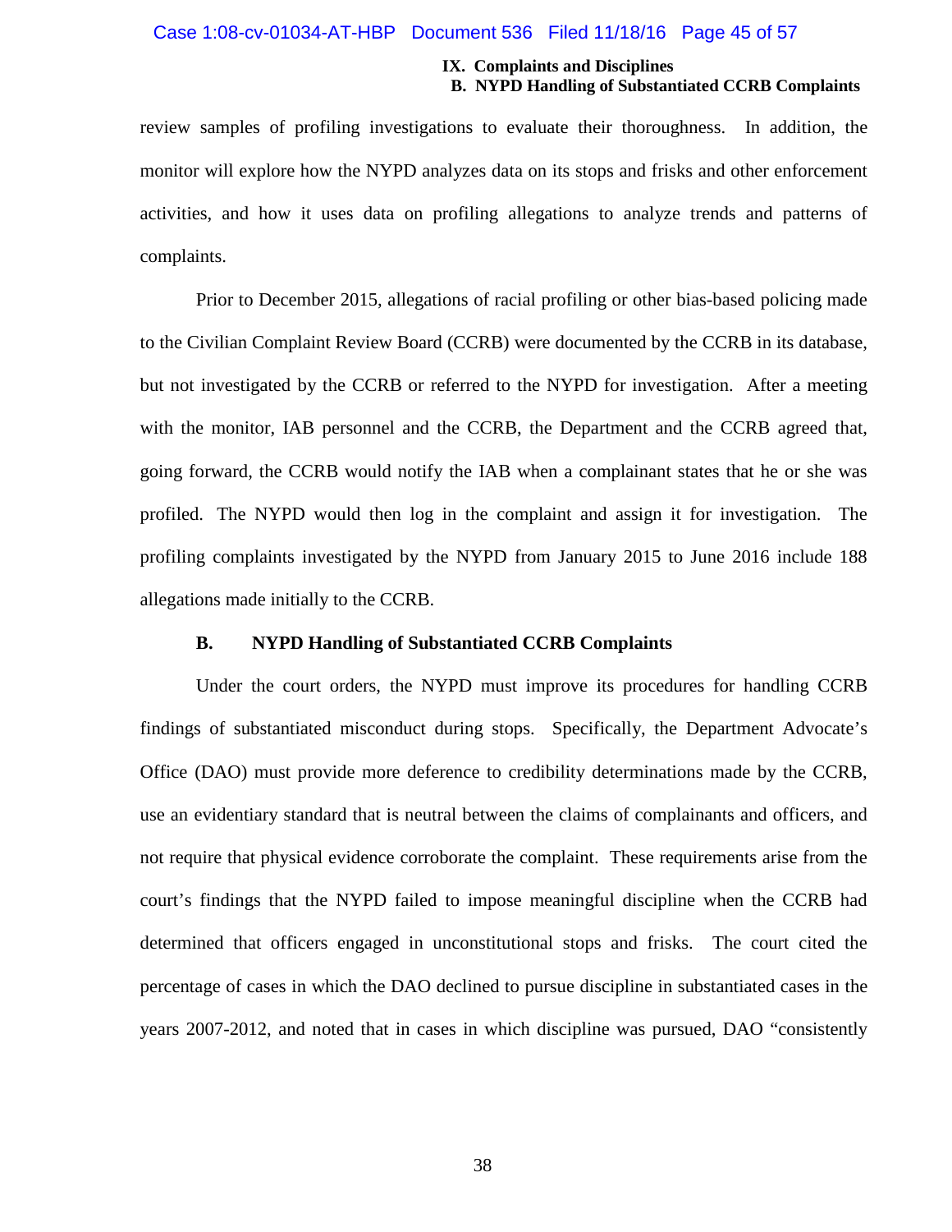review samples of profiling investigations to evaluate their thoroughness. In addition, the monitor will explore how the NYPD analyzes data on its stops and frisks and other enforcement activities, and how it uses data on profiling allegations to analyze trends and patterns of complaints.

Prior to December 2015, allegations of racial profiling or other bias-based policing made to the Civilian Complaint Review Board (CCRB) were documented by the CCRB in its database, but not investigated by the CCRB or referred to the NYPD for investigation. After a meeting with the monitor, IAB personnel and the CCRB, the Department and the CCRB agreed that, going forward, the CCRB would notify the IAB when a complainant states that he or she was profiled. The NYPD would then log in the complaint and assign it for investigation. The profiling complaints investigated by the NYPD from January 2015 to June 2016 include 188 allegations made initially to the CCRB.

### B. NYPD Handling of Substantiated CCRB Complaints

Under the court orders, the NYPD must improve its procedures for handling CCRB findings of substantiated misconduct during stops. Specifically, the Department Advocate's Office (DAO) must provide more deference to credibility determinations made by the CCRB, use an evidentiary standard that is neutral between the claims of complainants and officers, and not require that physical evidence corroborate the complaint. These requirements arise from the court's findings that the NYPD failed to impose meaningful discipline when the CCRB had determined that officers engaged in unconstitutional stops and frisks. The court cited the percentage of cases in which the DAO declined to pursue discipline in substantiated cases in the years 2007-2012, and noted that in cases in which discipline was pursued, DAO "consistently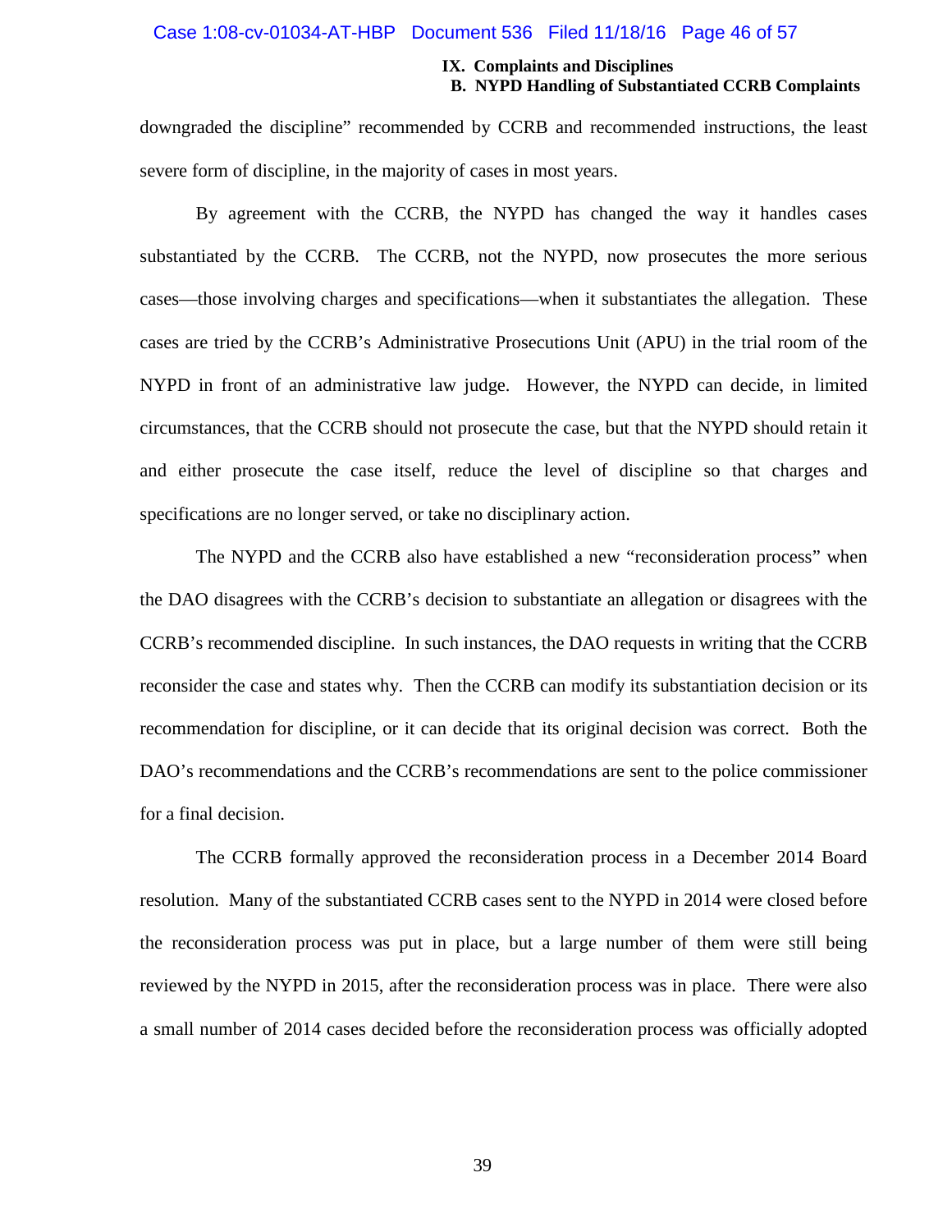downgraded the discipline" recommended by CCRB and recommended instructions, the least severe form of discipline, in the majority of cases in most years.

By agreement with the CCRB, the NYPD has changed the way it handles cases substantiated by the CCRB. The CCRB, not the NYPD, now prosecutes the more serious cases—those involving charges and specifications—when it substantiates the allegation. These cases are tried by the CCRB's Administrative Prosecutions Unit (APU) in the trial room of the NYPD in front of an administrative law judge. However, the NYPD can decide, in limited circumstances, that the CCRB should not prosecute the case, but that the NYPD should retain it and either prosecute the case itself, reduce the level of discipline so that charges and specifications are no longer served, or take no disciplinary action.

The NYPD and the CCRB also have established a new "reconsideration process" when the DAO disagrees with the CCRB's decision to substantiate an allegation or disagrees with the CCRB's recommended discipline. In such instances, the DAO requests in writing that the CCRB reconsider the case and states why. Then the CCRB can modify its substantiation decision or its recommendation for discipline, or it can decide that its original decision was correct. Both the DAO's recommendations and the CCRB's recommendations are sent to the police commissioner for a final decision.

The CCRB formally approved the reconsideration process in a December 2014 Board resolution. Many of the substantiated CCRB cases sent to the NYPD in 2014 were closed before the reconsideration process was put in place, but a large number of them were still being reviewed by the NYPD in 2015, after the reconsideration process was in place. There were also a small number of 2014 cases decided before the reconsideration process was officially adopted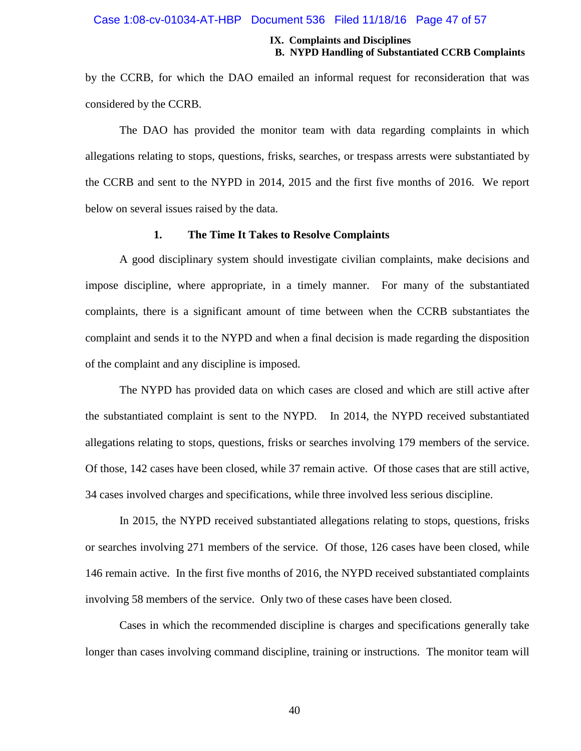by the CCRB, for which the DAO emailed an informal request for reconsideration that was considered by the CCRB.

The DAO has provided the monitor team with data regarding complaints in which allegations relating to stops, questions, frisks, searches, or trespass arrests were substantiated by the CCRB and sent to the NYPD in 2014, 2015 and the first five months of 2016. We report below on several issues raised by the data.

### 1. The Time It Takes to Resolve Complaints

A good disciplinary system should investigate civilian complaints, make decisions and impose discipline, where appropriate, in a timely manner. For many of the substantiated complaints, there is a significant amount of time between when the CCRB substantiates the complaint and sends it to the NYPD and when a final decision is made regarding the disposition of the complaint and any discipline is imposed.

The NYPD has provided data on which cases are closed and which are still active after the substantiated complaint is sent to the NYPD. In 2014, the NYPD received substantiated allegations relating to stops, questions, frisks or searches involving 179 members of the service. Of those, 142 cases have been closed, while 37 remain active. Of those cases that are still active, 34 cases involved charges and specifications, while three involved less serious discipline.

In 2015, the NYPD received substantiated allegations relating to stops, questions, frisks or searches involving 271 members of the service. Of those, 126 cases have been closed, while 146 remain active. In the first five months of 2016, the NYPD received substantiated complaints involving 58 members of the service. Only two of these cases have been closed.

Cases in which the recommended discipline is charges and specifications generally take longer than cases involving command discipline, training or instructions. The monitor team will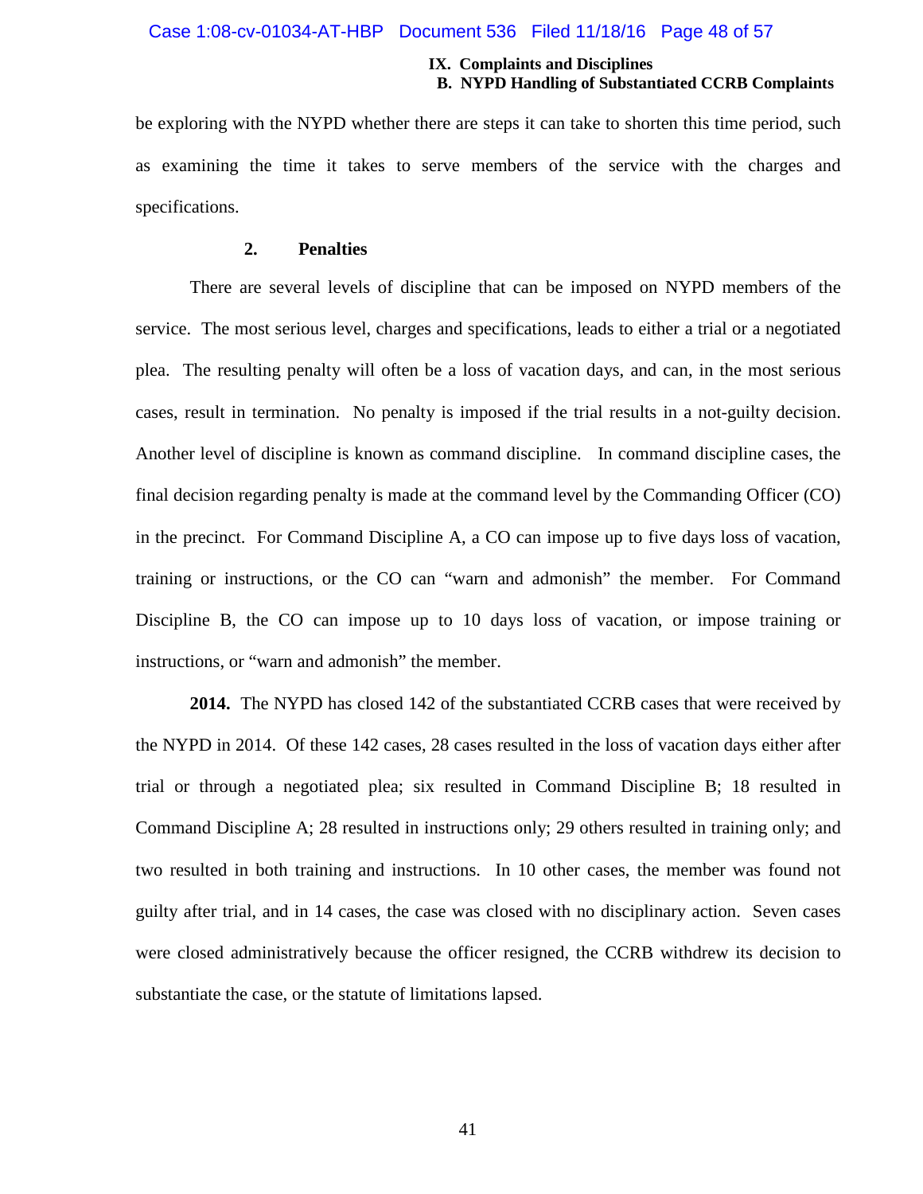be exploring with the NYPD whether there are steps it can take to shorten this time period, such as examining the time it takes to serve members of the service with the charges and specifications.

### 2. Penalties

There are several levels of discipline that can be imposed on NYPD members of the service. The most serious level, charges and specifications, leads to either a trial or a negotiated plea. The resulting penalty will often be a loss of vacation days, and can, in the most serious cases, result in termination. No penalty is imposed if the trial results in a not-guilty decision. Another level of discipline is known as command discipline. In command discipline cases, the final decision regarding penalty is made at the command level by the Commanding Officer (CO) in the precinct. For Command Discipline A, a CO can impose up to five days loss of vacation, training or instructions, or the CO can "warn and admonish" the member. For Command Discipline B, the CO can impose up to 10 days loss of vacation, or impose training or instructions, or "warn and admonish" the member.

**2014.** The NYPD has closed 142 of the substantiated CCRB cases that were received by the NYPD in 2014. Of these 142 cases, 28 cases resulted in the loss of vacation days either after trial or through a negotiated plea; six resulted in Command Discipline B; 18 resulted in Command Discipline A; 28 resulted in instructions only; 29 others resulted in training only; and two resulted in both training and instructions. In 10 other cases, the member was found not guilty after trial, and in 14 cases, the case was closed with no disciplinary action. Seven cases were closed administratively because the officer resigned, the CCRB withdrew its decision to substantiate the case, or the statute of limitations lapsed.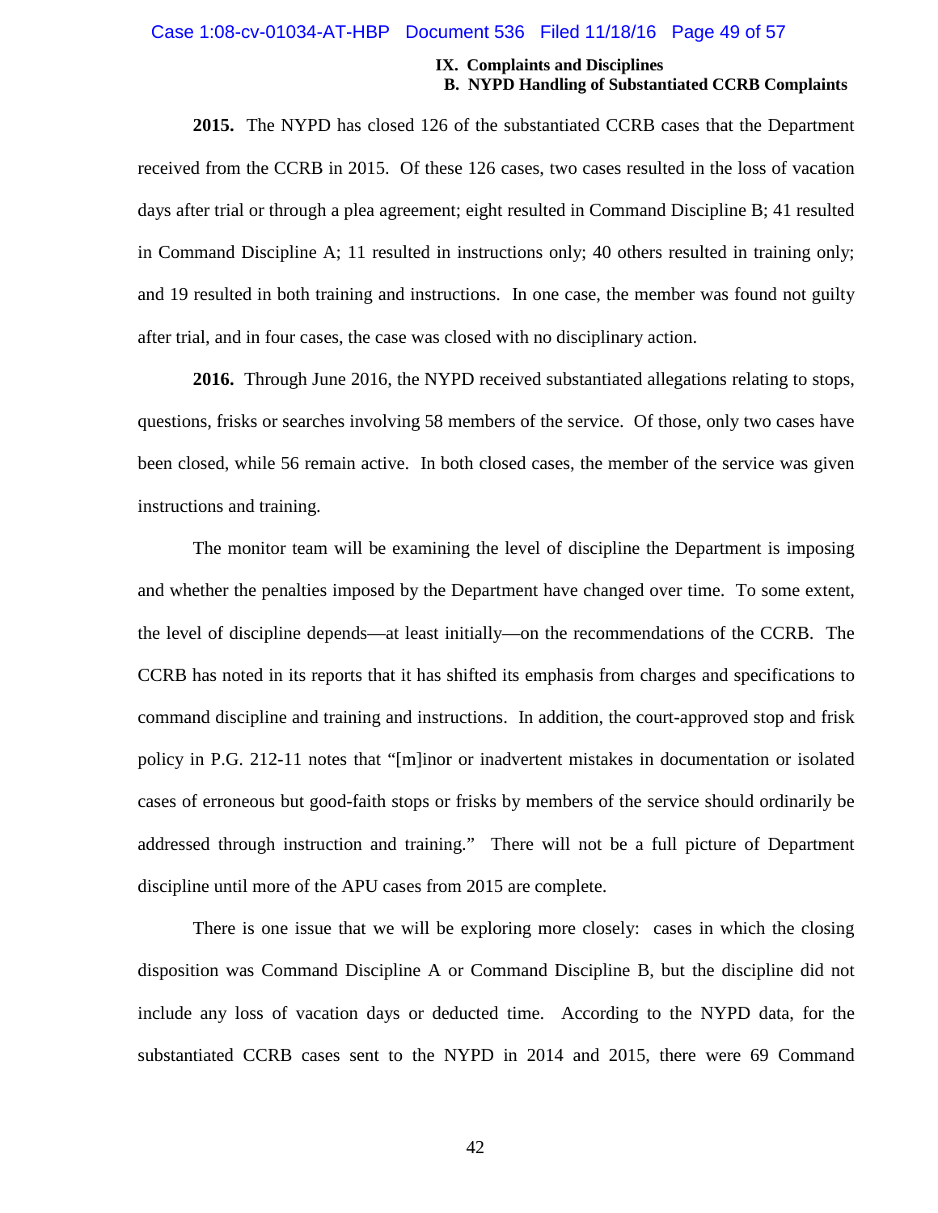**2015.** The NYPD has closed 126 of the substantiated CCRB cases that the Department received from the CCRB in 2015. Of these 126 cases, two cases resulted in the loss of vacation days after trial or through a plea agreement; eight resulted in Command Discipline B; 41 resulted in Command Discipline A; 11 resulted in instructions only; 40 others resulted in training only; and 19 resulted in both training and instructions. In one case, the member was found not guilty after trial, and in four cases, the case was closed with no disciplinary action.

**2016.** Through June 2016, the NYPD received substantiated allegations relating to stops, questions, frisks or searches involving 58 members of the service. Of those, only two cases have been closed, while 56 remain active. In both closed cases, the member of the service was given instructions and training.

The monitor team will be examining the level of discipline the Department is imposing and whether the penalties imposed by the Department have changed over time. To some extent, the level of discipline depends—at least initially—on the recommendations of the CCRB. The CCRB has noted in its reports that it has shifted its emphasis from charges and specifications to command discipline and training and instructions. In addition, the court-approved stop and frisk policy in P.G. 212-11 notes that "[m]inor or inadvertent mistakes in documentation or isolated cases of erroneous but good-faith stops or frisks by members of the service should ordinarily be addressed through instruction and training." There will not be a full picture of Department discipline until more of the APU cases from 2015 are complete.

There is one issue that we will be exploring more closely: cases in which the closing disposition was Command Discipline A or Command Discipline B, but the discipline did not include any loss of vacation days or deducted time. According to the NYPD data, for the substantiated CCRB cases sent to the NYPD in 2014 and 2015, there were 69 Command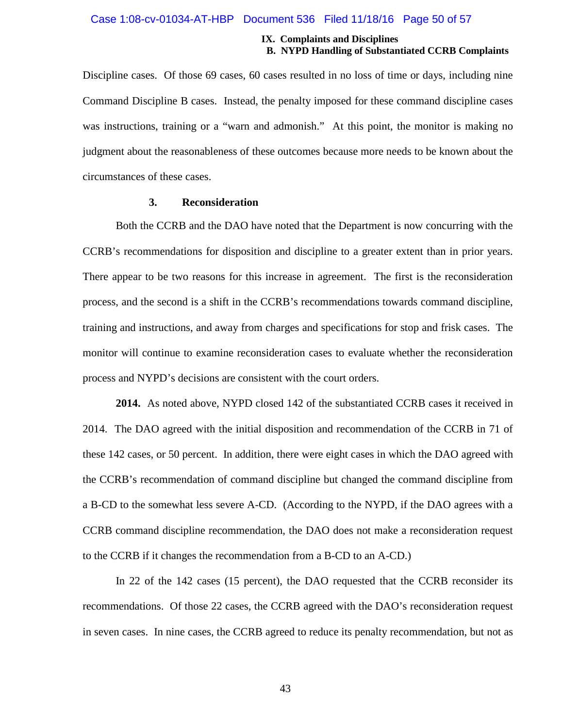Discipline cases. Of those 69 cases, 60 cases resulted in no loss of time or days, including nine Command Discipline B cases. Instead, the penalty imposed for these command discipline cases was instructions, training or a "warn and admonish." At this point, the monitor is making no judgment about the reasonableness of these outcomes because more needs to be known about the circumstances of these cases.

### 3. Reconsideration

Both the CCRB and the DAO have noted that the Department is now concurring with the CCRB's recommendations for disposition and discipline to a greater extent than in prior years. There appear to be two reasons for this increase in agreement. The first is the reconsideration process, and the second is a shift in the CCRB's recommendations towards command discipline, training and instructions, and away from charges and specifications for stop and frisk cases. The monitor will continue to examine reconsideration cases to evaluate whether the reconsideration process and NYPD's decisions are consistent with the court orders.

**2014.** As noted above, NYPD closed 142 of the substantiated CCRB cases it received in 2014. The DAO agreed with the initial disposition and recommendation of the CCRB in 71 of these 142 cases, or 50 percent. In addition, there were eight cases in which the DAO agreed with the CCRB's recommendation of command discipline but changed the command discipline from a B-CD to the somewhat less severe A-CD. (According to the NYPD, if the DAO agrees with a CCRB command discipline recommendation, the DAO does not make a reconsideration request to the CCRB if it changes the recommendation from a B-CD to an A-CD.)

In 22 of the 142 cases (15 percent), the DAO requested that the CCRB reconsider its recommendations. Of those 22 cases, the CCRB agreed with the DAO's reconsideration request in seven cases. In nine cases, the CCRB agreed to reduce its penalty recommendation, but not as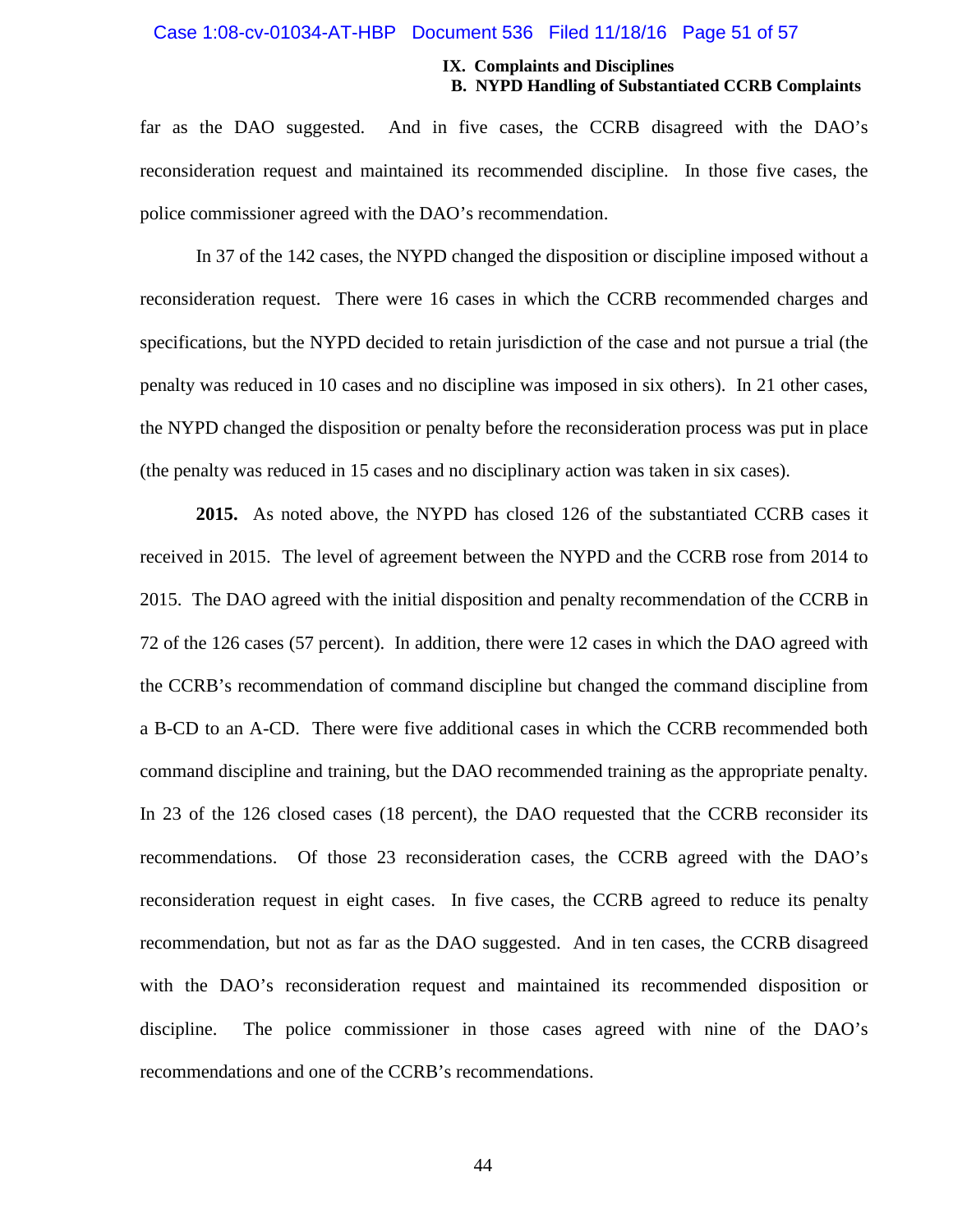far as the DAO suggested. And in five cases, the CCRB disagreed with the DAO's reconsideration request and maintained its recommended discipline. In those five cases, the police commissioner agreed with the DAO's recommendation.

In 37 of the 142 cases, the NYPD changed the disposition or discipline imposed without a reconsideration request. There were 16 cases in which the CCRB recommended charges and specifications, but the NYPD decided to retain jurisdiction of the case and not pursue a trial (the penalty was reduced in 10 cases and no discipline was imposed in six others). In 21 other cases, the NYPD changed the disposition or penalty before the reconsideration process was put in place (the penalty was reduced in 15 cases and no disciplinary action was taken in six cases).

**2015.** As noted above, the NYPD has closed 126 of the substantiated CCRB cases it received in 2015. The level of agreement between the NYPD and the CCRB rose from 2014 to 2015. The DAO agreed with the initial disposition and penalty recommendation of the CCRB in 72 of the 126 cases (57 percent). In addition, there were 12 cases in which the DAO agreed with the CCRB's recommendation of command discipline but changed the command discipline from a B-CD to an A-CD. There were five additional cases in which the CCRB recommended both command discipline and training, but the DAO recommended training as the appropriate penalty. In 23 of the 126 closed cases (18 percent), the DAO requested that the CCRB reconsider its recommendations. Of those 23 reconsideration cases, the CCRB agreed with the DAO's reconsideration request in eight cases. In five cases, the CCRB agreed to reduce its penalty recommendation, but not as far as the DAO suggested. And in ten cases, the CCRB disagreed with the DAO's reconsideration request and maintained its recommended disposition or discipline. The police commissioner in those cases agreed with nine of the DAO's recommendations and one of the CCRB's recommendations.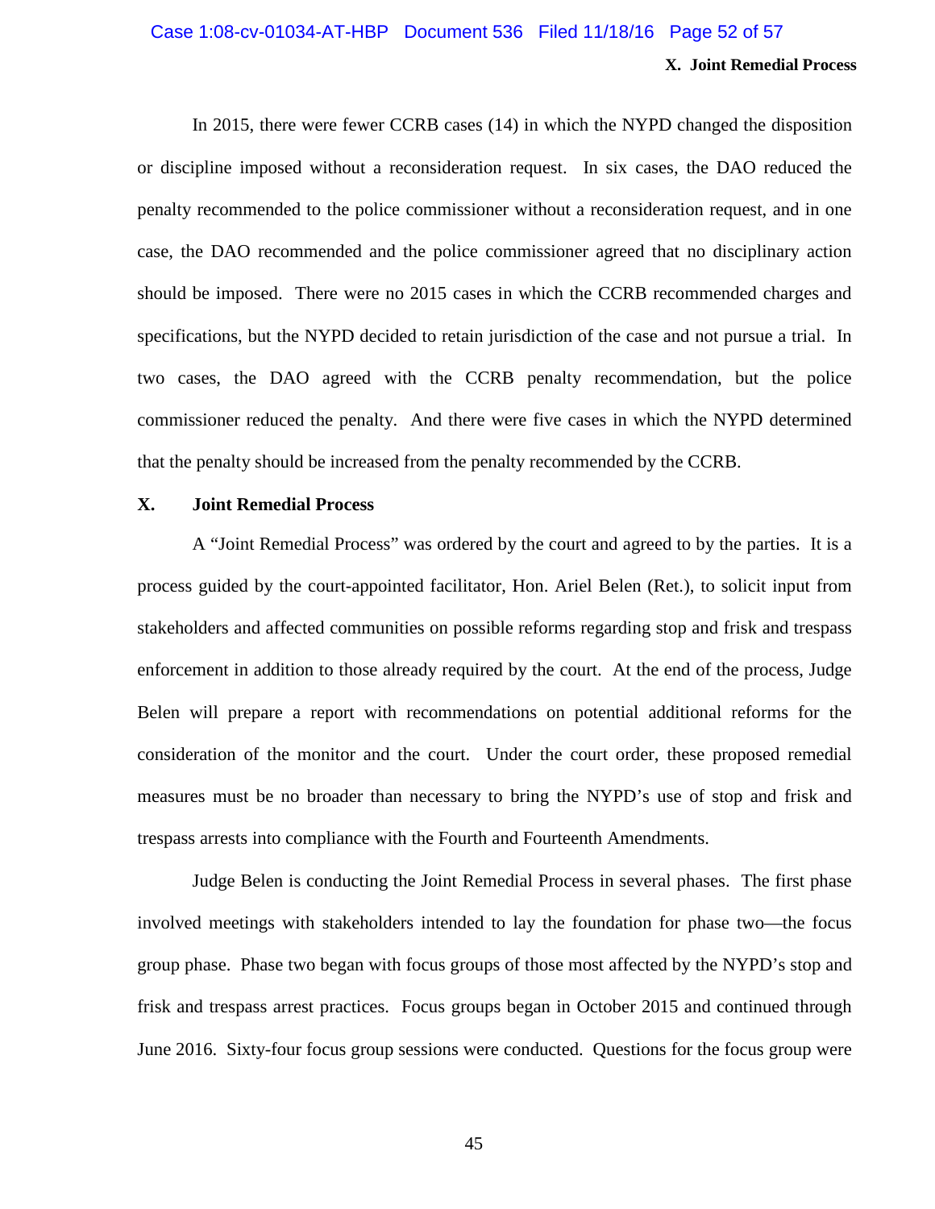In 2015, there were fewer CCRB cases (14) in which the NYPD changed the disposition or discipline imposed without a reconsideration request. In six cases, the DAO reduced the penalty recommended to the police commissioner without a reconsideration request, and in one case, the DAO recommended and the police commissioner agreed that no disciplinary action should be imposed. There were no 2015 cases in which the CCRB recommended charges and specifications, but the NYPD decided to retain jurisdiction of the case and not pursue a trial. In two cases, the DAO agreed with the CCRB penalty recommendation, but the police commissioner reduced the penalty. And there were five cases in which the NYPD determined that the penalty should be increased from the penalty recommended by the CCRB.

## X. Joint Remedial Process

A "Joint Remedial Process" was ordered by the court and agreed to by the parties. It is a process guided by the court-appointed facilitator, Hon. Ariel Belen (Ret.), to solicit input from stakeholders and affected communities on possible reforms regarding stop and frisk and trespass enforcement in addition to those already required by the court. At the end of the process, Judge Belen will prepare a report with recommendations on potential additional reforms for the consideration of the monitor and the court. Under the court order, these proposed remedial measures must be no broader than necessary to bring the NYPD's use of stop and frisk and trespass arrests into compliance with the Fourth and Fourteenth Amendments.

Judge Belen is conducting the Joint Remedial Process in several phases. The first phase involved meetings with stakeholders intended to lay the foundation for phase two—the focus group phase. Phase two began with focus groups of those most affected by the NYPD's stop and frisk and trespass arrest practices. Focus groups began in October 2015 and continued through June 2016. Sixty-four focus group sessions were conducted. Questions for the focus group were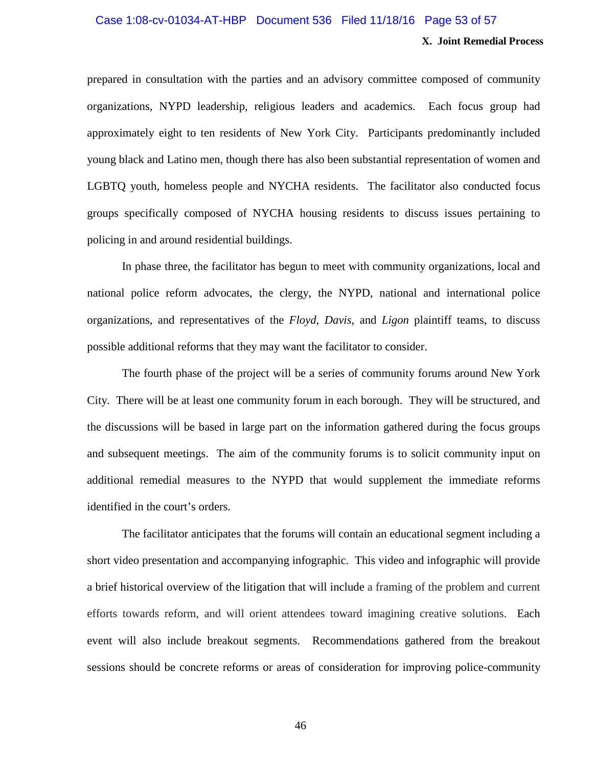prepared in consultation with the parties and an advisory committee composed of community organizations, NYPD leadership, religious leaders and academics. Each focus group had approximately eight to ten residents of New York City. Participants predominantly included young black and Latino men, though there has also been substantial representation of women and LGBTQ youth, homeless people and NYCHA residents. The facilitator also conducted focus groups specifically composed of NYCHA housing residents to discuss issues pertaining to policing in and around residential buildings.

In phase three, the facilitator has begun to meet with community organizations, local and national police reform advocates, the clergy, the NYPD, national and international police organizations, and representatives of the *Floyd*, *Davis*, and *Ligon* plaintiff teams, to discuss possible additional reforms that they may want the facilitator to consider.

The fourth phase of the project will be a series of community forums around New York City. There will be at least one community forum in each borough. They will be structured, and the discussions will be based in large part on the information gathered during the focus groups and subsequent meetings. The aim of the community forums is to solicit community input on additional remedial measures to the NYPD that would supplement the immediate reforms identified in the court's orders.

The facilitator anticipates that the forums will contain an educational segment including a short video presentation and accompanying infographic. This video and infographic will provide a brief historical overview of the litigation that will include a framing of the problem and current efforts towards reform, and will orient attendees toward imagining creative solutions. Each event will also include breakout segments. Recommendations gathered from the breakout sessions should be concrete reforms or areas of consideration for improving police-community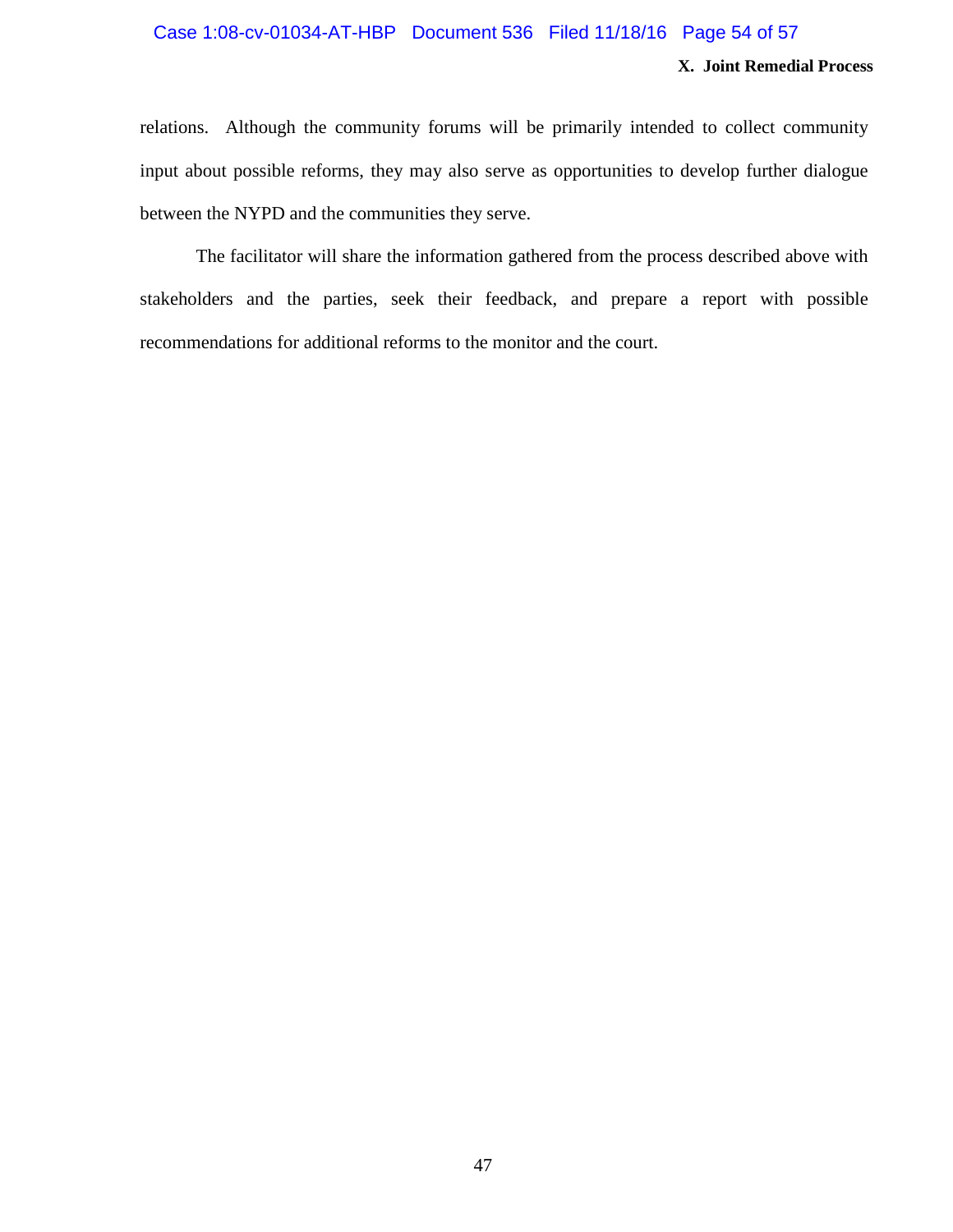relations. Although the community forums will be primarily intended to collect community input about possible reforms, they may also serve as opportunities to develop further dialogue between the NYPD and the communities they serve.

The facilitator will share the information gathered from the process described above with stakeholders and the parties, seek their feedback, and prepare a report with possible recommendations for additional reforms to the monitor and the court.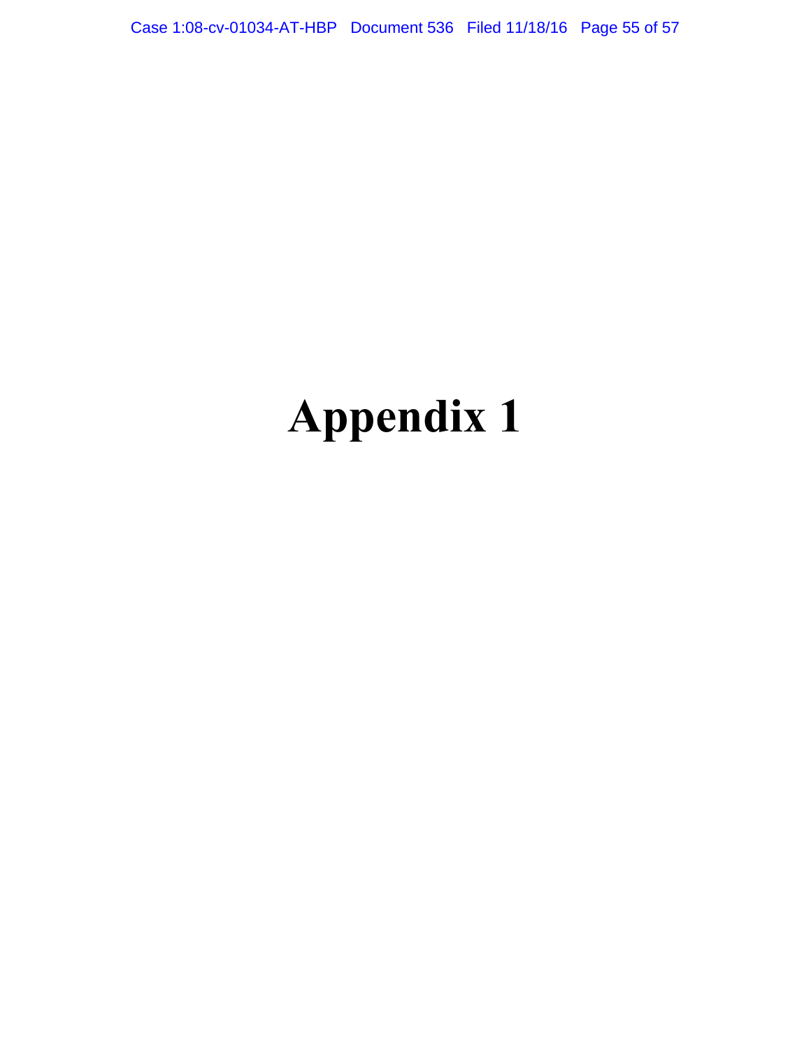# Appendix 1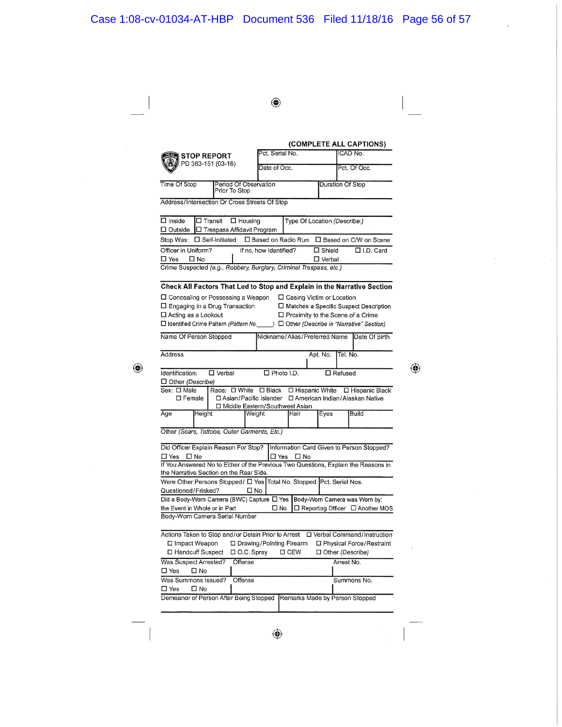**(COMPLETE ALL CAPTIONS)**

**STOP REPORT**
PD 383-151 (03-16)

| Pct. Serial No. | ICAD No. |
|---|---|
| Date of Occ. | Pct. Of Occ. |

| Time Of Stop | Period Of Observation Prior To Stop | Duration Of Stop |
|---|---|---|

Address/Intersection Or Cross Streets Of Stop

☐ Inside ☐ Transit ☐ Housing Type Of Location *(Describe:)*
☐ Outside ☐ Trespass Affidavit Program

Stop Was: ☐ Self-Initiated ☐ Based on Radio Run ☐ Based on C/W on Scene

Officer in Uniform? ☐ Yes ☐ No — If no, how Identified? ☐ Shield ☐ I.D. Card ☐ Verbal

Crime Suspected *(e.g., Robbery, Burglary, Criminal Trespass, etc.)*

**Check All Factors That Led to Stop and Explain in the Narrative Section**

☐ Concealing or Possessing a Weapon
☐ Casing Victim or Location
☐ Engaging in a Drug Transaction
☐ Matches a Specific Suspect Description
☐ Acting as a Lookout
☐ Proximity to the Scene of a Crime
☐ Identified Crime Pattern *(Pattern No.\_\_\_\_\_)*
☐ Other *(Describe in "Narrative" Section)*

| Name Of Person Stopped | Nickname/Alias/Preferred Name | Date Of Birth |
|---|---|---|

| Address | Apt. No. | Tel. No. |
|---|---|---|

Identification: ☐ Verbal ☐ Photo I.D. ☐ Refused
☐ Other *(Describe)*

Sex: ☐ Male ☐ Female
Race: ☐ White ☐ Black ☐ Hispanic White ☐ Hispanic Black ☐ Asian/Pacific Islander ☐ American Indian/Alaskan Native ☐ Middle Eastern/Southwest Asian

| Age | Height | Weight | Hair | Eyes | Build |
|---|---|---|---|---|---|

Other *(Scars, Tattoos, Outer Garments, Etc.)*

Did Officer Explain Reason For Stop? ☐ Yes ☐ No
Information Card Given to Person Stopped? ☐ Yes ☐ No

If You Answered No to Either of the Previous Two Questions, Explain the Reasons in the Narrative Section on the Rear Side.

Were Other Persons Stopped/Questioned/Frisked? ☐ Yes ☐ No — Total No. Stopped — Pct. Serial Nos.

Did a Body-Worn Camera (BWC) Capture the Event in Whole or in Part ☐ Yes ☐ No
Body-Worn Camera was Worn by: ☐ Reporting Officer ☐ Another MOS

Body-Worn Camera Serial Number

Actions Taken to Stop and/or Detain Prior to Arrest ☐ Verbal Command/Instruction
☐ Impact Weapon ☐ Drawing/Pointing Firearm ☐ Physical Force/Restraint
☐ Handcuff Suspect ☐ O.C. Spray ☐ CEW ☐ Other *(Describe)*

Was Suspect Arrested? ☐ Yes ☐ No — Offense — Arrest No.

Was Summons Issued? ☐ Yes ☐ No — Offense — Summons No.

| Demeanor of Person After Being Stopped | Remarks Made by Person Stopped |
|---|---|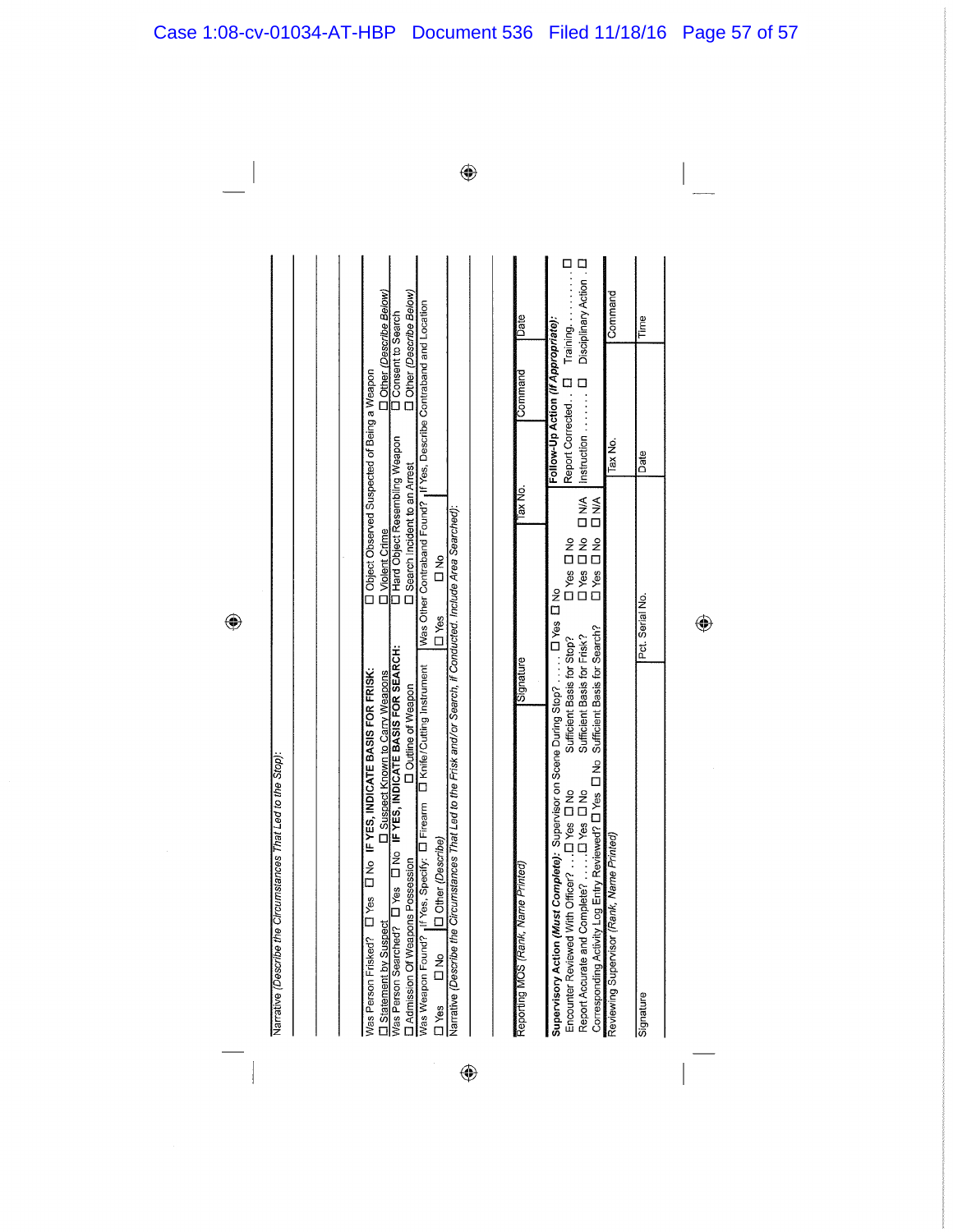Narrative *(Describe the Circumstances That Led to the Stop)*:

Was Person Frisked? ☐ Yes ☐ No **IF YES, INDICATE BASIS FOR FRISK:** ☐ Object Observed Suspected of Being a Weapon
☐ Statement by Suspect ☐ Suspect Known to Carry Weapons ☐ Violent Crime ☐ Other *(Describe Below)*

Was Person Searched? ☐ Yes ☐ No **IF YES, INDICATE BASIS FOR SEARCH:** ☐ Hard Object Resembling Weapon ☐ Consent to Search
☐ Admission Of Weapons Possession ☐ Outline of Weapon ☐ Search Incident to an Arrest ☐ Other *(Describe Below)*

Was Weapon Found? ☐ Yes ☐ No | If Yes, Specify: ☐ Firearm ☐ Knife/Cutting Instrument ☐ Other *(Describe)* | Was Other Contraband Found? ☐ Yes ☐ No | If Yes, Describe Contraband and Location

Narrative *(Describe the Circumstances That Led to the Frisk and/or Search, If Conducted. Include Area Searched)*:

| Reporting MOS *(Rank, Name Printed)* | Signature | Tax No. | Command | Date |
|---|---|---|---|---|
| | | | | |

**Supervisory Action *(Must Complete)*:** Supervisor on Scene During Stop? . . . . ☐ Yes ☐ No

Encounter Reviewed With Officer? . . . ☐ Yes ☐ No Sufficient Basis for Stop? ☐ Yes ☐ No ☐ N/A

Report Accurate and Complete? . . . . ☐ Yes ☐ No Sufficient Basis for Frisk? ☐ Yes ☐ No ☐ N/A

Corresponding Activity Log Entry Reviewed? ☐ Yes ☐ No Sufficient Basis for Search? ☐ Yes ☐ No ☐ N/A

**Follow-Up Action *(If Appropriate)*:**
Report Corrected . . ☐ Training . . . . . . . . ☐
Instruction . . . . . . ☐ Disciplinary Action . ☐

| Reviewing Supervisor *(Rank, Name Printed)* | | Tax No. | Command |
|---|---|---|---|
| Signature | Pct. Serial No. | Date | Time |